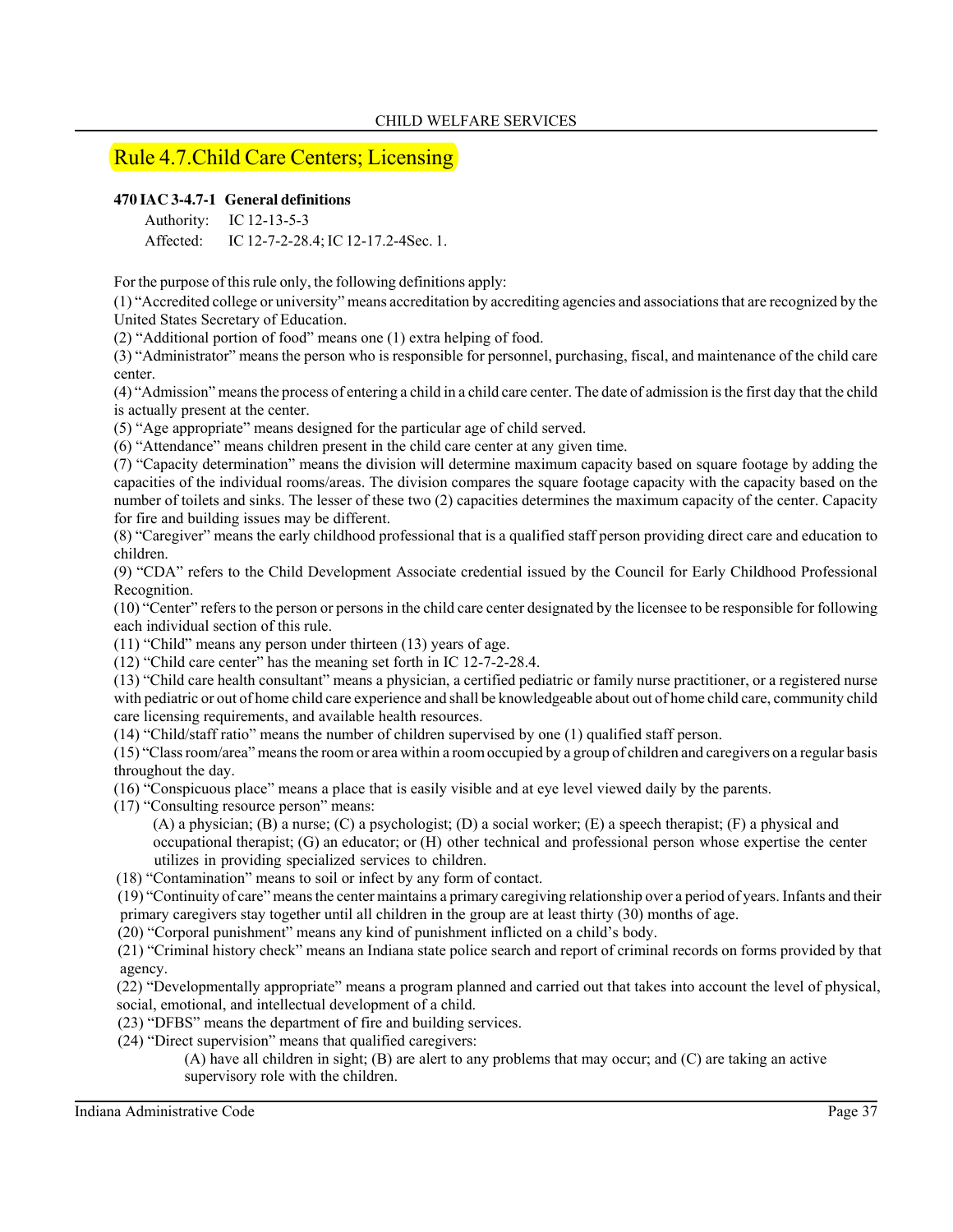## Rule 4.7. Child Care Centers; Licensing

**470 IAC 3-4.7-1 General definitions**

Authority: IC 12-13-5-3
Affected: IC 12-7-2-28.4; IC 12-17.2-4Sec. 1.

For the purpose of this rule only, the following definitions apply:

(1) "Accredited college or university" means accreditation by accrediting agencies and associations that are recognized by the United States Secretary of Education.

(2) "Additional portion of food" means one (1) extra helping of food.

(3) "Administrator" means the person who is responsible for personnel, purchasing, fiscal, and maintenance of the child care center.

(4) "Admission" means the process of entering a child in a child care center. The date of admission is the first day that the child is actually present at the center.

(5) "Age appropriate" means designed for the particular age of child served.

(6) "Attendance" means children present in the child care center at any given time.

(7) "Capacity determination" means the division will determine maximum capacity based on square footage by adding the capacities of the individual rooms/areas. The division compares the square footage capacity with the capacity based on the number of toilets and sinks. The lesser of these two (2) capacities determines the maximum capacity of the center. Capacity for fire and building issues may be different.

(8) "Caregiver" means the early childhood professional that is a qualified staff person providing direct care and education to children.

(9) "CDA" refers to the Child Development Associate credential issued by the Council for Early Childhood Professional Recognition.

(10) "Center" refers to the person or persons in the child care center designated by the licensee to be responsible for following each individual section of this rule.

(11) "Child" means any person under thirteen (13) years of age.

(12) "Child care center" has the meaning set forth in IC 12-7-2-28.4.

(13) "Child care health consultant" means a physician, a certified pediatric or family nurse practitioner, or a registered nurse with pediatric or out of home child care experience and shall be knowledgeable about out of home child care, community child care licensing requirements, and available health resources.

(14) "Child/staff ratio" means the number of children supervised by one (1) qualified staff person.

(15) "Class room/area" means the room or area within a room occupied by a group of children and caregivers on a regular basis throughout the day.

(16) "Conspicuous place" means a place that is easily visible and at eye level viewed daily by the parents.

(17) "Consulting resource person" means:

(A) a physician; (B) a nurse; (C) a psychologist; (D) a social worker; (E) a speech therapist; (F) a physical and occupational therapist; (G) an educator; or (H) other technical and professional person whose expertise the center utilizes in providing specialized services to children.

(18) "Contamination" means to soil or infect by any form of contact.

(19) "Continuity of care" means the center maintains a primary caregiving relationship over a period of years. Infants and their primary caregivers stay together until all children in the group are at least thirty (30) months of age.

(20) "Corporal punishment" means any kind of punishment inflicted on a child's body.

(21) "Criminal history check" means an Indiana state police search and report of criminal records on forms provided by that agency.

(22) "Developmentally appropriate" means a program planned and carried out that takes into account the level of physical, social, emotional, and intellectual development of a child.

(23) "DFBS" means the department of fire and building services.

(24) "Direct supervision" means that qualified caregivers:

(A) have all children in sight; (B) are alert to any problems that may occur; and (C) are taking an active supervisory role with the children.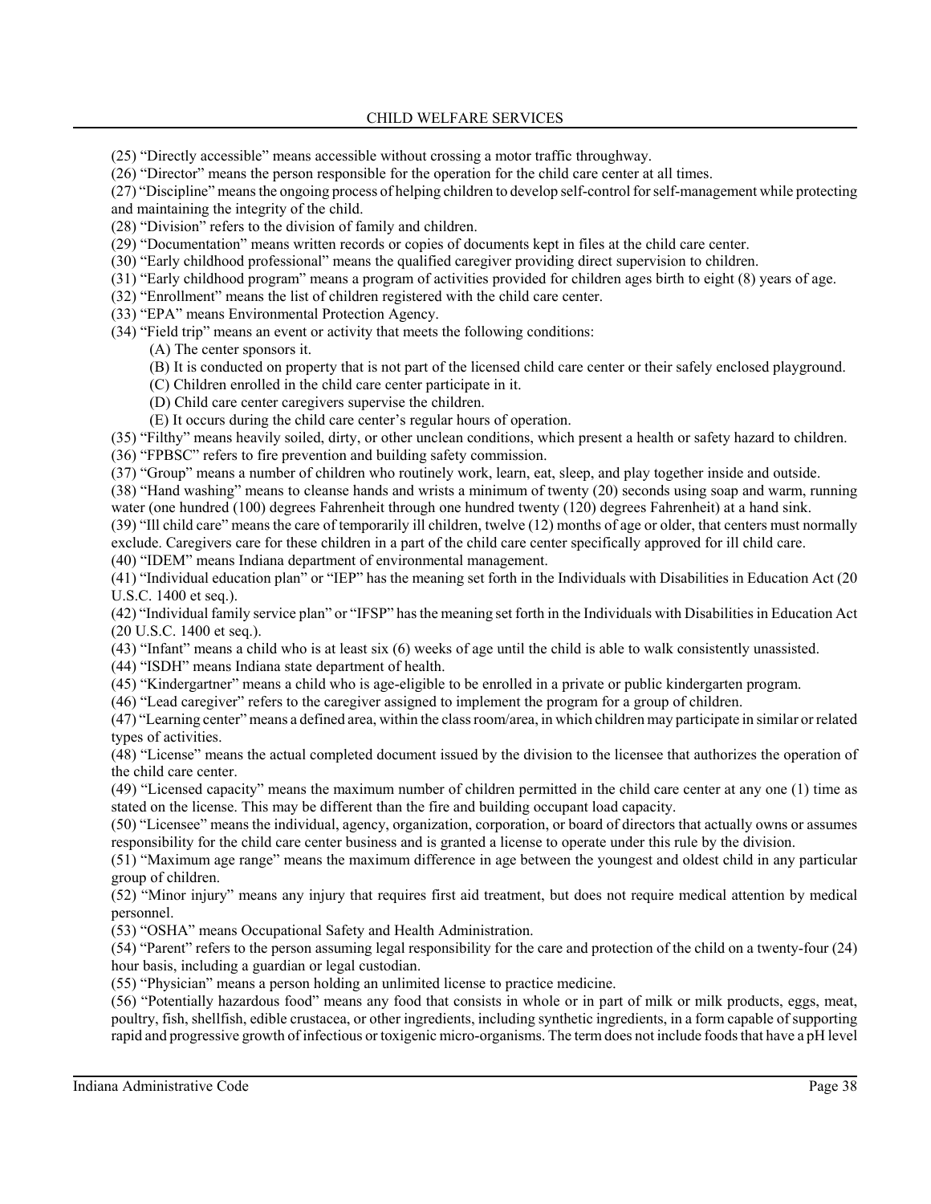(25) "Directly accessible" means accessible without crossing a motor traffic throughway.

(26) "Director" means the person responsible for the operation for the child care center at all times.

(27) "Discipline" means the ongoing process of helping children to develop self-control for self-management while protecting and maintaining the integrity of the child.

(28) "Division" refers to the division of family and children.

(29) "Documentation" means written records or copies of documents kept in files at the child care center.

(30) "Early childhood professional" means the qualified caregiver providing direct supervision to children.

(31) "Early childhood program" means a program of activities provided for children ages birth to eight (8) years of age.

(32) "Enrollment" means the list of children registered with the child care center.

(33) "EPA" means Environmental Protection Agency.

(34) "Field trip" means an event or activity that meets the following conditions:

(A) The center sponsors it.

(B) It is conducted on property that is not part of the licensed child care center or their safely enclosed playground.

(C) Children enrolled in the child care center participate in it.

(D) Child care center caregivers supervise the children.

(E) It occurs during the child care center's regular hours of operation.

(35) "Filthy" means heavily soiled, dirty, or other unclean conditions, which present a health or safety hazard to children.

(36) "FPBSC" refers to fire prevention and building safety commission.

(37) "Group" means a number of children who routinely work, learn, eat, sleep, and play together inside and outside.

(38) "Hand washing" means to cleanse hands and wrists a minimum of twenty (20) seconds using soap and warm, running water (one hundred (100) degrees Fahrenheit through one hundred twenty (120) degrees Fahrenheit) at a hand sink.

(39) "Ill child care" means the care of temporarily ill children, twelve (12) months of age or older, that centers must normally exclude. Caregivers care for these children in a part of the child care center specifically approved for ill child care.

(40) "IDEM" means Indiana department of environmental management.

(41) "Individual education plan" or "IEP" has the meaning set forth in the Individuals with Disabilities in Education Act (20 U.S.C. 1400 et seq.).

(42) "Individual family service plan" or "IFSP" has the meaning set forth in the Individuals with Disabilities in Education Act (20 U.S.C. 1400 et seq.).

(43) "Infant" means a child who is at least six (6) weeks of age until the child is able to walk consistently unassisted.

(44) "ISDH" means Indiana state department of health.

(45) "Kindergartner" means a child who is age-eligible to be enrolled in a private or public kindergarten program.

(46) "Lead caregiver" refers to the caregiver assigned to implement the program for a group of children.

(47) "Learning center" means a defined area, within the class room/area, in which children may participate in similar or related types of activities.

(48) "License" means the actual completed document issued by the division to the licensee that authorizes the operation of the child care center.

(49) "Licensed capacity" means the maximum number of children permitted in the child care center at any one (1) time as stated on the license. This may be different than the fire and building occupant load capacity.

(50) "Licensee" means the individual, agency, organization, corporation, or board of directors that actually owns or assumes responsibility for the child care center business and is granted a license to operate under this rule by the division.

(51) "Maximum age range" means the maximum difference in age between the youngest and oldest child in any particular group of children.

(52) "Minor injury" means any injury that requires first aid treatment, but does not require medical attention by medical personnel.

(53) "OSHA" means Occupational Safety and Health Administration.

(54) "Parent" refers to the person assuming legal responsibility for the care and protection of the child on a twenty-four (24) hour basis, including a guardian or legal custodian.

(55) "Physician" means a person holding an unlimited license to practice medicine.

(56) "Potentially hazardous food" means any food that consists in whole or in part of milk or milk products, eggs, meat, poultry, fish, shellfish, edible crustacea, or other ingredients, including synthetic ingredients, in a form capable of supporting rapid and progressive growth of infectious or toxigenic micro-organisms. The term does not include foods that have a pH level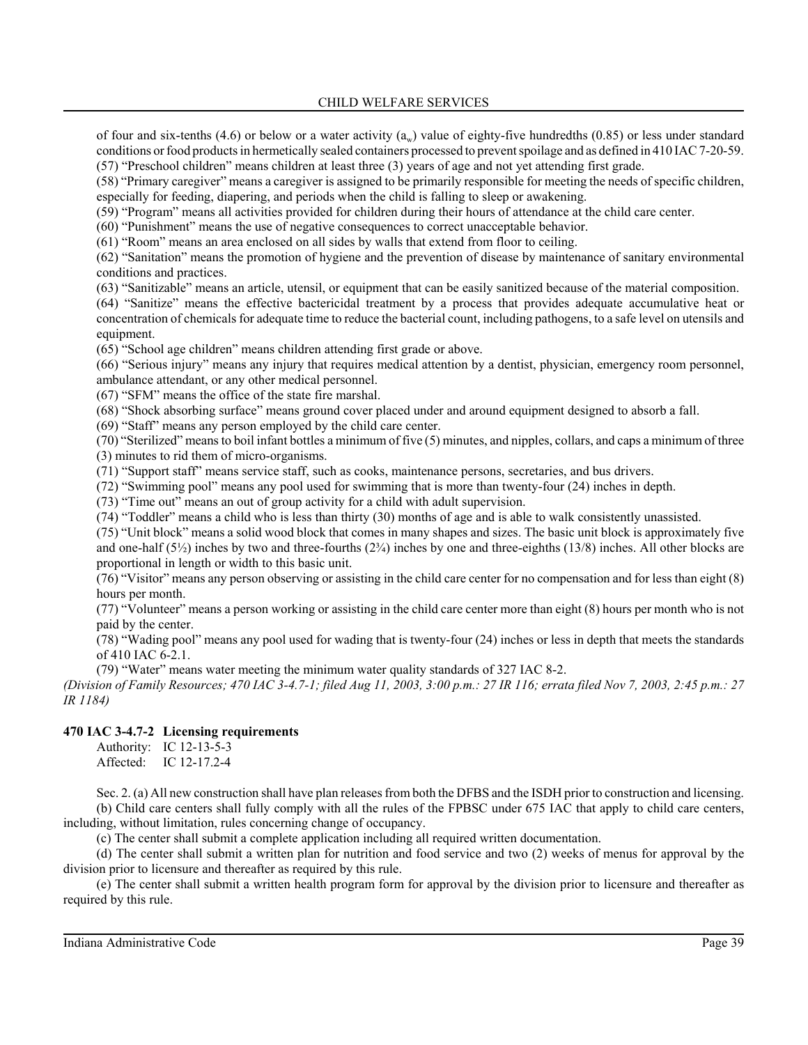of four and six-tenths (4.6) or below or a water activity ($a_w$) value of eighty-five hundredths (0.85) or less under standard conditions or food products in hermetically sealed containers processed to prevent spoilage and as defined in 410 IAC 7-20-59.

(57) "Preschool children" means children at least three (3) years of age and not yet attending first grade.

(58) "Primary caregiver" means a caregiver is assigned to be primarily responsible for meeting the needs of specific children, especially for feeding, diapering, and periods when the child is falling to sleep or awakening.

(59) "Program" means all activities provided for children during their hours of attendance at the child care center.

(60) "Punishment" means the use of negative consequences to correct unacceptable behavior.

(61) "Room" means an area enclosed on all sides by walls that extend from floor to ceiling.

(62) "Sanitation" means the promotion of hygiene and the prevention of disease by maintenance of sanitary environmental conditions and practices.

(63) "Sanitizable" means an article, utensil, or equipment that can be easily sanitized because of the material composition.

(64) "Sanitize" means the effective bactericidal treatment by a process that provides adequate accumulative heat or concentration of chemicals for adequate time to reduce the bacterial count, including pathogens, to a safe level on utensils and equipment.

(65) "School age children" means children attending first grade or above.

(66) "Serious injury" means any injury that requires medical attention by a dentist, physician, emergency room personnel, ambulance attendant, or any other medical personnel.

(67) "SFM" means the office of the state fire marshal.

(68) "Shock absorbing surface" means ground cover placed under and around equipment designed to absorb a fall.

(69) "Staff" means any person employed by the child care center.

(70) "Sterilized" means to boil infant bottles a minimum of five (5) minutes, and nipples, collars, and caps a minimum of three (3) minutes to rid them of micro-organisms.

(71) "Support staff" means service staff, such as cooks, maintenance persons, secretaries, and bus drivers.

(72) "Swimming pool" means any pool used for swimming that is more than twenty-four (24) inches in depth.

(73) "Time out" means an out of group activity for a child with adult supervision.

(74) "Toddler" means a child who is less than thirty (30) months of age and is able to walk consistently unassisted.

(75) "Unit block" means a solid wood block that comes in many shapes and sizes. The basic unit block is approximately five and one-half (5½) inches by two and three-fourths (2¾) inches by one and three-eighths (13/8) inches. All other blocks are proportional in length or width to this basic unit.

(76) "Visitor" means any person observing or assisting in the child care center for no compensation and for less than eight (8) hours per month.

(77) "Volunteer" means a person working or assisting in the child care center more than eight (8) hours per month who is not paid by the center.

(78) "Wading pool" means any pool used for wading that is twenty-four (24) inches or less in depth that meets the standards of 410 IAC 6-2.1.

(79) "Water" means water meeting the minimum water quality standards of 327 IAC 8-2.

*(Division of Family Resources; 470 IAC 3-4.7-1; filed Aug 11, 2003, 3:00 p.m.: 27 IR 116; errata filed Nov 7, 2003, 2:45 p.m.: 27 IR 1184)*

**470 IAC 3-4.7-2 Licensing requirements**

Authority: IC 12-13-5-3
Affected: IC 12-17.2-4

Sec. 2. (a) All new construction shall have plan releases from both the DFBS and the ISDH prior to construction and licensing.

(b) Child care centers shall fully comply with all the rules of the FPBSC under 675 IAC that apply to child care centers, including, without limitation, rules concerning change of occupancy.

(c) The center shall submit a complete application including all required written documentation.

(d) The center shall submit a written plan for nutrition and food service and two (2) weeks of menus for approval by the division prior to licensure and thereafter as required by this rule.

(e) The center shall submit a written health program form for approval by the division prior to licensure and thereafter as required by this rule.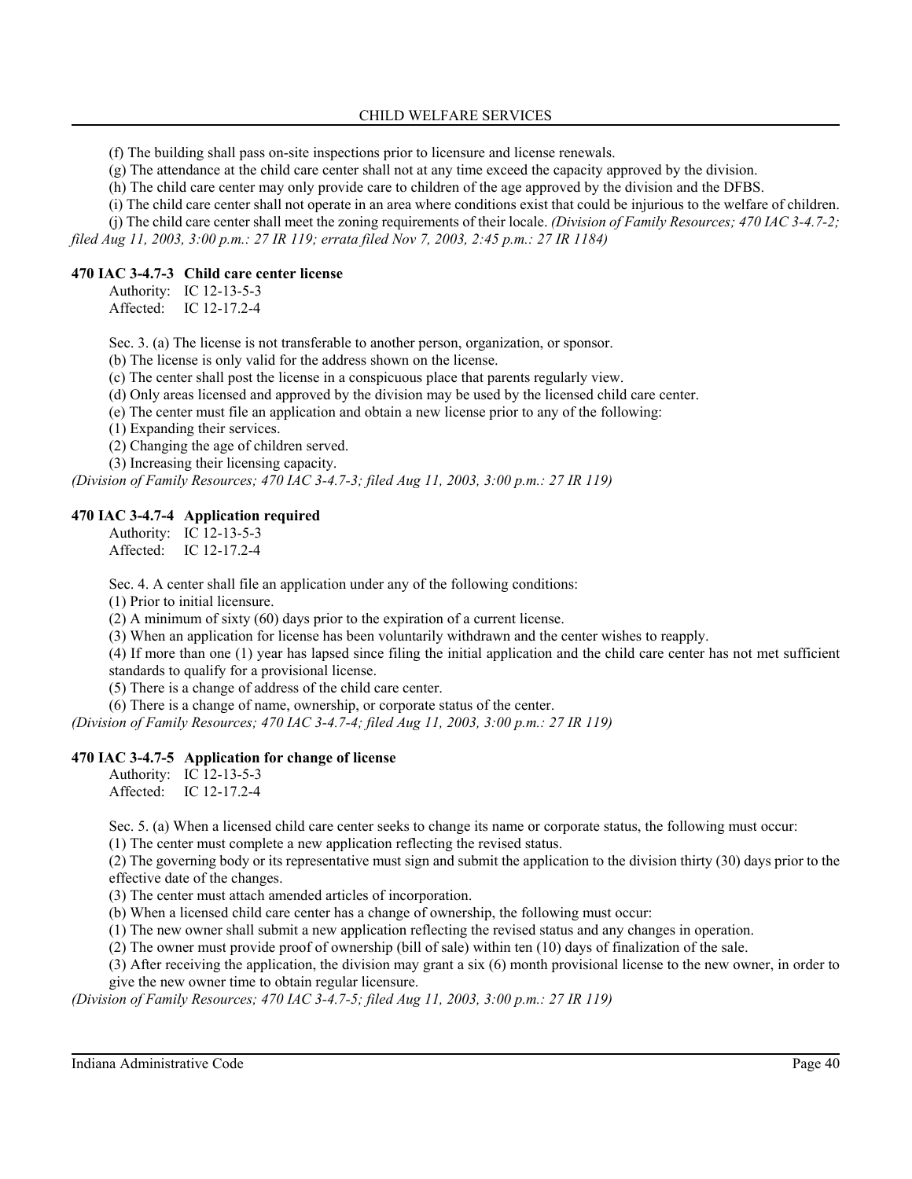(f) The building shall pass on-site inspections prior to licensure and license renewals.

(g) The attendance at the child care center shall not at any time exceed the capacity approved by the division.

(h) The child care center may only provide care to children of the age approved by the division and the DFBS.

(i) The child care center shall not operate in an area where conditions exist that could be injurious to the welfare of children.

(j) The child care center shall meet the zoning requirements of their locale. *(Division of Family Resources; 470 IAC 3-4.7-2; filed Aug 11, 2003, 3:00 p.m.: 27 IR 119; errata filed Nov 7, 2003, 2:45 p.m.: 27 IR 1184)*

### 470 IAC 3-4.7-3 Child care center license

Authority: IC 12-13-5-3
Affected: IC 12-17.2-4

Sec. 3. (a) The license is not transferable to another person, organization, or sponsor.

(b) The license is only valid for the address shown on the license.

(c) The center shall post the license in a conspicuous place that parents regularly view.

(d) Only areas licensed and approved by the division may be used by the licensed child care center.

(e) The center must file an application and obtain a new license prior to any of the following:

(1) Expanding their services.

(2) Changing the age of children served.

(3) Increasing their licensing capacity.

*(Division of Family Resources; 470 IAC 3-4.7-3; filed Aug 11, 2003, 3:00 p.m.: 27 IR 119)*

### 470 IAC 3-4.7-4 Application required

Authority: IC 12-13-5-3
Affected: IC 12-17.2-4

Sec. 4. A center shall file an application under any of the following conditions:

(1) Prior to initial licensure.

(2) A minimum of sixty (60) days prior to the expiration of a current license.

(3) When an application for license has been voluntarily withdrawn and the center wishes to reapply.

(4) If more than one (1) year has lapsed since filing the initial application and the child care center has not met sufficient standards to qualify for a provisional license.

(5) There is a change of address of the child care center.

(6) There is a change of name, ownership, or corporate status of the center.

*(Division of Family Resources; 470 IAC 3-4.7-4; filed Aug 11, 2003, 3:00 p.m.: 27 IR 119)*

### 470 IAC 3-4.7-5 Application for change of license

Authority: IC 12-13-5-3
Affected: IC 12-17.2-4

Sec. 5. (a) When a licensed child care center seeks to change its name or corporate status, the following must occur:

(1) The center must complete a new application reflecting the revised status.

(2) The governing body or its representative must sign and submit the application to the division thirty (30) days prior to the effective date of the changes.

(3) The center must attach amended articles of incorporation.

(b) When a licensed child care center has a change of ownership, the following must occur:

(1) The new owner shall submit a new application reflecting the revised status and any changes in operation.

(2) The owner must provide proof of ownership (bill of sale) within ten (10) days of finalization of the sale.

(3) After receiving the application, the division may grant a six (6) month provisional license to the new owner, in order to give the new owner time to obtain regular licensure.

*(Division of Family Resources; 470 IAC 3-4.7-5; filed Aug 11, 2003, 3:00 p.m.: 27 IR 119)*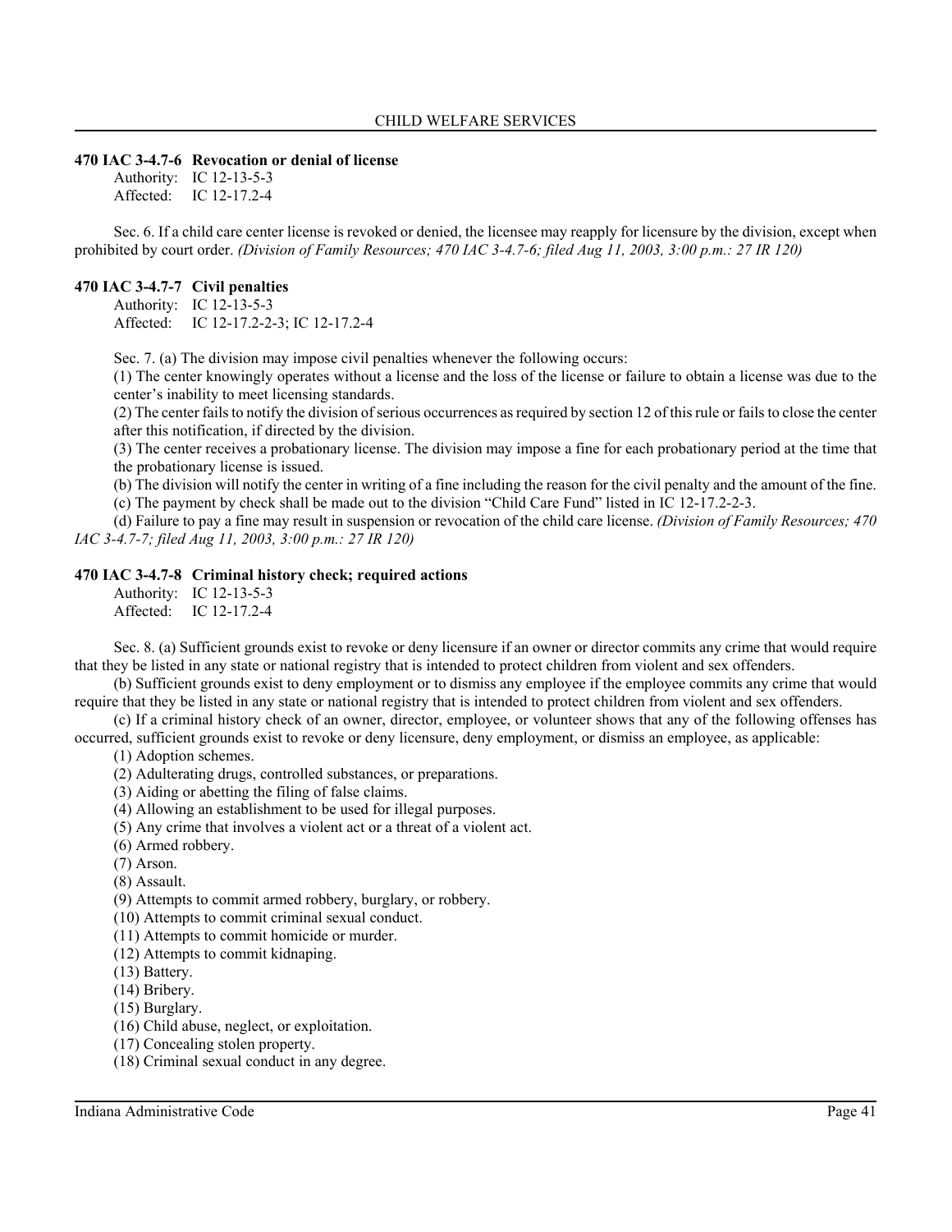### 470 IAC 3-4.7-6 Revocation or denial of license

Authority: IC 12-13-5-3
Affected: IC 12-17.2-4

Sec. 6. If a child care center license is revoked or denied, the licensee may reapply for licensure by the division, except when prohibited by court order. *(Division of Family Resources; 470 IAC 3-4.7-6; filed Aug 11, 2003, 3:00 p.m.: 27 IR 120)*

### 470 IAC 3-4.7-7 Civil penalties

Authority: IC 12-13-5-3
Affected: IC 12-17.2-2-3; IC 12-17.2-4

Sec. 7. (a) The division may impose civil penalties whenever the following occurs:

(1) The center knowingly operates without a license and the loss of the license or failure to obtain a license was due to the center's inability to meet licensing standards.

(2) The center fails to notify the division of serious occurrences as required by section 12 of this rule or fails to close the center after this notification, if directed by the division.

(3) The center receives a probationary license. The division may impose a fine for each probationary period at the time that the probationary license is issued.

(b) The division will notify the center in writing of a fine including the reason for the civil penalty and the amount of the fine.

(c) The payment by check shall be made out to the division "Child Care Fund" listed in IC 12-17.2-2-3.

(d) Failure to pay a fine may result in suspension or revocation of the child care license. *(Division of Family Resources; 470 IAC 3-4.7-7; filed Aug 11, 2003, 3:00 p.m.: 27 IR 120)*

### 470 IAC 3-4.7-8 Criminal history check; required actions

Authority: IC 12-13-5-3
Affected: IC 12-17.2-4

Sec. 8. (a) Sufficient grounds exist to revoke or deny licensure if an owner or director commits any crime that would require that they be listed in any state or national registry that is intended to protect children from violent and sex offenders.

(b) Sufficient grounds exist to deny employment or to dismiss any employee if the employee commits any crime that would require that they be listed in any state or national registry that is intended to protect children from violent and sex offenders.

(c) If a criminal history check of an owner, director, employee, or volunteer shows that any of the following offenses has occurred, sufficient grounds exist to revoke or deny licensure, deny employment, or dismiss an employee, as applicable:

(1) Adoption schemes.
(2) Adulterating drugs, controlled substances, or preparations.
(3) Aiding or abetting the filing of false claims.
(4) Allowing an establishment to be used for illegal purposes.
(5) Any crime that involves a violent act or a threat of a violent act.
(6) Armed robbery.
(7) Arson.
(8) Assault.
(9) Attempts to commit armed robbery, burglary, or robbery.
(10) Attempts to commit criminal sexual conduct.
(11) Attempts to commit homicide or murder.
(12) Attempts to commit kidnaping.
(13) Battery.
(14) Bribery.
(15) Burglary.
(16) Child abuse, neglect, or exploitation.
(17) Concealing stolen property.
(18) Criminal sexual conduct in any degree.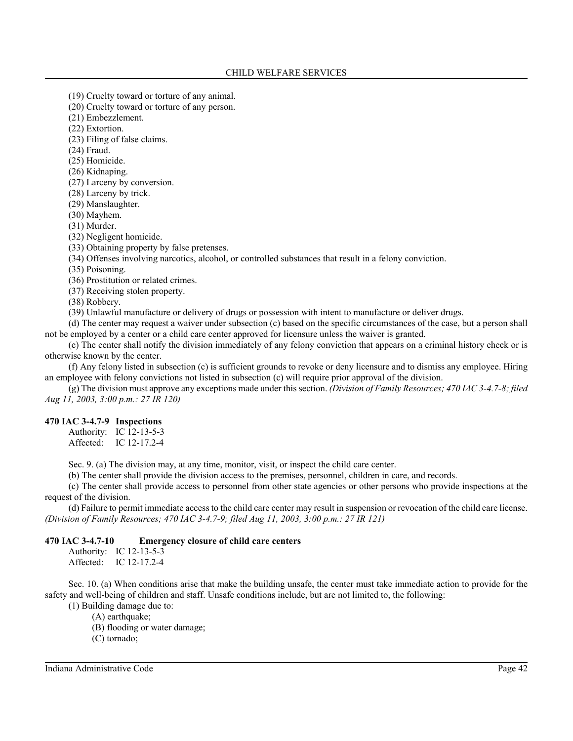(19) Cruelty toward or torture of any animal.

(20) Cruelty toward or torture of any person.

(21) Embezzlement.

(22) Extortion.

(23) Filing of false claims.

(24) Fraud.

(25) Homicide.

(26) Kidnaping.

(27) Larceny by conversion.

(28) Larceny by trick.

(29) Manslaughter.

(30) Mayhem.

(31) Murder.

(32) Negligent homicide.

(33) Obtaining property by false pretenses.

(34) Offenses involving narcotics, alcohol, or controlled substances that result in a felony conviction.

(35) Poisoning.

(36) Prostitution or related crimes.

(37) Receiving stolen property.

(38) Robbery.

(39) Unlawful manufacture or delivery of drugs or possession with intent to manufacture or deliver drugs.

(d) The center may request a waiver under subsection (c) based on the specific circumstances of the case, but a person shall not be employed by a center or a child care center approved for licensure unless the waiver is granted.

(e) The center shall notify the division immediately of any felony conviction that appears on a criminal history check or is otherwise known by the center.

(f) Any felony listed in subsection (c) is sufficient grounds to revoke or deny licensure and to dismiss any employee. Hiring an employee with felony convictions not listed in subsection (c) will require prior approval of the division.

(g) The division must approve any exceptions made under this section. *(Division of Family Resources; 470 IAC 3-4.7-8; filed Aug 11, 2003, 3:00 p.m.: 27 IR 120)*

### 470 IAC 3-4.7-9 Inspections

Authority: IC 12-13-5-3
Affected: IC 12-17.2-4

Sec. 9. (a) The division may, at any time, monitor, visit, or inspect the child care center.

(b) The center shall provide the division access to the premises, personnel, children in care, and records.

(c) The center shall provide access to personnel from other state agencies or other persons who provide inspections at the request of the division.

(d) Failure to permit immediate access to the child care center may result in suspension or revocation of the child care license. *(Division of Family Resources; 470 IAC 3-4.7-9; filed Aug 11, 2003, 3:00 p.m.: 27 IR 121)*

### 470 IAC 3-4.7-10 Emergency closure of child care centers

Authority: IC 12-13-5-3
Affected: IC 12-17.2-4

Sec. 10. (a) When conditions arise that make the building unsafe, the center must take immediate action to provide for the safety and well-being of children and staff. Unsafe conditions include, but are not limited to, the following:

(1) Building damage due to:

(A) earthquake;

(B) flooding or water damage;

(C) tornado;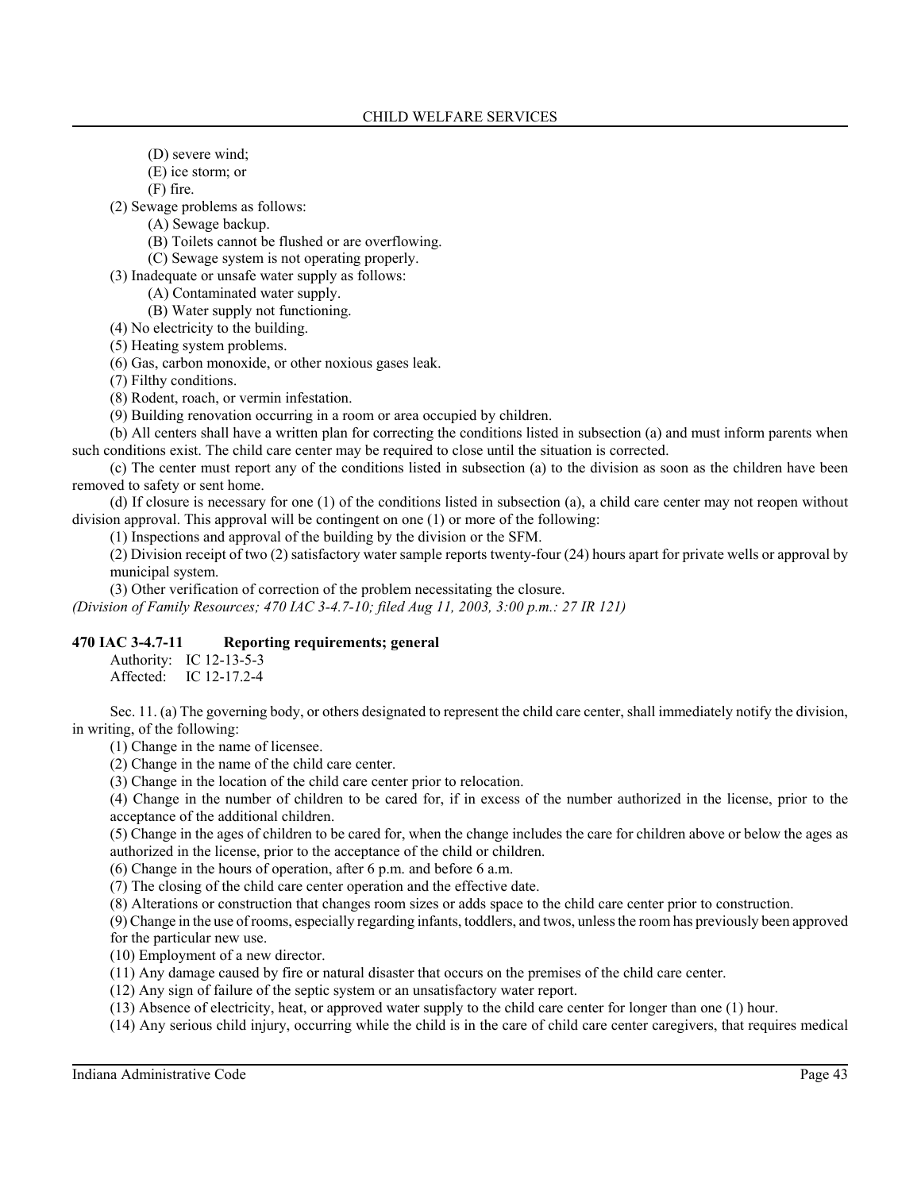(D) severe wind;

(E) ice storm; or

(F) fire.

(2) Sewage problems as follows:

(A) Sewage backup.

(B) Toilets cannot be flushed or are overflowing.

(C) Sewage system is not operating properly.

(3) Inadequate or unsafe water supply as follows:

(A) Contaminated water supply.

(B) Water supply not functioning.

(4) No electricity to the building.

(5) Heating system problems.

(6) Gas, carbon monoxide, or other noxious gases leak.

(7) Filthy conditions.

(8) Rodent, roach, or vermin infestation.

(9) Building renovation occurring in a room or area occupied by children.

(b) All centers shall have a written plan for correcting the conditions listed in subsection (a) and must inform parents when such conditions exist. The child care center may be required to close until the situation is corrected.

(c) The center must report any of the conditions listed in subsection (a) to the division as soon as the children have been removed to safety or sent home.

(d) If closure is necessary for one (1) of the conditions listed in subsection (a), a child care center may not reopen without division approval. This approval will be contingent on one (1) or more of the following:

(1) Inspections and approval of the building by the division or the SFM.

(2) Division receipt of two (2) satisfactory water sample reports twenty-four (24) hours apart for private wells or approval by municipal system.

(3) Other verification of correction of the problem necessitating the closure.

*(Division of Family Resources; 470 IAC 3-4.7-10; filed Aug 11, 2003, 3:00 p.m.: 27 IR 121)*

### 470 IAC 3-4.7-11 Reporting requirements; general

Authority: IC 12-13-5-3
Affected: IC 12-17.2-4

Sec. 11. (a) The governing body, or others designated to represent the child care center, shall immediately notify the division, in writing, of the following:

(1) Change in the name of licensee.

(2) Change in the name of the child care center.

(3) Change in the location of the child care center prior to relocation.

(4) Change in the number of children to be cared for, if in excess of the number authorized in the license, prior to the acceptance of the additional children.

(5) Change in the ages of children to be cared for, when the change includes the care for children above or below the ages as authorized in the license, prior to the acceptance of the child or children.

(6) Change in the hours of operation, after 6 p.m. and before 6 a.m.

(7) The closing of the child care center operation and the effective date.

(8) Alterations or construction that changes room sizes or adds space to the child care center prior to construction.

(9) Change in the use of rooms, especially regarding infants, toddlers, and twos, unless the room has previously been approved for the particular new use.

(10) Employment of a new director.

(11) Any damage caused by fire or natural disaster that occurs on the premises of the child care center.

(12) Any sign of failure of the septic system or an unsatisfactory water report.

(13) Absence of electricity, heat, or approved water supply to the child care center for longer than one (1) hour.

(14) Any serious child injury, occurring while the child is in the care of child care center caregivers, that requires medical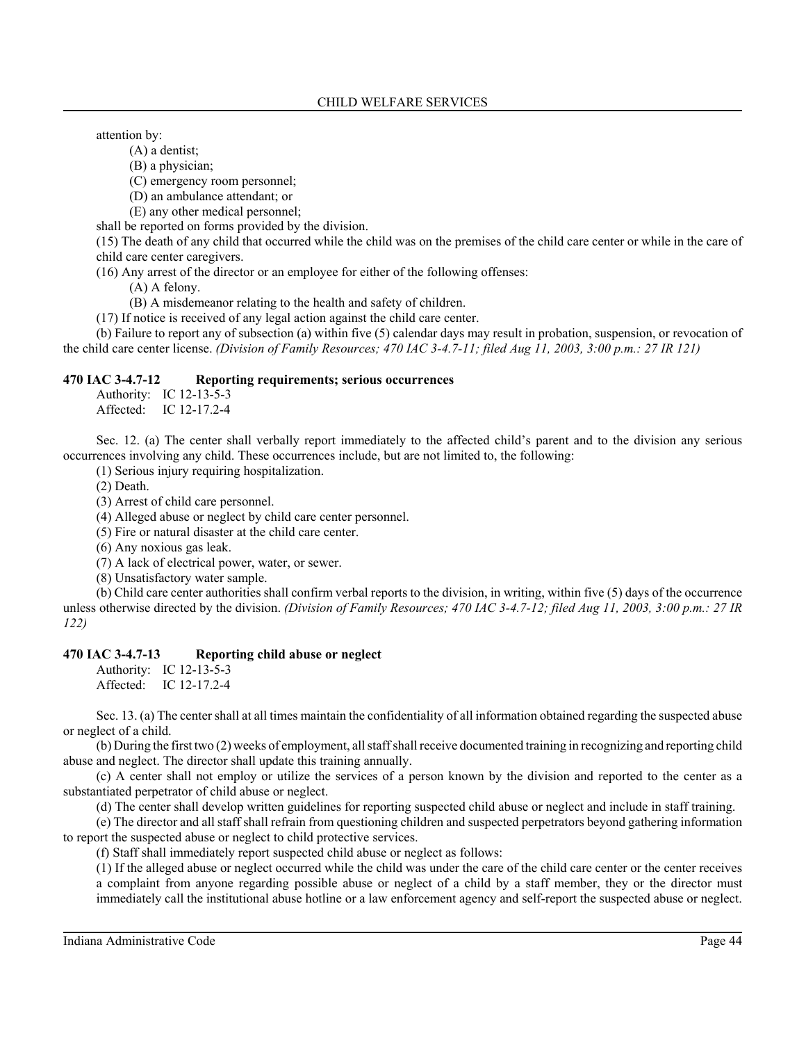attention by:

(A) a dentist;

(B) a physician;

(C) emergency room personnel;

(D) an ambulance attendant; or

(E) any other medical personnel;

shall be reported on forms provided by the division.

(15) The death of any child that occurred while the child was on the premises of the child care center or while in the care of child care center caregivers.

(16) Any arrest of the director or an employee for either of the following offenses:

(A) A felony.

(B) A misdemeanor relating to the health and safety of children.

(17) If notice is received of any legal action against the child care center.

(b) Failure to report any of subsection (a) within five (5) calendar days may result in probation, suspension, or revocation of the child care center license. *(Division of Family Resources; 470 IAC 3-4.7-11; filed Aug 11, 2003, 3:00 p.m.: 27 IR 121)*

### 470 IAC 3-4.7-12 Reporting requirements; serious occurrences

Authority: IC 12-13-5-3
Affected: IC 12-17.2-4

Sec. 12. (a) The center shall verbally report immediately to the affected child's parent and to the division any serious occurrences involving any child. These occurrences include, but are not limited to, the following:

(1) Serious injury requiring hospitalization.

(2) Death.

(3) Arrest of child care personnel.

(4) Alleged abuse or neglect by child care center personnel.

(5) Fire or natural disaster at the child care center.

(6) Any noxious gas leak.

(7) A lack of electrical power, water, or sewer.

(8) Unsatisfactory water sample.

(b) Child care center authorities shall confirm verbal reports to the division, in writing, within five (5) days of the occurrence unless otherwise directed by the division. *(Division of Family Resources; 470 IAC 3-4.7-12; filed Aug 11, 2003, 3:00 p.m.: 27 IR 122)*

### 470 IAC 3-4.7-13 Reporting child abuse or neglect

Authority: IC 12-13-5-3
Affected: IC 12-17.2-4

Sec. 13. (a) The center shall at all times maintain the confidentiality of all information obtained regarding the suspected abuse or neglect of a child.

(b) During the first two (2) weeks of employment, all staff shall receive documented training in recognizing and reporting child abuse and neglect. The director shall update this training annually.

(c) A center shall not employ or utilize the services of a person known by the division and reported to the center as a substantiated perpetrator of child abuse or neglect.

(d) The center shall develop written guidelines for reporting suspected child abuse or neglect and include in staff training.

(e) The director and all staff shall refrain from questioning children and suspected perpetrators beyond gathering information to report the suspected abuse or neglect to child protective services.

(f) Staff shall immediately report suspected child abuse or neglect as follows:

(1) If the alleged abuse or neglect occurred while the child was under the care of the child care center or the center receives a complaint from anyone regarding possible abuse or neglect of a child by a staff member, they or the director must immediately call the institutional abuse hotline or a law enforcement agency and self-report the suspected abuse or neglect.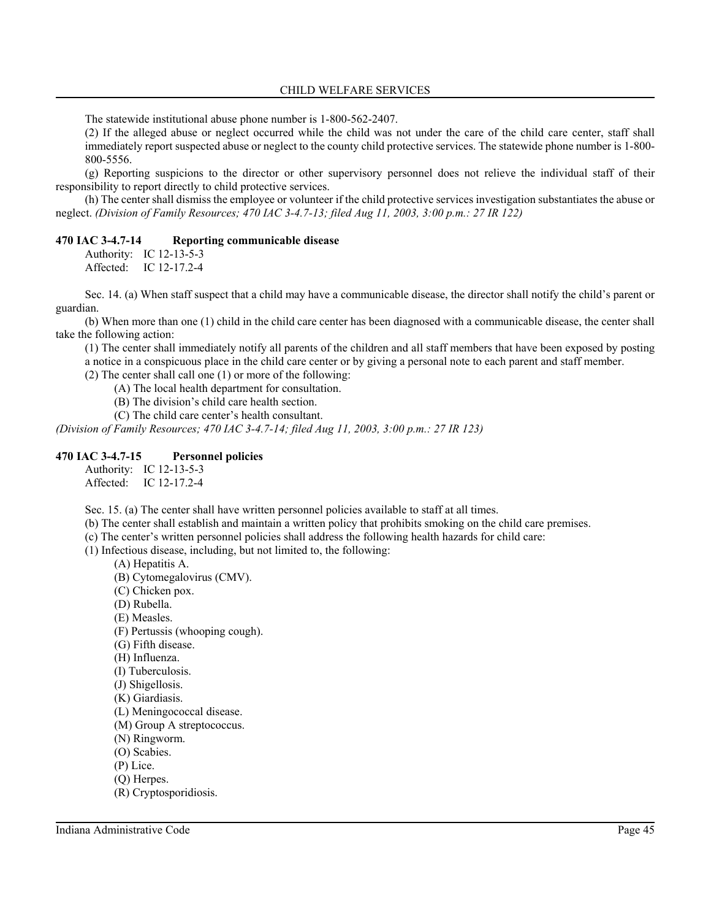The statewide institutional abuse phone number is 1-800-562-2407.

(2) If the alleged abuse or neglect occurred while the child was not under the care of the child care center, staff shall immediately report suspected abuse or neglect to the county child protective services. The statewide phone number is 1-800-800-5556.

(g) Reporting suspicions to the director or other supervisory personnel does not relieve the individual staff of their responsibility to report directly to child protective services.

(h) The center shall dismiss the employee or volunteer if the child protective services investigation substantiates the abuse or neglect. *(Division of Family Resources; 470 IAC 3-4.7-13; filed Aug 11, 2003, 3:00 p.m.: 27 IR 122)*

### 470 IAC 3-4.7-14 Reporting communicable disease

Authority: IC 12-13-5-3
Affected: IC 12-17.2-4

Sec. 14. (a) When staff suspect that a child may have a communicable disease, the director shall notify the child's parent or guardian.

(b) When more than one (1) child in the child care center has been diagnosed with a communicable disease, the center shall take the following action:

(1) The center shall immediately notify all parents of the children and all staff members that have been exposed by posting a notice in a conspicuous place in the child care center or by giving a personal note to each parent and staff member.

(2) The center shall call one (1) or more of the following:

(A) The local health department for consultation.

(B) The division's child care health section.

(C) The child care center's health consultant.

*(Division of Family Resources; 470 IAC 3-4.7-14; filed Aug 11, 2003, 3:00 p.m.: 27 IR 123)*

### 470 IAC 3-4.7-15 Personnel policies

Authority: IC 12-13-5-3
Affected: IC 12-17.2-4

Sec. 15. (a) The center shall have written personnel policies available to staff at all times.

(b) The center shall establish and maintain a written policy that prohibits smoking on the child care premises.

(c) The center's written personnel policies shall address the following health hazards for child care:

(1) Infectious disease, including, but not limited to, the following:

(A) Hepatitis A.

(B) Cytomegalovirus (CMV).

(C) Chicken pox.

(D) Rubella.

(E) Measles.

(F) Pertussis (whooping cough).

(G) Fifth disease.

(H) Influenza.

(I) Tuberculosis.

(J) Shigellosis.

(K) Giardiasis.

(L) Meningococcal disease.

(M) Group A streptococcus.

(N) Ringworm.

(O) Scabies.

(P) Lice.

(Q) Herpes.

(R) Cryptosporidiosis.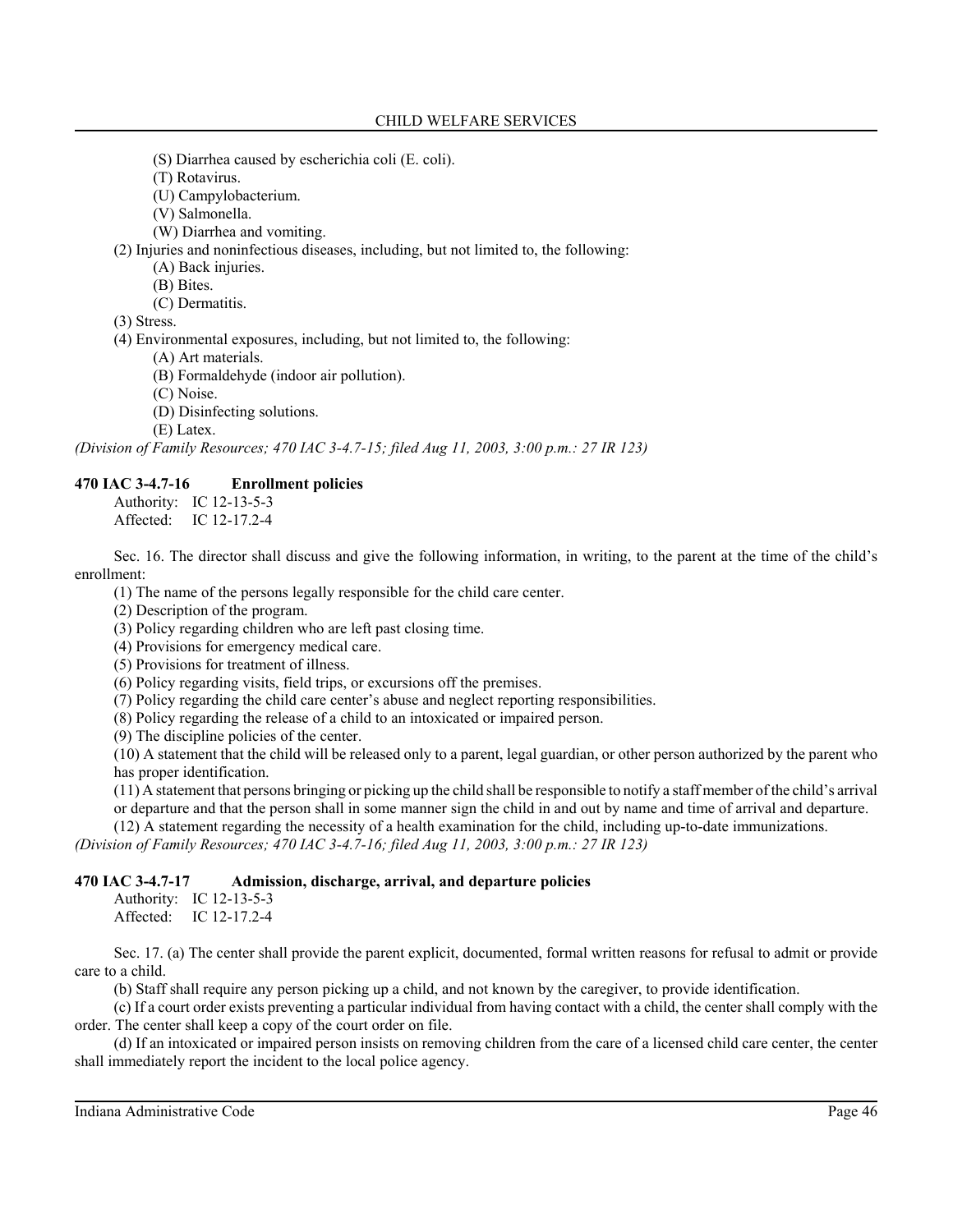(S) Diarrhea caused by escherichia coli (E. coli).
(T) Rotavirus.
(U) Campylobacterium.
(V) Salmonella.
(W) Diarrhea and vomiting.

(2) Injuries and noninfectious diseases, including, but not limited to, the following:
(A) Back injuries.
(B) Bites.
(C) Dermatitis.

(3) Stress.

(4) Environmental exposures, including, but not limited to, the following:
(A) Art materials.
(B) Formaldehyde (indoor air pollution).
(C) Noise.
(D) Disinfecting solutions.
(E) Latex.

*(Division of Family Resources; 470 IAC 3-4.7-15; filed Aug 11, 2003, 3:00 p.m.: 27 IR 123)*

### 470 IAC 3-4.7-16 Enrollment policies

Authority: IC 12-13-5-3
Affected: IC 12-17.2-4

Sec. 16. The director shall discuss and give the following information, in writing, to the parent at the time of the child's enrollment:

(1) The name of the persons legally responsible for the child care center.
(2) Description of the program.
(3) Policy regarding children who are left past closing time.
(4) Provisions for emergency medical care.
(5) Provisions for treatment of illness.
(6) Policy regarding visits, field trips, or excursions off the premises.
(7) Policy regarding the child care center's abuse and neglect reporting responsibilities.
(8) Policy regarding the release of a child to an intoxicated or impaired person.
(9) The discipline policies of the center.
(10) A statement that the child will be released only to a parent, legal guardian, or other person authorized by the parent who has proper identification.
(11) A statement that persons bringing or picking up the child shall be responsible to notify a staff member of the child's arrival or departure and that the person shall in some manner sign the child in and out by name and time of arrival and departure.
(12) A statement regarding the necessity of a health examination for the child, including up-to-date immunizations.

*(Division of Family Resources; 470 IAC 3-4.7-16; filed Aug 11, 2003, 3:00 p.m.: 27 IR 123)*

### 470 IAC 3-4.7-17 Admission, discharge, arrival, and departure policies

Authority: IC 12-13-5-3
Affected: IC 12-17.2-4

Sec. 17. (a) The center shall provide the parent explicit, documented, formal written reasons for refusal to admit or provide care to a child.

(b) Staff shall require any person picking up a child, and not known by the caregiver, to provide identification.

(c) If a court order exists preventing a particular individual from having contact with a child, the center shall comply with the order. The center shall keep a copy of the court order on file.

(d) If an intoxicated or impaired person insists on removing children from the care of a licensed child care center, the center shall immediately report the incident to the local police agency.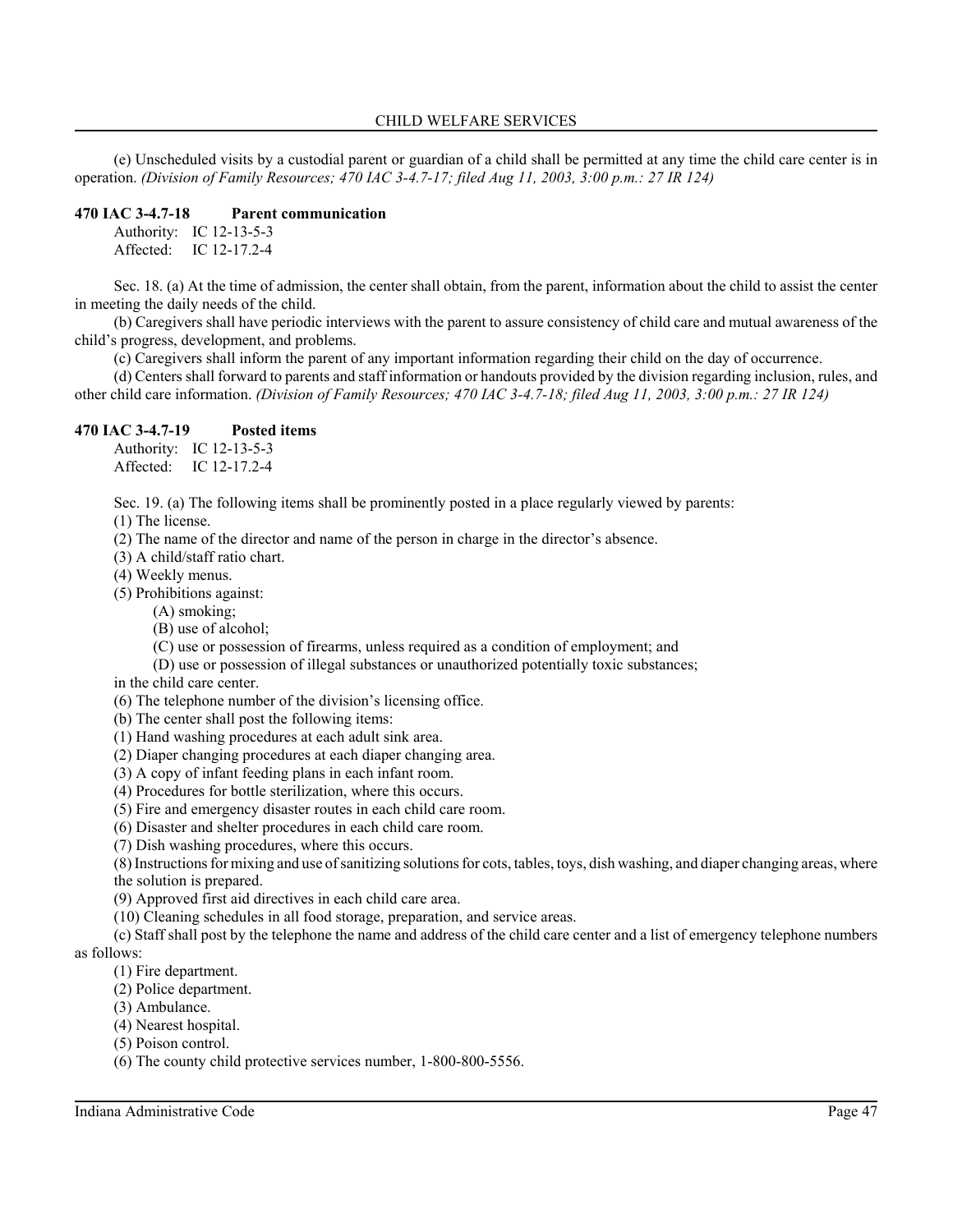(e) Unscheduled visits by a custodial parent or guardian of a child shall be permitted at any time the child care center is in operation. *(Division of Family Resources; 470 IAC 3-4.7-17; filed Aug 11, 2003, 3:00 p.m.: 27 IR 124)*

### 470 IAC 3-4.7-18 Parent communication

Authority: IC 12-13-5-3
Affected: IC 12-17.2-4

Sec. 18. (a) At the time of admission, the center shall obtain, from the parent, information about the child to assist the center in meeting the daily needs of the child.

(b) Caregivers shall have periodic interviews with the parent to assure consistency of child care and mutual awareness of the child's progress, development, and problems.

(c) Caregivers shall inform the parent of any important information regarding their child on the day of occurrence.

(d) Centers shall forward to parents and staff information or handouts provided by the division regarding inclusion, rules, and other child care information. *(Division of Family Resources; 470 IAC 3-4.7-18; filed Aug 11, 2003, 3:00 p.m.: 27 IR 124)*

### 470 IAC 3-4.7-19 Posted items

Authority: IC 12-13-5-3
Affected: IC 12-17.2-4

Sec. 19. (a) The following items shall be prominently posted in a place regularly viewed by parents:

(1) The license.

(2) The name of the director and name of the person in charge in the director's absence.

(3) A child/staff ratio chart.

(4) Weekly menus.

(5) Prohibitions against:

(A) smoking;

(B) use of alcohol;

(C) use or possession of firearms, unless required as a condition of employment; and

(D) use or possession of illegal substances or unauthorized potentially toxic substances;

in the child care center.

(6) The telephone number of the division's licensing office.

(b) The center shall post the following items:

(1) Hand washing procedures at each adult sink area.

(2) Diaper changing procedures at each diaper changing area.

(3) A copy of infant feeding plans in each infant room.

(4) Procedures for bottle sterilization, where this occurs.

(5) Fire and emergency disaster routes in each child care room.

(6) Disaster and shelter procedures in each child care room.

(7) Dish washing procedures, where this occurs.

(8) Instructions for mixing and use of sanitizing solutions for cots, tables, toys, dish washing, and diaper changing areas, where the solution is prepared.

(9) Approved first aid directives in each child care area.

(10) Cleaning schedules in all food storage, preparation, and service areas.

(c) Staff shall post by the telephone the name and address of the child care center and a list of emergency telephone numbers as follows:

(1) Fire department.

(2) Police department.

(3) Ambulance.

(4) Nearest hospital.

(5) Poison control.

(6) The county child protective services number, 1-800-800-5556.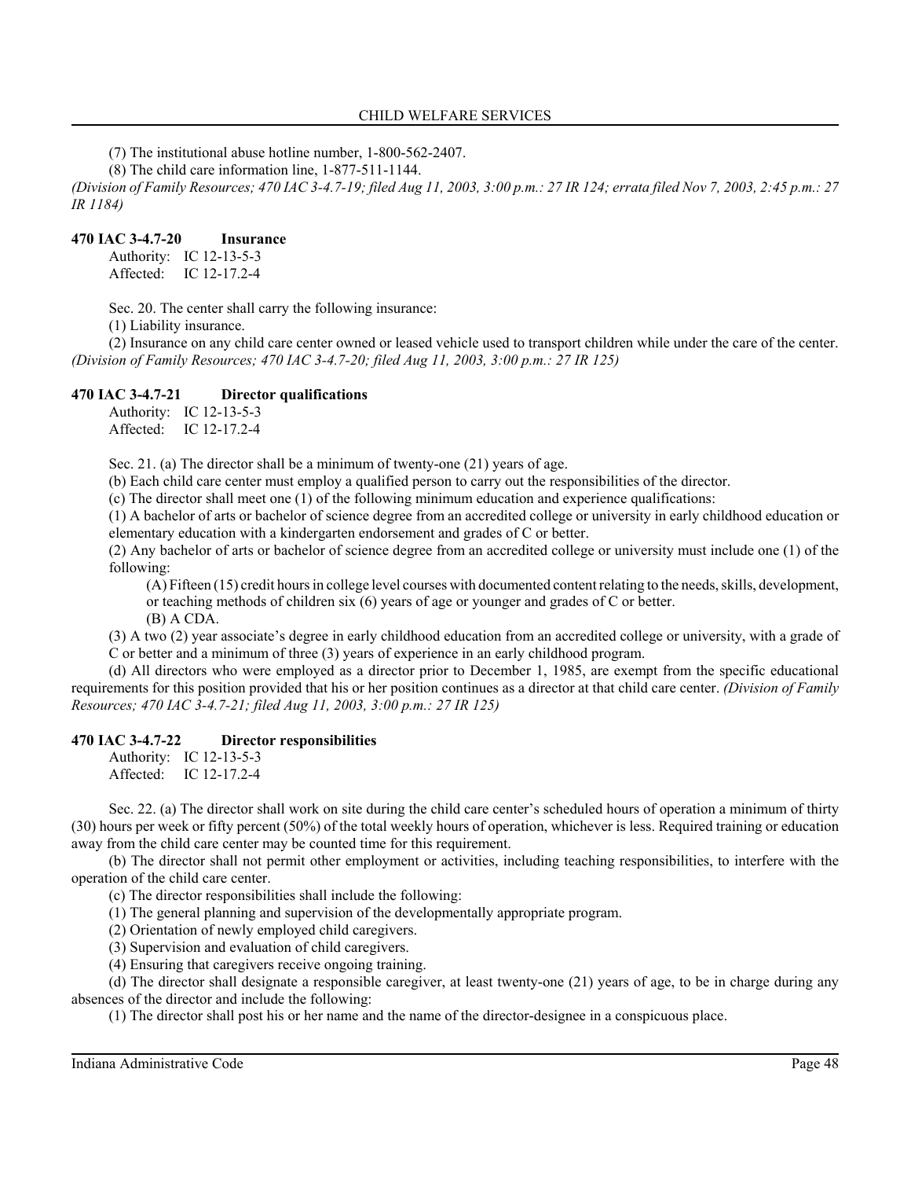(7) The institutional abuse hotline number, 1-800-562-2407.

(8) The child care information line, 1-877-511-1144.

*(Division of Family Resources; 470 IAC 3-4.7-19; filed Aug 11, 2003, 3:00 p.m.: 27 IR 124; errata filed Nov 7, 2003, 2:45 p.m.: 27 IR 1184)*

### 470 IAC 3-4.7-20 Insurance

Authority: IC 12-13-5-3
Affected: IC 12-17.2-4

Sec. 20. The center shall carry the following insurance:

(1) Liability insurance.

(2) Insurance on any child care center owned or leased vehicle used to transport children while under the care of the center. *(Division of Family Resources; 470 IAC 3-4.7-20; filed Aug 11, 2003, 3:00 p.m.: 27 IR 125)*

### 470 IAC 3-4.7-21 Director qualifications

Authority: IC 12-13-5-3
Affected: IC 12-17.2-4

Sec. 21. (a) The director shall be a minimum of twenty-one (21) years of age.

(b) Each child care center must employ a qualified person to carry out the responsibilities of the director.

(c) The director shall meet one (1) of the following minimum education and experience qualifications:

(1) A bachelor of arts or bachelor of science degree from an accredited college or university in early childhood education or elementary education with a kindergarten endorsement and grades of C or better.

(2) Any bachelor of arts or bachelor of science degree from an accredited college or university must include one (1) of the following:

(A) Fifteen (15) credit hours in college level courses with documented content relating to the needs, skills, development, or teaching methods of children six (6) years of age or younger and grades of C or better.

(B) A CDA.

(3) A two (2) year associate's degree in early childhood education from an accredited college or university, with a grade of C or better and a minimum of three (3) years of experience in an early childhood program.

(d) All directors who were employed as a director prior to December 1, 1985, are exempt from the specific educational requirements for this position provided that his or her position continues as a director at that child care center. *(Division of Family Resources; 470 IAC 3-4.7-21; filed Aug 11, 2003, 3:00 p.m.: 27 IR 125)*

### 470 IAC 3-4.7-22 Director responsibilities

Authority: IC 12-13-5-3
Affected: IC 12-17.2-4

Sec. 22. (a) The director shall work on site during the child care center's scheduled hours of operation a minimum of thirty (30) hours per week or fifty percent (50%) of the total weekly hours of operation, whichever is less. Required training or education away from the child care center may be counted time for this requirement.

(b) The director shall not permit other employment or activities, including teaching responsibilities, to interfere with the operation of the child care center.

(c) The director responsibilities shall include the following:

(1) The general planning and supervision of the developmentally appropriate program.

(2) Orientation of newly employed child caregivers.

(3) Supervision and evaluation of child caregivers.

(4) Ensuring that caregivers receive ongoing training.

(d) The director shall designate a responsible caregiver, at least twenty-one (21) years of age, to be in charge during any absences of the director and include the following:

(1) The director shall post his or her name and the name of the director-designee in a conspicuous place.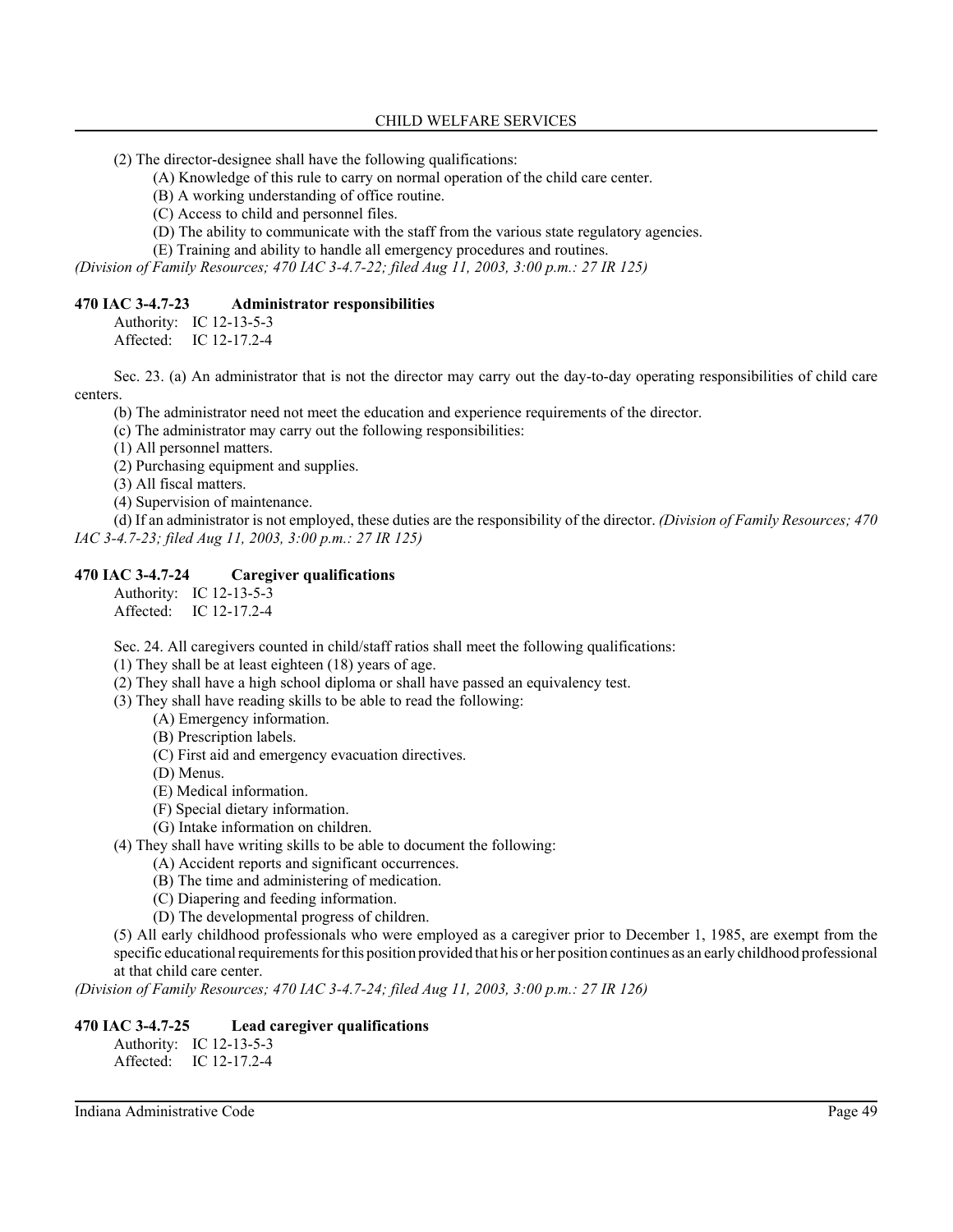(2) The director-designee shall have the following qualifications:

(A) Knowledge of this rule to carry on normal operation of the child care center.

(B) A working understanding of office routine.

(C) Access to child and personnel files.

(D) The ability to communicate with the staff from the various state regulatory agencies.

(E) Training and ability to handle all emergency procedures and routines.

*(Division of Family Resources; 470 IAC 3-4.7-22; filed Aug 11, 2003, 3:00 p.m.: 27 IR 125)*

### 470 IAC 3-4.7-23 Administrator responsibilities

Authority: IC 12-13-5-3
Affected: IC 12-17.2-4

Sec. 23. (a) An administrator that is not the director may carry out the day-to-day operating responsibilities of child care centers.

(b) The administrator need not meet the education and experience requirements of the director.

(c) The administrator may carry out the following responsibilities:

(1) All personnel matters.

(2) Purchasing equipment and supplies.

(3) All fiscal matters.

(4) Supervision of maintenance.

(d) If an administrator is not employed, these duties are the responsibility of the director. *(Division of Family Resources; 470 IAC 3-4.7-23; filed Aug 11, 2003, 3:00 p.m.: 27 IR 125)*

### 470 IAC 3-4.7-24 Caregiver qualifications

Authority: IC 12-13-5-3
Affected: IC 12-17.2-4

Sec. 24. All caregivers counted in child/staff ratios shall meet the following qualifications:

(1) They shall be at least eighteen (18) years of age.

(2) They shall have a high school diploma or shall have passed an equivalency test.

(3) They shall have reading skills to be able to read the following:

(A) Emergency information.

(B) Prescription labels.

(C) First aid and emergency evacuation directives.

(D) Menus.

(E) Medical information.

(F) Special dietary information.

(G) Intake information on children.

(4) They shall have writing skills to be able to document the following:

(A) Accident reports and significant occurrences.

(B) The time and administering of medication.

(C) Diapering and feeding information.

(D) The developmental progress of children.

(5) All early childhood professionals who were employed as a caregiver prior to December 1, 1985, are exempt from the specific educational requirements for this position provided that his or her position continues as an early childhood professional at that child care center.

*(Division of Family Resources; 470 IAC 3-4.7-24; filed Aug 11, 2003, 3:00 p.m.: 27 IR 126)*

### 470 IAC 3-4.7-25 Lead caregiver qualifications

Authority: IC 12-13-5-3
Affected: IC 12-17.2-4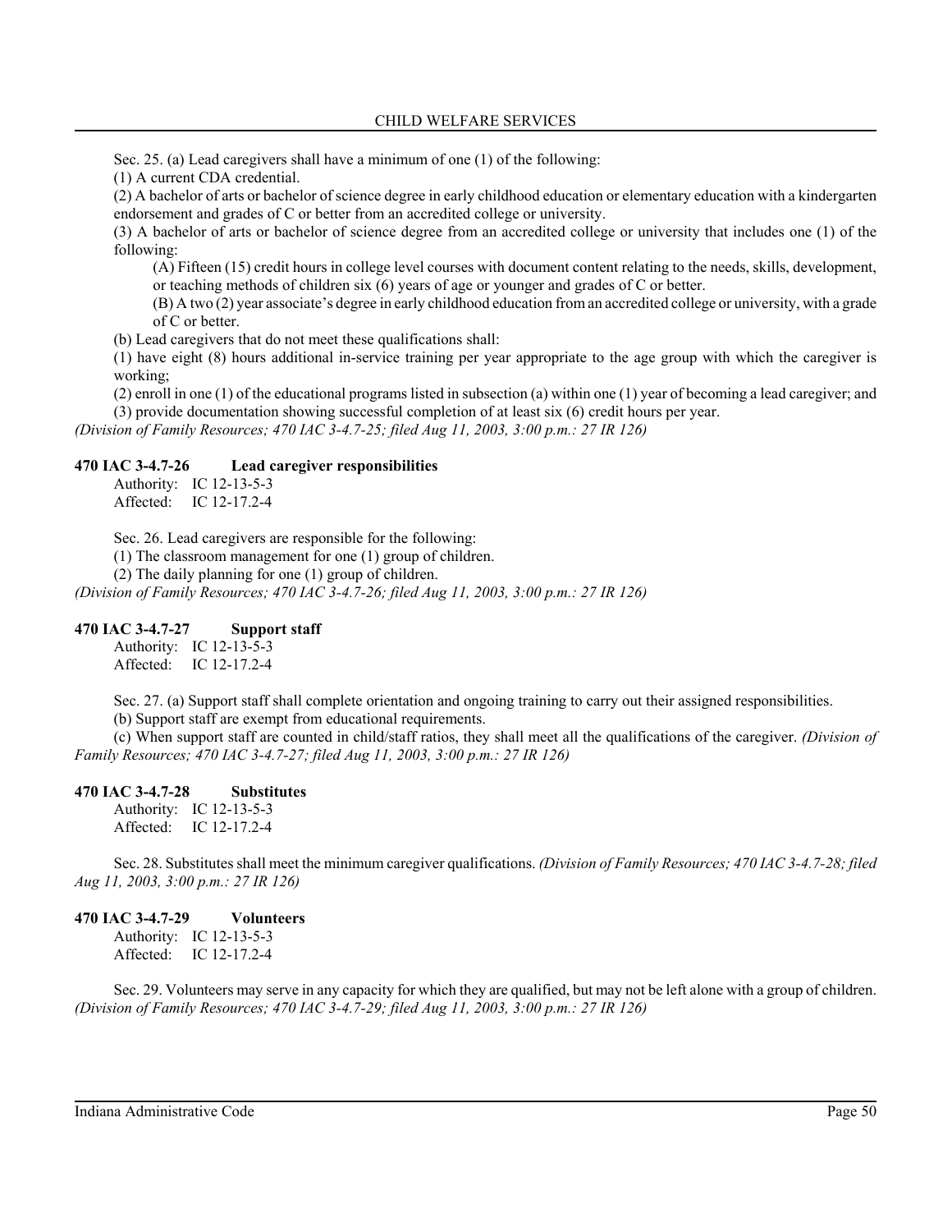Sec. 25. (a) Lead caregivers shall have a minimum of one (1) of the following:

(1) A current CDA credential.

(2) A bachelor of arts or bachelor of science degree in early childhood education or elementary education with a kindergarten endorsement and grades of C or better from an accredited college or university.

(3) A bachelor of arts or bachelor of science degree from an accredited college or university that includes one (1) of the following:

(A) Fifteen (15) credit hours in college level courses with document content relating to the needs, skills, development, or teaching methods of children six (6) years of age or younger and grades of C or better.

(B) A two (2) year associate's degree in early childhood education from an accredited college or university, with a grade of C or better.

(b) Lead caregivers that do not meet these qualifications shall:

(1) have eight (8) hours additional in-service training per year appropriate to the age group with which the caregiver is working;

(2) enroll in one (1) of the educational programs listed in subsection (a) within one (1) year of becoming a lead caregiver; and

(3) provide documentation showing successful completion of at least six (6) credit hours per year.

*(Division of Family Resources; 470 IAC 3-4.7-25; filed Aug 11, 2003, 3:00 p.m.: 27 IR 126)*

**470 IAC 3-4.7-26 Lead caregiver responsibilities**

Authority: IC 12-13-5-3
Affected: IC 12-17.2-4

Sec. 26. Lead caregivers are responsible for the following:

(1) The classroom management for one (1) group of children.

(2) The daily planning for one (1) group of children.

*(Division of Family Resources; 470 IAC 3-4.7-26; filed Aug 11, 2003, 3:00 p.m.: 27 IR 126)*

**470 IAC 3-4.7-27 Support staff**

Authority: IC 12-13-5-3
Affected: IC 12-17.2-4

Sec. 27. (a) Support staff shall complete orientation and ongoing training to carry out their assigned responsibilities.

(b) Support staff are exempt from educational requirements.

(c) When support staff are counted in child/staff ratios, they shall meet all the qualifications of the caregiver. *(Division of Family Resources; 470 IAC 3-4.7-27; filed Aug 11, 2003, 3:00 p.m.: 27 IR 126)*

**470 IAC 3-4.7-28 Substitutes**

Authority: IC 12-13-5-3
Affected: IC 12-17.2-4

Sec. 28. Substitutes shall meet the minimum caregiver qualifications. *(Division of Family Resources; 470 IAC 3-4.7-28; filed Aug 11, 2003, 3:00 p.m.: 27 IR 126)*

**470 IAC 3-4.7-29 Volunteers**

Authority: IC 12-13-5-3
Affected: IC 12-17.2-4

Sec. 29. Volunteers may serve in any capacity for which they are qualified, but may not be left alone with a group of children. *(Division of Family Resources; 470 IAC 3-4.7-29; filed Aug 11, 2003, 3:00 p.m.: 27 IR 126)*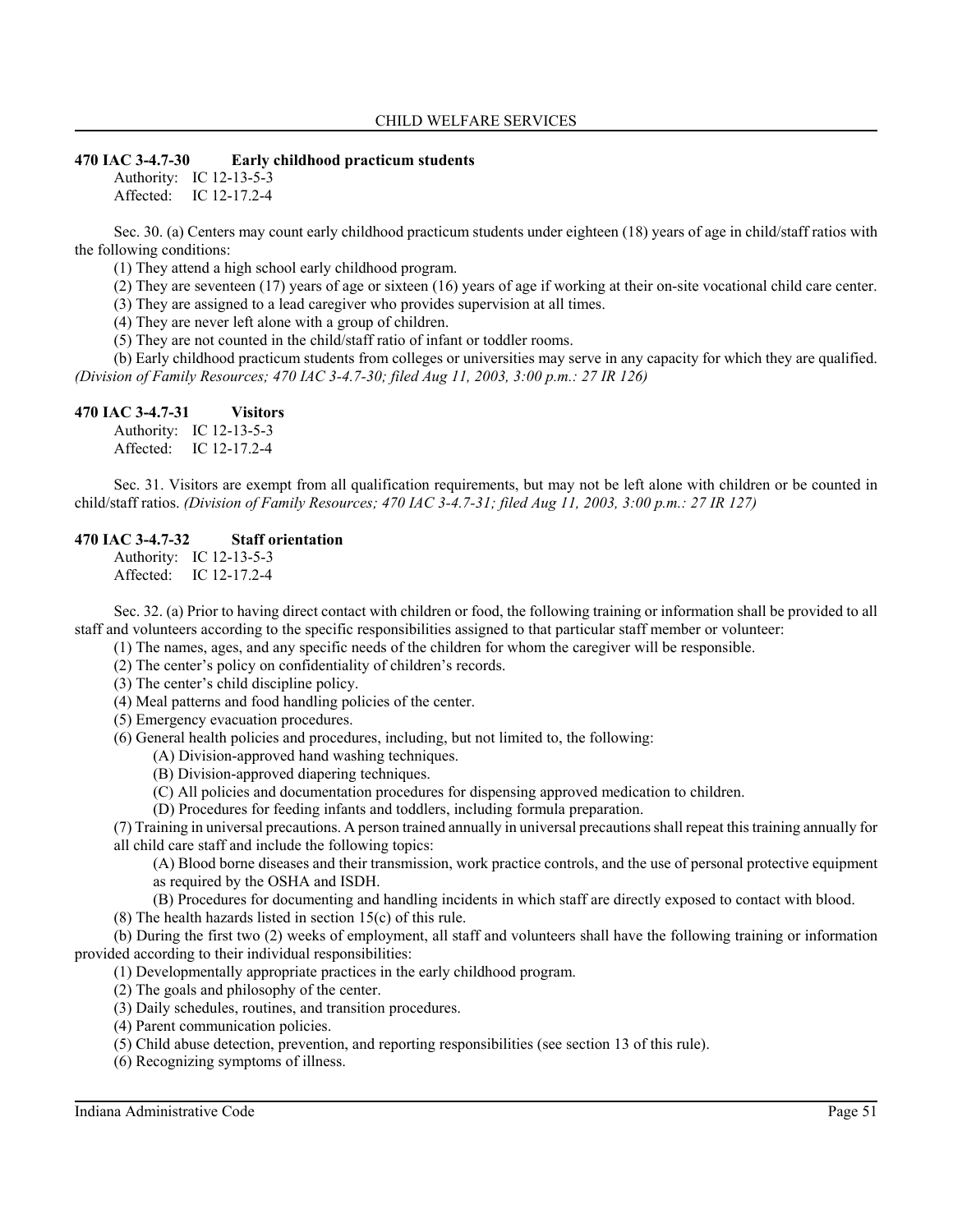## 470 IAC 3-4.7-30 Early childhood practicum students

Authority: IC 12-13-5-3
Affected: IC 12-17.2-4

Sec. 30. (a) Centers may count early childhood practicum students under eighteen (18) years of age in child/staff ratios with the following conditions:

(1) They attend a high school early childhood program.

(2) They are seventeen (17) years of age or sixteen (16) years of age if working at their on-site vocational child care center.

(3) They are assigned to a lead caregiver who provides supervision at all times.

(4) They are never left alone with a group of children.

(5) They are not counted in the child/staff ratio of infant or toddler rooms.

(b) Early childhood practicum students from colleges or universities may serve in any capacity for which they are qualified. *(Division of Family Resources; 470 IAC 3-4.7-30; filed Aug 11, 2003, 3:00 p.m.: 27 IR 126)*

## 470 IAC 3-4.7-31 Visitors

Authority: IC 12-13-5-3
Affected: IC 12-17.2-4

Sec. 31. Visitors are exempt from all qualification requirements, but may not be left alone with children or be counted in child/staff ratios. *(Division of Family Resources; 470 IAC 3-4.7-31; filed Aug 11, 2003, 3:00 p.m.: 27 IR 127)*

## 470 IAC 3-4.7-32 Staff orientation

Authority: IC 12-13-5-3
Affected: IC 12-17.2-4

Sec. 32. (a) Prior to having direct contact with children or food, the following training or information shall be provided to all staff and volunteers according to the specific responsibilities assigned to that particular staff member or volunteer:

(1) The names, ages, and any specific needs of the children for whom the caregiver will be responsible.

(2) The center's policy on confidentiality of children's records.

(3) The center's child discipline policy.

(4) Meal patterns and food handling policies of the center.

(5) Emergency evacuation procedures.

(6) General health policies and procedures, including, but not limited to, the following:

(A) Division-approved hand washing techniques.

(B) Division-approved diapering techniques.

(C) All policies and documentation procedures for dispensing approved medication to children.

(D) Procedures for feeding infants and toddlers, including formula preparation.

(7) Training in universal precautions. A person trained annually in universal precautions shall repeat this training annually for all child care staff and include the following topics:

(A) Blood borne diseases and their transmission, work practice controls, and the use of personal protective equipment as required by the OSHA and ISDH.

(B) Procedures for documenting and handling incidents in which staff are directly exposed to contact with blood.

(8) The health hazards listed in section 15(c) of this rule.

(b) During the first two (2) weeks of employment, all staff and volunteers shall have the following training or information provided according to their individual responsibilities:

(1) Developmentally appropriate practices in the early childhood program.

(2) The goals and philosophy of the center.

(3) Daily schedules, routines, and transition procedures.

(4) Parent communication policies.

(5) Child abuse detection, prevention, and reporting responsibilities (see section 13 of this rule).

(6) Recognizing symptoms of illness.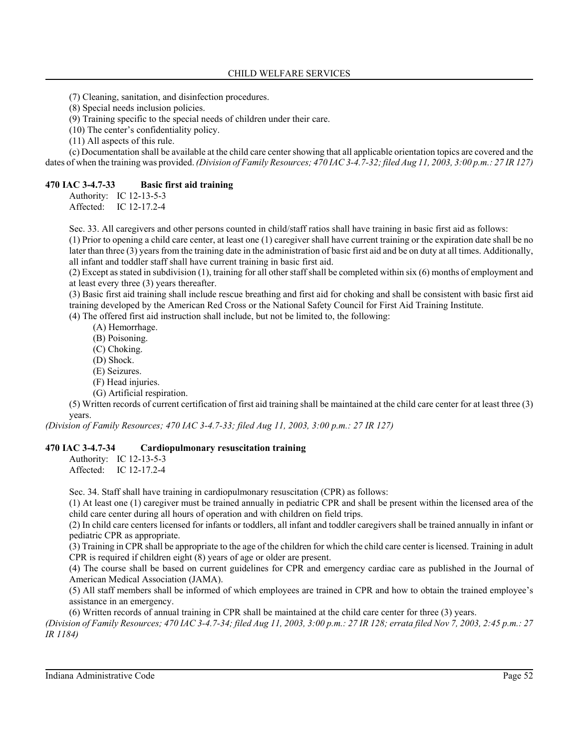(7) Cleaning, sanitation, and disinfection procedures.

(8) Special needs inclusion policies.

(9) Training specific to the special needs of children under their care.

(10) The center's confidentiality policy.

(11) All aspects of this rule.

(c) Documentation shall be available at the child care center showing that all applicable orientation topics are covered and the dates of when the training was provided. *(Division of Family Resources; 470 IAC 3-4.7-32; filed Aug 11, 2003, 3:00 p.m.: 27 IR 127)*

### 470 IAC 3-4.7-33 Basic first aid training

Authority: IC 12-13-5-3
Affected: IC 12-17.2-4

Sec. 33. All caregivers and other persons counted in child/staff ratios shall have training in basic first aid as follows:

(1) Prior to opening a child care center, at least one (1) caregiver shall have current training or the expiration date shall be no later than three (3) years from the training date in the administration of basic first aid and be on duty at all times. Additionally, all infant and toddler staff shall have current training in basic first aid.

(2) Except as stated in subdivision (1), training for all other staff shall be completed within six (6) months of employment and at least every three (3) years thereafter.

(3) Basic first aid training shall include rescue breathing and first aid for choking and shall be consistent with basic first aid training developed by the American Red Cross or the National Safety Council for First Aid Training Institute.

(4) The offered first aid instruction shall include, but not be limited to, the following:

- (A) Hemorrhage.
- (B) Poisoning.
- (C) Choking.
- (D) Shock.
- (E) Seizures.
- (F) Head injuries.
- (G) Artificial respiration.

(5) Written records of current certification of first aid training shall be maintained at the child care center for at least three (3) years.

*(Division of Family Resources; 470 IAC 3-4.7-33; filed Aug 11, 2003, 3:00 p.m.: 27 IR 127)*

### 470 IAC 3-4.7-34 Cardiopulmonary resuscitation training

Authority: IC 12-13-5-3
Affected: IC 12-17.2-4

Sec. 34. Staff shall have training in cardiopulmonary resuscitation (CPR) as follows:

(1) At least one (1) caregiver must be trained annually in pediatric CPR and shall be present within the licensed area of the child care center during all hours of operation and with children on field trips.

(2) In child care centers licensed for infants or toddlers, all infant and toddler caregivers shall be trained annually in infant or pediatric CPR as appropriate.

(3) Training in CPR shall be appropriate to the age of the children for which the child care center is licensed. Training in adult CPR is required if children eight (8) years of age or older are present.

(4) The course shall be based on current guidelines for CPR and emergency cardiac care as published in the Journal of American Medical Association (JAMA).

(5) All staff members shall be informed of which employees are trained in CPR and how to obtain the trained employee's assistance in an emergency.

(6) Written records of annual training in CPR shall be maintained at the child care center for three (3) years.

*(Division of Family Resources; 470 IAC 3-4.7-34; filed Aug 11, 2003, 3:00 p.m.: 27 IR 128; errata filed Nov 7, 2003, 2:45 p.m.: 27 IR 1184)*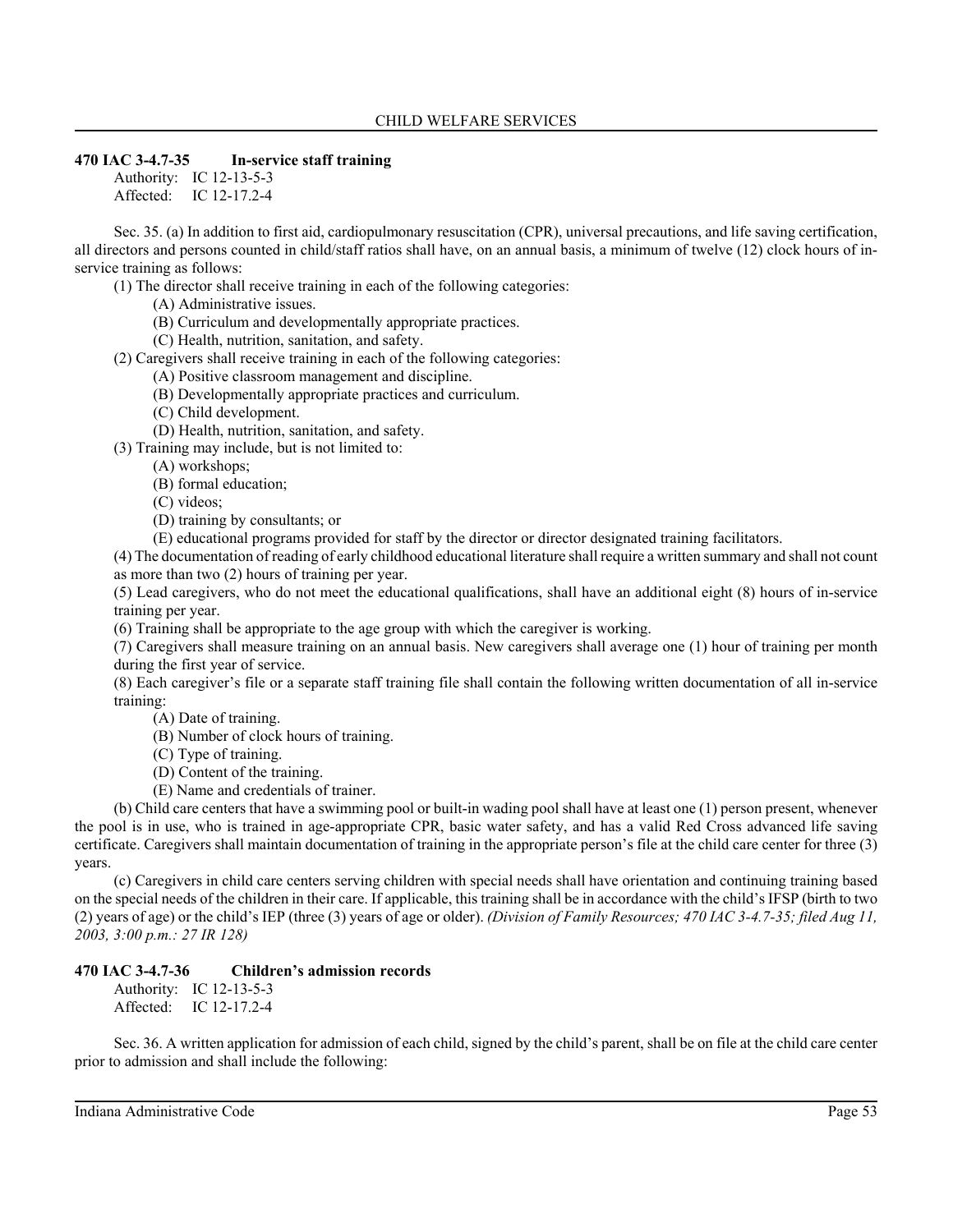### 470 IAC 3-4.7-35 In-service staff training

Authority: IC 12-13-5-3
Affected: IC 12-17.2-4

Sec. 35. (a) In addition to first aid, cardiopulmonary resuscitation (CPR), universal precautions, and life saving certification, all directors and persons counted in child/staff ratios shall have, on an annual basis, a minimum of twelve (12) clock hours of in-service training as follows:

(1) The director shall receive training in each of the following categories:

(A) Administrative issues.
(B) Curriculum and developmentally appropriate practices.
(C) Health, nutrition, sanitation, and safety.

(2) Caregivers shall receive training in each of the following categories:

(A) Positive classroom management and discipline.
(B) Developmentally appropriate practices and curriculum.
(C) Child development.
(D) Health, nutrition, sanitation, and safety.

(3) Training may include, but is not limited to:

(A) workshops;
(B) formal education;
(C) videos;
(D) training by consultants; or
(E) educational programs provided for staff by the director or director designated training facilitators.

(4) The documentation of reading of early childhood educational literature shall require a written summary and shall not count as more than two (2) hours of training per year.

(5) Lead caregivers, who do not meet the educational qualifications, shall have an additional eight (8) hours of in-service training per year.

(6) Training shall be appropriate to the age group with which the caregiver is working.

(7) Caregivers shall measure training on an annual basis. New caregivers shall average one (1) hour of training per month during the first year of service.

(8) Each caregiver's file or a separate staff training file shall contain the following written documentation of all in-service training:

(A) Date of training.
(B) Number of clock hours of training.
(C) Type of training.
(D) Content of the training.
(E) Name and credentials of trainer.

(b) Child care centers that have a swimming pool or built-in wading pool shall have at least one (1) person present, whenever the pool is in use, who is trained in age-appropriate CPR, basic water safety, and has a valid Red Cross advanced life saving certificate. Caregivers shall maintain documentation of training in the appropriate person's file at the child care center for three (3) years.

(c) Caregivers in child care centers serving children with special needs shall have orientation and continuing training based on the special needs of the children in their care. If applicable, this training shall be in accordance with the child's IFSP (birth to two (2) years of age) or the child's IEP (three (3) years of age or older). *(Division of Family Resources; 470 IAC 3-4.7-35; filed Aug 11, 2003, 3:00 p.m.: 27 IR 128)*

### 470 IAC 3-4.7-36 Children's admission records

Authority: IC 12-13-5-3
Affected: IC 12-17.2-4

Sec. 36. A written application for admission of each child, signed by the child's parent, shall be on file at the child care center prior to admission and shall include the following: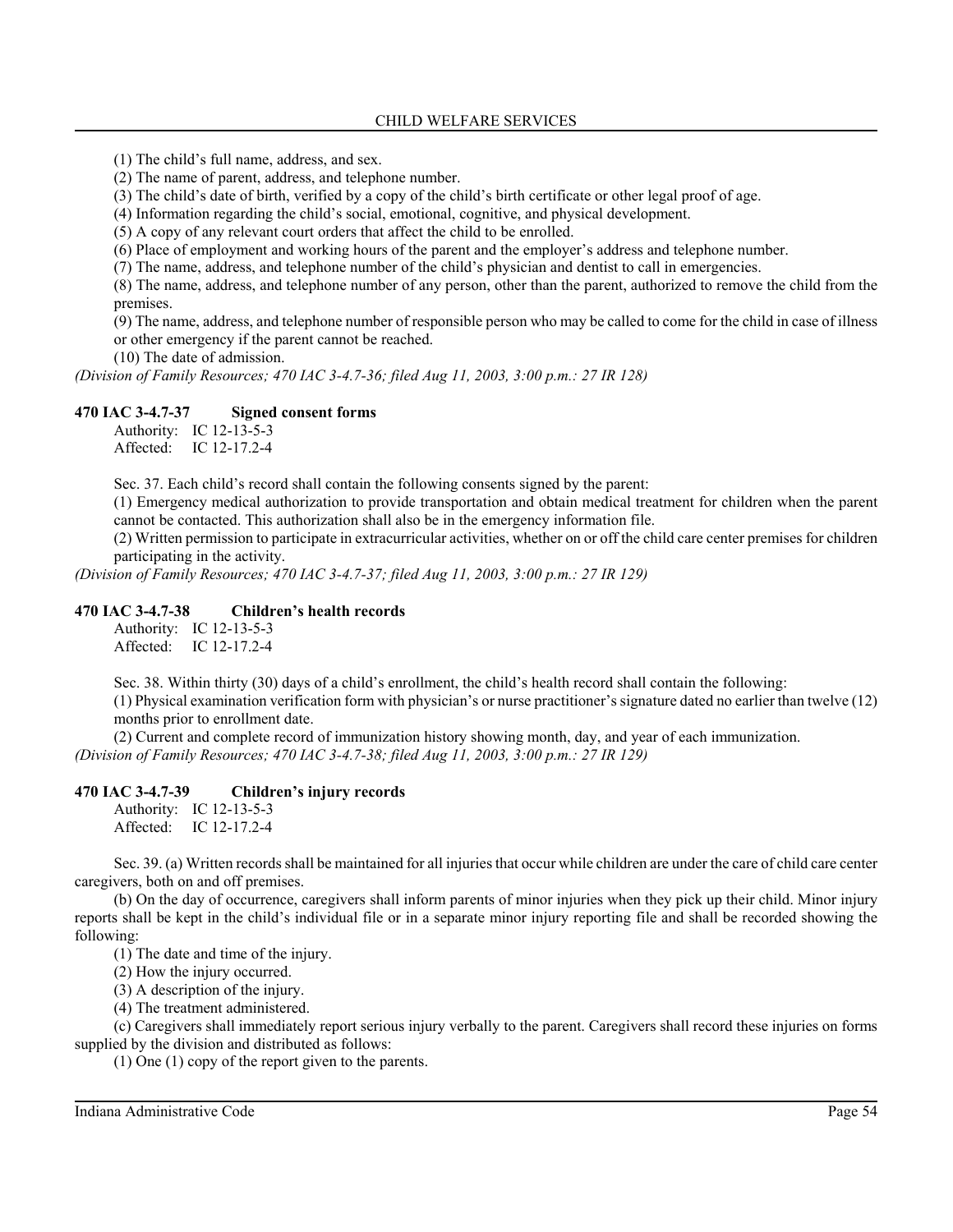(1) The child's full name, address, and sex.

(2) The name of parent, address, and telephone number.

(3) The child's date of birth, verified by a copy of the child's birth certificate or other legal proof of age.

(4) Information regarding the child's social, emotional, cognitive, and physical development.

(5) A copy of any relevant court orders that affect the child to be enrolled.

(6) Place of employment and working hours of the parent and the employer's address and telephone number.

(7) The name, address, and telephone number of the child's physician and dentist to call in emergencies.

(8) The name, address, and telephone number of any person, other than the parent, authorized to remove the child from the premises.

(9) The name, address, and telephone number of responsible person who may be called to come for the child in case of illness or other emergency if the parent cannot be reached.

(10) The date of admission.

*(Division of Family Resources; 470 IAC 3-4.7-36; filed Aug 11, 2003, 3:00 p.m.: 27 IR 128)*

### 470 IAC 3-4.7-37 Signed consent forms

Authority: IC 12-13-5-3
Affected: IC 12-17.2-4

Sec. 37. Each child's record shall contain the following consents signed by the parent:

(1) Emergency medical authorization to provide transportation and obtain medical treatment for children when the parent cannot be contacted. This authorization shall also be in the emergency information file.

(2) Written permission to participate in extracurricular activities, whether on or off the child care center premises for children participating in the activity.

*(Division of Family Resources; 470 IAC 3-4.7-37; filed Aug 11, 2003, 3:00 p.m.: 27 IR 129)*

### 470 IAC 3-4.7-38 Children's health records

Authority: IC 12-13-5-3
Affected: IC 12-17.2-4

Sec. 38. Within thirty (30) days of a child's enrollment, the child's health record shall contain the following:

(1) Physical examination verification form with physician's or nurse practitioner's signature dated no earlier than twelve (12) months prior to enrollment date.

(2) Current and complete record of immunization history showing month, day, and year of each immunization.

*(Division of Family Resources; 470 IAC 3-4.7-38; filed Aug 11, 2003, 3:00 p.m.: 27 IR 129)*

### 470 IAC 3-4.7-39 Children's injury records

Authority: IC 12-13-5-3
Affected: IC 12-17.2-4

Sec. 39. (a) Written records shall be maintained for all injuries that occur while children are under the care of child care center caregivers, both on and off premises.

(b) On the day of occurrence, caregivers shall inform parents of minor injuries when they pick up their child. Minor injury reports shall be kept in the child's individual file or in a separate minor injury reporting file and shall be recorded showing the following:

(1) The date and time of the injury.

(2) How the injury occurred.

(3) A description of the injury.

(4) The treatment administered.

(c) Caregivers shall immediately report serious injury verbally to the parent. Caregivers shall record these injuries on forms supplied by the division and distributed as follows:

(1) One (1) copy of the report given to the parents.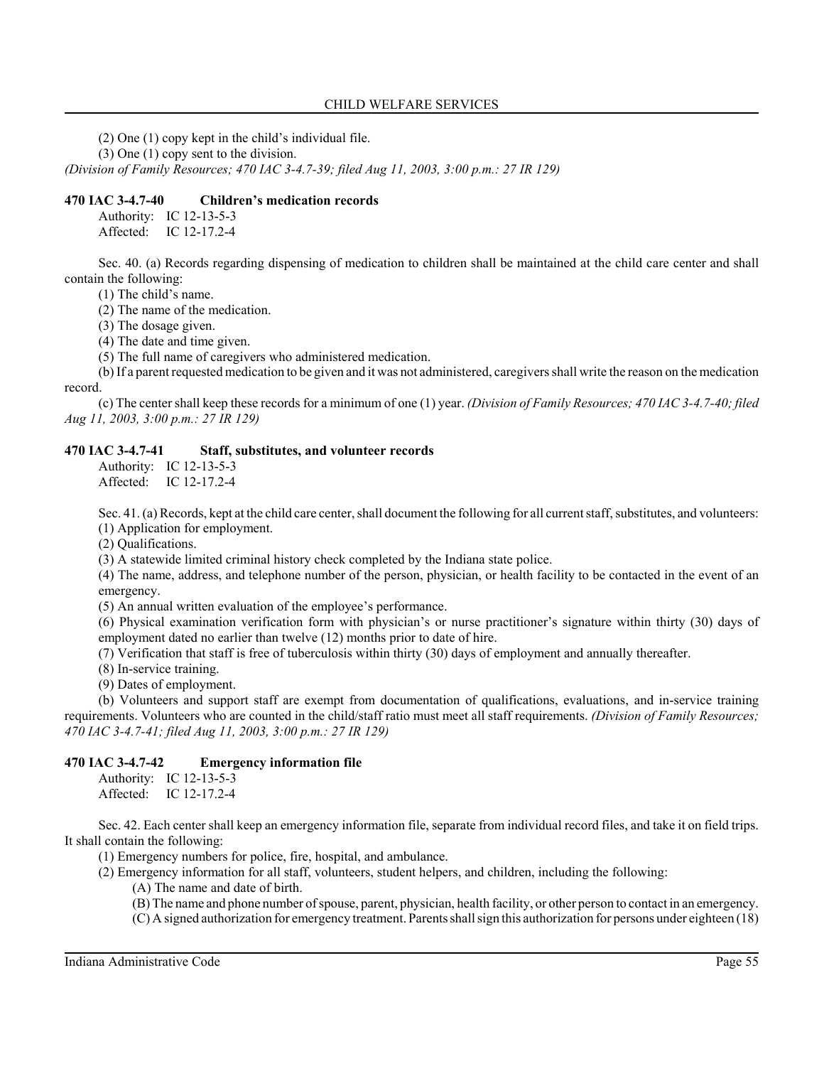(2) One (1) copy kept in the child's individual file.

(3) One (1) copy sent to the division.

*(Division of Family Resources; 470 IAC 3-4.7-39; filed Aug 11, 2003, 3:00 p.m.: 27 IR 129)*

### 470 IAC 3-4.7-40 Children's medication records

Authority: IC 12-13-5-3
Affected: IC 12-17.2-4

Sec. 40. (a) Records regarding dispensing of medication to children shall be maintained at the child care center and shall contain the following:

(1) The child's name.

(2) The name of the medication.

(3) The dosage given.

(4) The date and time given.

(5) The full name of caregivers who administered medication.

(b) If a parent requested medication to be given and it was not administered, caregivers shall write the reason on the medication record.

(c) The center shall keep these records for a minimum of one (1) year. *(Division of Family Resources; 470 IAC 3-4.7-40; filed Aug 11, 2003, 3:00 p.m.: 27 IR 129)*

### 470 IAC 3-4.7-41 Staff, substitutes, and volunteer records

Authority: IC 12-13-5-3
Affected: IC 12-17.2-4

Sec. 41. (a) Records, kept at the child care center, shall document the following for all current staff, substitutes, and volunteers:

(1) Application for employment.

(2) Qualifications.

(3) A statewide limited criminal history check completed by the Indiana state police.

(4) The name, address, and telephone number of the person, physician, or health facility to be contacted in the event of an emergency.

(5) An annual written evaluation of the employee's performance.

(6) Physical examination verification form with physician's or nurse practitioner's signature within thirty (30) days of employment dated no earlier than twelve (12) months prior to date of hire.

(7) Verification that staff is free of tuberculosis within thirty (30) days of employment and annually thereafter.

(8) In-service training.

(9) Dates of employment.

(b) Volunteers and support staff are exempt from documentation of qualifications, evaluations, and in-service training requirements. Volunteers who are counted in the child/staff ratio must meet all staff requirements. *(Division of Family Resources; 470 IAC 3-4.7-41; filed Aug 11, 2003, 3:00 p.m.: 27 IR 129)*

### 470 IAC 3-4.7-42 Emergency information file

Authority: IC 12-13-5-3
Affected: IC 12-17.2-4

Sec. 42. Each center shall keep an emergency information file, separate from individual record files, and take it on field trips. It shall contain the following:

(1) Emergency numbers for police, fire, hospital, and ambulance.

(2) Emergency information for all staff, volunteers, student helpers, and children, including the following:

(A) The name and date of birth.

(B) The name and phone number of spouse, parent, physician, health facility, or other person to contact in an emergency.

(C) A signed authorization for emergency treatment. Parents shall sign this authorization for persons under eighteen (18)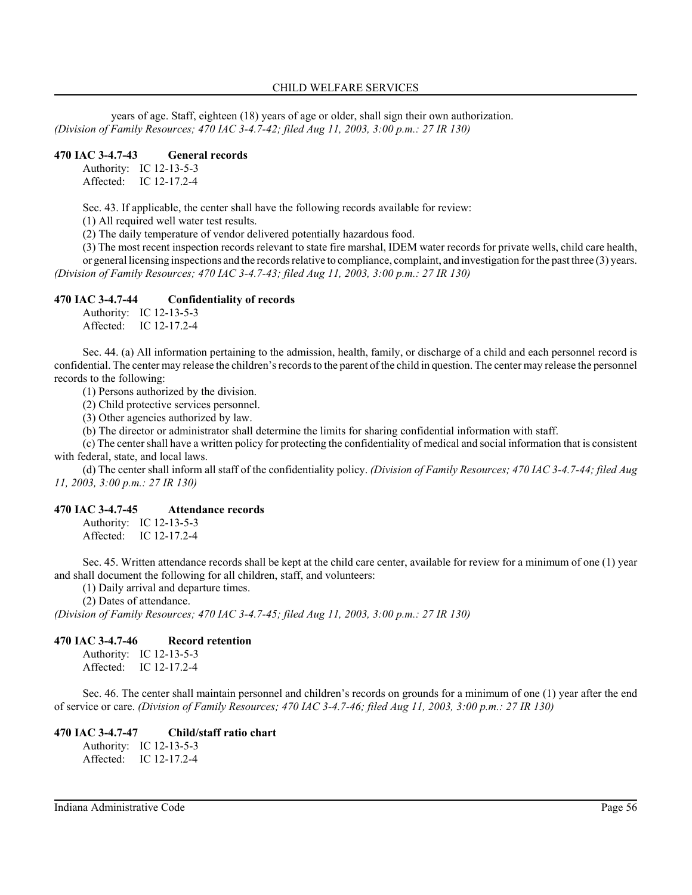years of age. Staff, eighteen (18) years of age or older, shall sign their own authorization. *(Division of Family Resources; 470 IAC 3-4.7-42; filed Aug 11, 2003, 3:00 p.m.: 27 IR 130)*

**470 IAC 3-4.7-43 General records**

Authority: IC 12-13-5-3
Affected: IC 12-17.2-4

Sec. 43. If applicable, the center shall have the following records available for review:

(1) All required well water test results.

(2) The daily temperature of vendor delivered potentially hazardous food.

(3) The most recent inspection records relevant to state fire marshal, IDEM water records for private wells, child care health, or general licensing inspections and the records relative to compliance, complaint, and investigation for the past three (3) years.

*(Division of Family Resources; 470 IAC 3-4.7-43; filed Aug 11, 2003, 3:00 p.m.: 27 IR 130)*

**470 IAC 3-4.7-44 Confidentiality of records**

Authority: IC 12-13-5-3
Affected: IC 12-17.2-4

Sec. 44. (a) All information pertaining to the admission, health, family, or discharge of a child and each personnel record is confidential. The center may release the children's records to the parent of the child in question. The center may release the personnel records to the following:

(1) Persons authorized by the division.

(2) Child protective services personnel.

(3) Other agencies authorized by law.

(b) The director or administrator shall determine the limits for sharing confidential information with staff.

(c) The center shall have a written policy for protecting the confidentiality of medical and social information that is consistent with federal, state, and local laws.

(d) The center shall inform all staff of the confidentiality policy. *(Division of Family Resources; 470 IAC 3-4.7-44; filed Aug 11, 2003, 3:00 p.m.: 27 IR 130)*

**470 IAC 3-4.7-45 Attendance records**

Authority: IC 12-13-5-3
Affected: IC 12-17.2-4

Sec. 45. Written attendance records shall be kept at the child care center, available for review for a minimum of one (1) year and shall document the following for all children, staff, and volunteers:

(1) Daily arrival and departure times.

(2) Dates of attendance.

*(Division of Family Resources; 470 IAC 3-4.7-45; filed Aug 11, 2003, 3:00 p.m.: 27 IR 130)*

**470 IAC 3-4.7-46 Record retention**

Authority: IC 12-13-5-3
Affected: IC 12-17.2-4

Sec. 46. The center shall maintain personnel and children's records on grounds for a minimum of one (1) year after the end of service or care. *(Division of Family Resources; 470 IAC 3-4.7-46; filed Aug 11, 2003, 3:00 p.m.: 27 IR 130)*

**470 IAC 3-4.7-47 Child/staff ratio chart**

Authority: IC 12-13-5-3
Affected: IC 12-17.2-4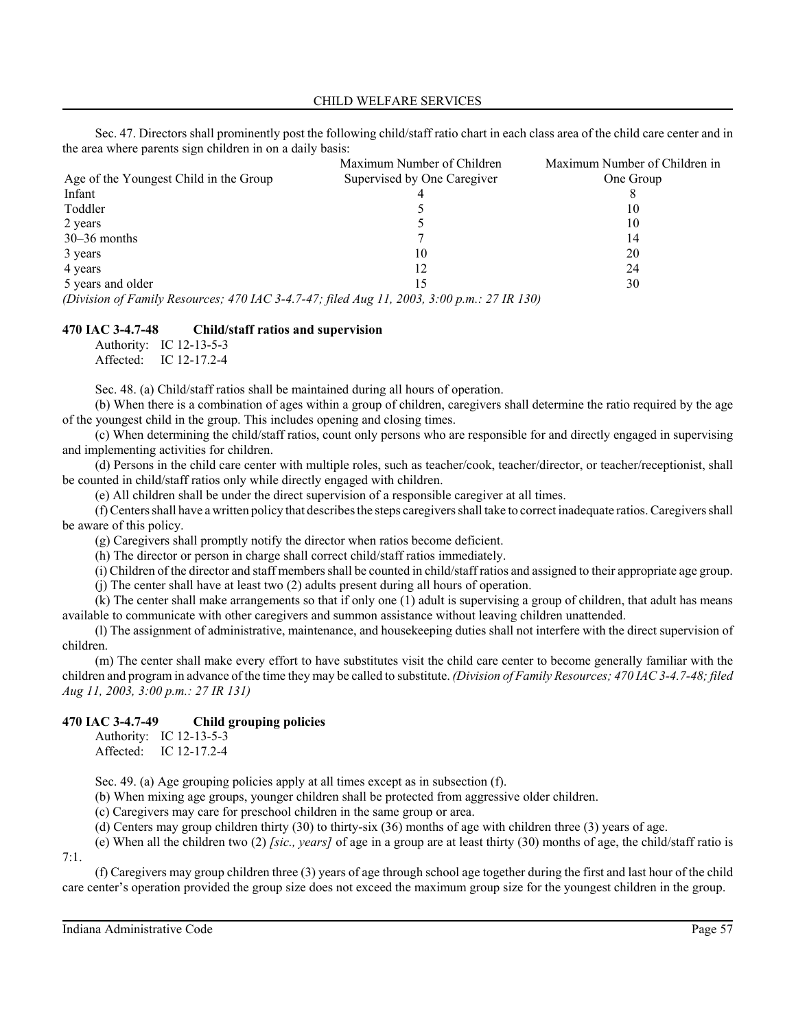Sec. 47. Directors shall prominently post the following child/staff ratio chart in each class area of the child care center and in the area where parents sign children in on a daily basis:

| Age of the Youngest Child in the Group | Maximum Number of Children Supervised by One Caregiver | Maximum Number of Children in One Group |
|---|---|---|
| Infant | 4 | 8 |
| Toddler | 5 | 10 |
| 2 years | 5 | 10 |
| 30–36 months | 7 | 14 |
| 3 years | 10 | 20 |
| 4 years | 12 | 24 |
| 5 years and older | 15 | 30 |

*(Division of Family Resources; 470 IAC 3-4.7-47; filed Aug 11, 2003, 3:00 p.m.: 27 IR 130)*

### 470 IAC 3-4.7-48 Child/staff ratios and supervision

Authority: IC 12-13-5-3
Affected: IC 12-17.2-4

Sec. 48. (a) Child/staff ratios shall be maintained during all hours of operation.

(b) When there is a combination of ages within a group of children, caregivers shall determine the ratio required by the age of the youngest child in the group. This includes opening and closing times.

(c) When determining the child/staff ratios, count only persons who are responsible for and directly engaged in supervising and implementing activities for children.

(d) Persons in the child care center with multiple roles, such as teacher/cook, teacher/director, or teacher/receptionist, shall be counted in child/staff ratios only while directly engaged with children.

(e) All children shall be under the direct supervision of a responsible caregiver at all times.

(f) Centers shall have a written policy that describes the steps caregivers shall take to correct inadequate ratios. Caregivers shall be aware of this policy.

(g) Caregivers shall promptly notify the director when ratios become deficient.

(h) The director or person in charge shall correct child/staff ratios immediately.

(i) Children of the director and staff members shall be counted in child/staff ratios and assigned to their appropriate age group.

(j) The center shall have at least two (2) adults present during all hours of operation.

(k) The center shall make arrangements so that if only one (1) adult is supervising a group of children, that adult has means available to communicate with other caregivers and summon assistance without leaving children unattended.

(l) The assignment of administrative, maintenance, and housekeeping duties shall not interfere with the direct supervision of children.

(m) The center shall make every effort to have substitutes visit the child care center to become generally familiar with the children and program in advance of the time they may be called to substitute. *(Division of Family Resources; 470 IAC 3-4.7-48; filed Aug 11, 2003, 3:00 p.m.: 27 IR 131)*

### 470 IAC 3-4.7-49 Child grouping policies

Authority: IC 12-13-5-3
Affected: IC 12-17.2-4

Sec. 49. (a) Age grouping policies apply at all times except as in subsection (f).

(b) When mixing age groups, younger children shall be protected from aggressive older children.

(c) Caregivers may care for preschool children in the same group or area.

(d) Centers may group children thirty (30) to thirty-six (36) months of age with children three (3) years of age.

(e) When all the children two (2) *[sic., years]* of age in a group are at least thirty (30) months of age, the child/staff ratio is 7:1.

(f) Caregivers may group children three (3) years of age through school age together during the first and last hour of the child care center's operation provided the group size does not exceed the maximum group size for the youngest children in the group.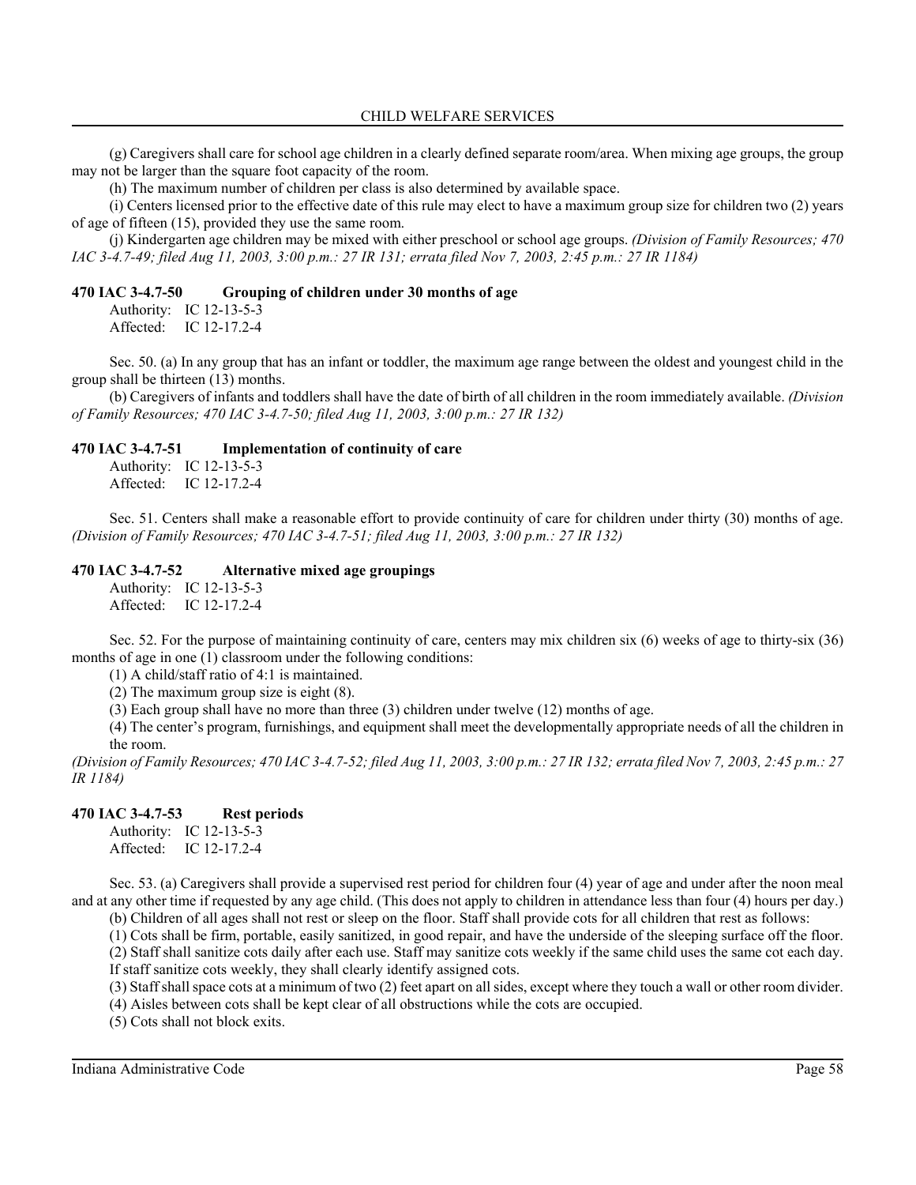(g) Caregivers shall care for school age children in a clearly defined separate room/area. When mixing age groups, the group may not be larger than the square foot capacity of the room.

(h) The maximum number of children per class is also determined by available space.

(i) Centers licensed prior to the effective date of this rule may elect to have a maximum group size for children two (2) years of age of fifteen (15), provided they use the same room.

(j) Kindergarten age children may be mixed with either preschool or school age groups. *(Division of Family Resources; 470 IAC 3-4.7-49; filed Aug 11, 2003, 3:00 p.m.: 27 IR 131; errata filed Nov 7, 2003, 2:45 p.m.: 27 IR 1184)*

### 470 IAC 3-4.7-50 Grouping of children under 30 months of age

Authority: IC 12-13-5-3
Affected: IC 12-17.2-4

Sec. 50. (a) In any group that has an infant or toddler, the maximum age range between the oldest and youngest child in the group shall be thirteen (13) months.

(b) Caregivers of infants and toddlers shall have the date of birth of all children in the room immediately available. *(Division of Family Resources; 470 IAC 3-4.7-50; filed Aug 11, 2003, 3:00 p.m.: 27 IR 132)*

### 470 IAC 3-4.7-51 Implementation of continuity of care

Authority: IC 12-13-5-3
Affected: IC 12-17.2-4

Sec. 51. Centers shall make a reasonable effort to provide continuity of care for children under thirty (30) months of age. *(Division of Family Resources; 470 IAC 3-4.7-51; filed Aug 11, 2003, 3:00 p.m.: 27 IR 132)*

### 470 IAC 3-4.7-52 Alternative mixed age groupings

Authority: IC 12-13-5-3
Affected: IC 12-17.2-4

Sec. 52. For the purpose of maintaining continuity of care, centers may mix children six (6) weeks of age to thirty-six (36) months of age in one (1) classroom under the following conditions:

(1) A child/staff ratio of 4:1 is maintained.

(2) The maximum group size is eight (8).

(3) Each group shall have no more than three (3) children under twelve (12) months of age.

(4) The center's program, furnishings, and equipment shall meet the developmentally appropriate needs of all the children in the room.

*(Division of Family Resources; 470 IAC 3-4.7-52; filed Aug 11, 2003, 3:00 p.m.: 27 IR 132; errata filed Nov 7, 2003, 2:45 p.m.: 27 IR 1184)*

### 470 IAC 3-4.7-53 Rest periods

Authority: IC 12-13-5-3
Affected: IC 12-17.2-4

Sec. 53. (a) Caregivers shall provide a supervised rest period for children four (4) year of age and under after the noon meal and at any other time if requested by any age child. (This does not apply to children in attendance less than four (4) hours per day.)

(b) Children of all ages shall not rest or sleep on the floor. Staff shall provide cots for all children that rest as follows:

(1) Cots shall be firm, portable, easily sanitized, in good repair, and have the underside of the sleeping surface off the floor.

(2) Staff shall sanitize cots daily after each use. Staff may sanitize cots weekly if the same child uses the same cot each day. If staff sanitize cots weekly, they shall clearly identify assigned cots.

(3) Staff shall space cots at a minimum of two (2) feet apart on all sides, except where they touch a wall or other room divider.

(4) Aisles between cots shall be kept clear of all obstructions while the cots are occupied.

(5) Cots shall not block exits.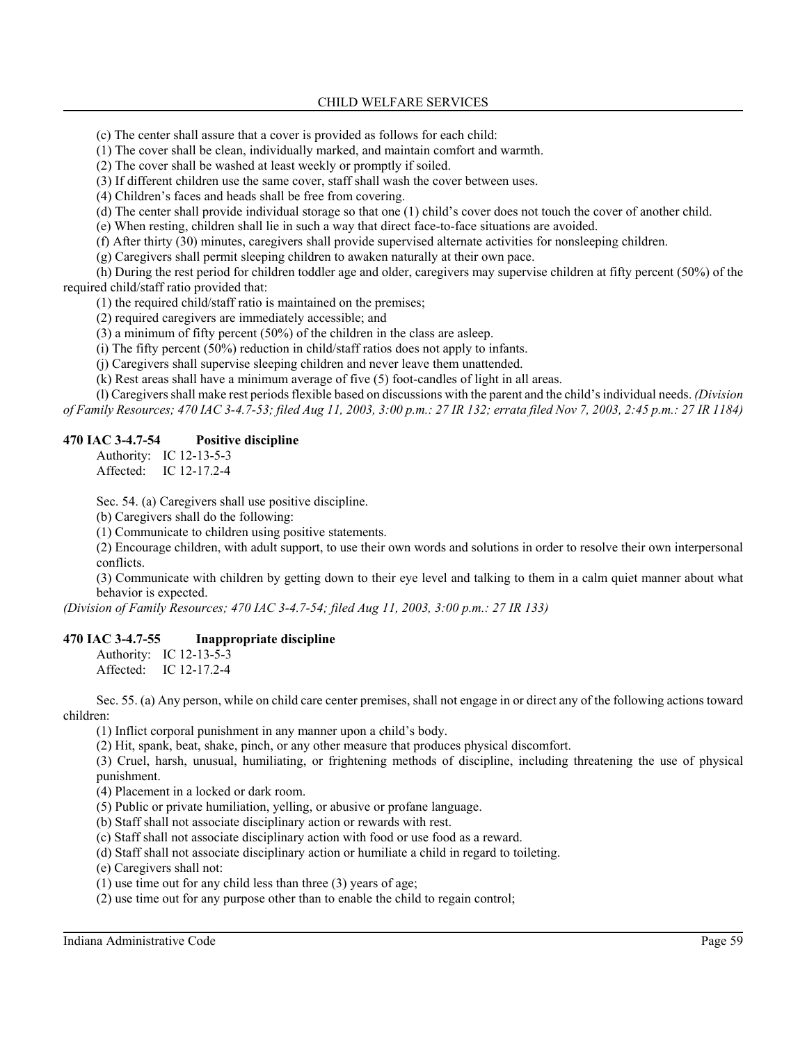(c) The center shall assure that a cover is provided as follows for each child:

(1) The cover shall be clean, individually marked, and maintain comfort and warmth.

(2) The cover shall be washed at least weekly or promptly if soiled.

(3) If different children use the same cover, staff shall wash the cover between uses.

(4) Children's faces and heads shall be free from covering.

(d) The center shall provide individual storage so that one (1) child's cover does not touch the cover of another child.

(e) When resting, children shall lie in such a way that direct face-to-face situations are avoided.

(f) After thirty (30) minutes, caregivers shall provide supervised alternate activities for nonsleeping children.

(g) Caregivers shall permit sleeping children to awaken naturally at their own pace.

(h) During the rest period for children toddler age and older, caregivers may supervise children at fifty percent (50%) of the required child/staff ratio provided that:

(1) the required child/staff ratio is maintained on the premises;

(2) required caregivers are immediately accessible; and

(3) a minimum of fifty percent (50%) of the children in the class are asleep.

(i) The fifty percent (50%) reduction in child/staff ratios does not apply to infants.

(j) Caregivers shall supervise sleeping children and never leave them unattended.

(k) Rest areas shall have a minimum average of five (5) foot-candles of light in all areas.

(l) Caregivers shall make rest periods flexible based on discussions with the parent and the child's individual needs. *(Division of Family Resources; 470 IAC 3-4.7-53; filed Aug 11, 2003, 3:00 p.m.: 27 IR 132; errata filed Nov 7, 2003, 2:45 p.m.: 27 IR 1184)*

### 470 IAC 3-4.7-54 Positive discipline

Authority: IC 12-13-5-3
Affected: IC 12-17.2-4

Sec. 54. (a) Caregivers shall use positive discipline.

(b) Caregivers shall do the following:

(1) Communicate to children using positive statements.

(2) Encourage children, with adult support, to use their own words and solutions in order to resolve their own interpersonal conflicts.

(3) Communicate with children by getting down to their eye level and talking to them in a calm quiet manner about what behavior is expected.

*(Division of Family Resources; 470 IAC 3-4.7-54; filed Aug 11, 2003, 3:00 p.m.: 27 IR 133)*

### 470 IAC 3-4.7-55 Inappropriate discipline

Authority: IC 12-13-5-3
Affected: IC 12-17.2-4

Sec. 55. (a) Any person, while on child care center premises, shall not engage in or direct any of the following actions toward children:

(1) Inflict corporal punishment in any manner upon a child's body.

(2) Hit, spank, beat, shake, pinch, or any other measure that produces physical discomfort.

(3) Cruel, harsh, unusual, humiliating, or frightening methods of discipline, including threatening the use of physical punishment.

(4) Placement in a locked or dark room.

(5) Public or private humiliation, yelling, or abusive or profane language.

(b) Staff shall not associate disciplinary action or rewards with rest.

(c) Staff shall not associate disciplinary action with food or use food as a reward.

(d) Staff shall not associate disciplinary action or humiliate a child in regard to toileting.

(e) Caregivers shall not:

(1) use time out for any child less than three (3) years of age;

(2) use time out for any purpose other than to enable the child to regain control;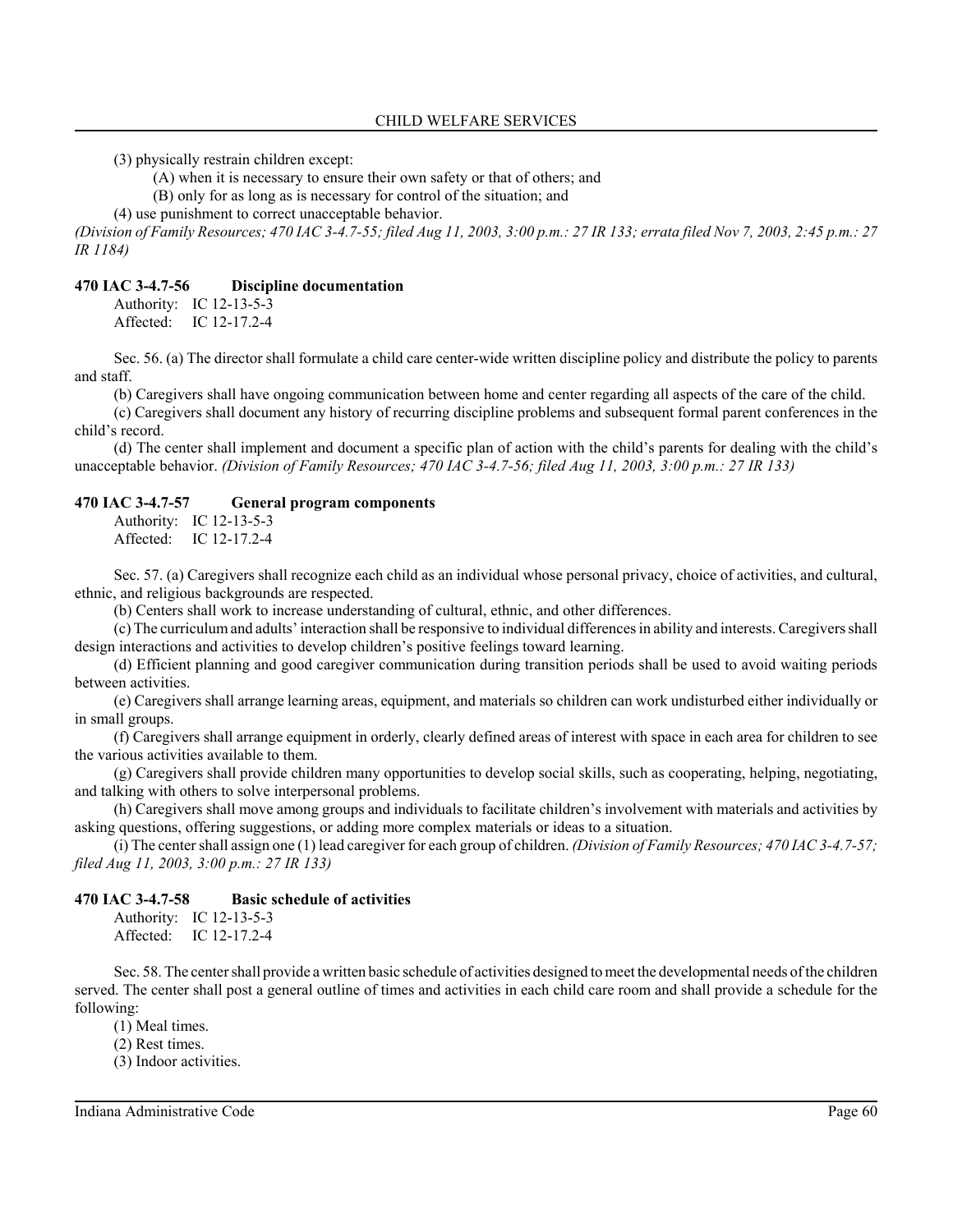(3) physically restrain children except:

(A) when it is necessary to ensure their own safety or that of others; and

(B) only for as long as is necessary for control of the situation; and

(4) use punishment to correct unacceptable behavior.

*(Division of Family Resources; 470 IAC 3-4.7-55; filed Aug 11, 2003, 3:00 p.m.: 27 IR 133; errata filed Nov 7, 2003, 2:45 p.m.: 27 IR 1184)*

### 470 IAC 3-4.7-56 Discipline documentation

Authority: IC 12-13-5-3
Affected: IC 12-17.2-4

Sec. 56. (a) The director shall formulate a child care center-wide written discipline policy and distribute the policy to parents and staff.

(b) Caregivers shall have ongoing communication between home and center regarding all aspects of the care of the child.

(c) Caregivers shall document any history of recurring discipline problems and subsequent formal parent conferences in the child's record.

(d) The center shall implement and document a specific plan of action with the child's parents for dealing with the child's unacceptable behavior. *(Division of Family Resources; 470 IAC 3-4.7-56; filed Aug 11, 2003, 3:00 p.m.: 27 IR 133)*

### 470 IAC 3-4.7-57 General program components

Authority: IC 12-13-5-3
Affected: IC 12-17.2-4

Sec. 57. (a) Caregivers shall recognize each child as an individual whose personal privacy, choice of activities, and cultural, ethnic, and religious backgrounds are respected.

(b) Centers shall work to increase understanding of cultural, ethnic, and other differences.

(c) The curriculum and adults' interaction shall be responsive to individual differences in ability and interests. Caregivers shall design interactions and activities to develop children's positive feelings toward learning.

(d) Efficient planning and good caregiver communication during transition periods shall be used to avoid waiting periods between activities.

(e) Caregivers shall arrange learning areas, equipment, and materials so children can work undisturbed either individually or in small groups.

(f) Caregivers shall arrange equipment in orderly, clearly defined areas of interest with space in each area for children to see the various activities available to them.

(g) Caregivers shall provide children many opportunities to develop social skills, such as cooperating, helping, negotiating, and talking with others to solve interpersonal problems.

(h) Caregivers shall move among groups and individuals to facilitate children's involvement with materials and activities by asking questions, offering suggestions, or adding more complex materials or ideas to a situation.

(i) The center shall assign one (1) lead caregiver for each group of children. *(Division of Family Resources; 470 IAC 3-4.7-57; filed Aug 11, 2003, 3:00 p.m.: 27 IR 133)*

### 470 IAC 3-4.7-58 Basic schedule of activities

Authority: IC 12-13-5-3
Affected: IC 12-17.2-4

Sec. 58. The center shall provide a written basic schedule of activities designed to meet the developmental needs of the children served. The center shall post a general outline of times and activities in each child care room and shall provide a schedule for the following:

(1) Meal times.

(2) Rest times.

(3) Indoor activities.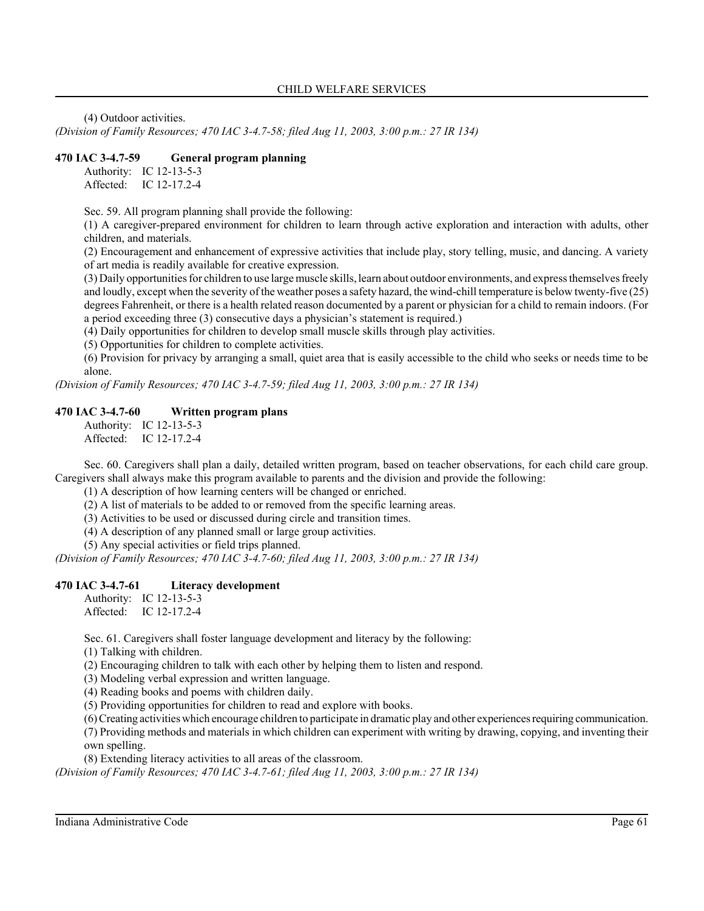(4) Outdoor activities.

*(Division of Family Resources; 470 IAC 3-4.7-58; filed Aug 11, 2003, 3:00 p.m.: 27 IR 134)*

### 470 IAC 3-4.7-59 General program planning

Authority: IC 12-13-5-3
Affected: IC 12-17.2-4

Sec. 59. All program planning shall provide the following:

(1) A caregiver-prepared environment for children to learn through active exploration and interaction with adults, other children, and materials.

(2) Encouragement and enhancement of expressive activities that include play, story telling, music, and dancing. A variety of art media is readily available for creative expression.

(3) Daily opportunities for children to use large muscle skills, learn about outdoor environments, and express themselves freely and loudly, except when the severity of the weather poses a safety hazard, the wind-chill temperature is below twenty-five (25) degrees Fahrenheit, or there is a health related reason documented by a parent or physician for a child to remain indoors. (For a period exceeding three (3) consecutive days a physician's statement is required.)

(4) Daily opportunities for children to develop small muscle skills through play activities.

(5) Opportunities for children to complete activities.

(6) Provision for privacy by arranging a small, quiet area that is easily accessible to the child who seeks or needs time to be alone.

*(Division of Family Resources; 470 IAC 3-4.7-59; filed Aug 11, 2003, 3:00 p.m.: 27 IR 134)*

### 470 IAC 3-4.7-60 Written program plans

Authority: IC 12-13-5-3
Affected: IC 12-17.2-4

Sec. 60. Caregivers shall plan a daily, detailed written program, based on teacher observations, for each child care group. Caregivers shall always make this program available to parents and the division and provide the following:

(1) A description of how learning centers will be changed or enriched.

(2) A list of materials to be added to or removed from the specific learning areas.

(3) Activities to be used or discussed during circle and transition times.

(4) A description of any planned small or large group activities.

(5) Any special activities or field trips planned.

*(Division of Family Resources; 470 IAC 3-4.7-60; filed Aug 11, 2003, 3:00 p.m.: 27 IR 134)*

### 470 IAC 3-4.7-61 Literacy development

Authority: IC 12-13-5-3
Affected: IC 12-17.2-4

Sec. 61. Caregivers shall foster language development and literacy by the following:

(1) Talking with children.

(2) Encouraging children to talk with each other by helping them to listen and respond.

(3) Modeling verbal expression and written language.

(4) Reading books and poems with children daily.

(5) Providing opportunities for children to read and explore with books.

(6) Creating activities which encourage children to participate in dramatic play and other experiences requiring communication.

(7) Providing methods and materials in which children can experiment with writing by drawing, copying, and inventing their own spelling.

(8) Extending literacy activities to all areas of the classroom.

*(Division of Family Resources; 470 IAC 3-4.7-61; filed Aug 11, 2003, 3:00 p.m.: 27 IR 134)*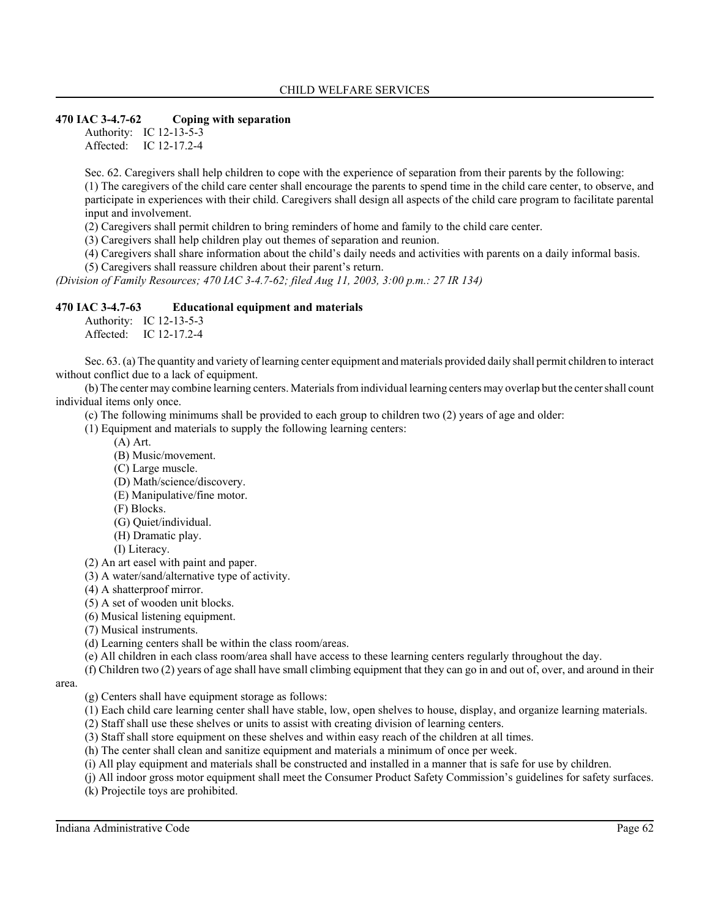### 470 IAC 3-4.7-62 Coping with separation

Authority: IC 12-13-5-3
Affected: IC 12-17.2-4

Sec. 62. Caregivers shall help children to cope with the experience of separation from their parents by the following:

(1) The caregivers of the child care center shall encourage the parents to spend time in the child care center, to observe, and participate in experiences with their child. Caregivers shall design all aspects of the child care program to facilitate parental input and involvement.

(2) Caregivers shall permit children to bring reminders of home and family to the child care center.

(3) Caregivers shall help children play out themes of separation and reunion.

(4) Caregivers shall share information about the child's daily needs and activities with parents on a daily informal basis.

(5) Caregivers shall reassure children about their parent's return.

*(Division of Family Resources; 470 IAC 3-4.7-62; filed Aug 11, 2003, 3:00 p.m.: 27 IR 134)*

### 470 IAC 3-4.7-63 Educational equipment and materials

Authority: IC 12-13-5-3
Affected: IC 12-17.2-4

Sec. 63. (a) The quantity and variety of learning center equipment and materials provided daily shall permit children to interact without conflict due to a lack of equipment.

(b) The center may combine learning centers. Materials from individual learning centers may overlap but the center shall count individual items only once.

(c) The following minimums shall be provided to each group to children two (2) years of age and older:

(1) Equipment and materials to supply the following learning centers:

(A) Art.

(B) Music/movement.

(C) Large muscle.

(D) Math/science/discovery.

(E) Manipulative/fine motor.

(F) Blocks.

(G) Quiet/individual.

(H) Dramatic play.

(I) Literacy.

(2) An art easel with paint and paper.

(3) A water/sand/alternative type of activity.

(4) A shatterproof mirror.

(5) A set of wooden unit blocks.

(6) Musical listening equipment.

(7) Musical instruments.

(d) Learning centers shall be within the class room/areas.

(e) All children in each class room/area shall have access to these learning centers regularly throughout the day.

(f) Children two (2) years of age shall have small climbing equipment that they can go in and out of, over, and around in their area.

(g) Centers shall have equipment storage as follows:

(1) Each child care learning center shall have stable, low, open shelves to house, display, and organize learning materials.

(2) Staff shall use these shelves or units to assist with creating division of learning centers.

(3) Staff shall store equipment on these shelves and within easy reach of the children at all times.

(h) The center shall clean and sanitize equipment and materials a minimum of once per week.

(i) All play equipment and materials shall be constructed and installed in a manner that is safe for use by children.

(j) All indoor gross motor equipment shall meet the Consumer Product Safety Commission's guidelines for safety surfaces.

(k) Projectile toys are prohibited.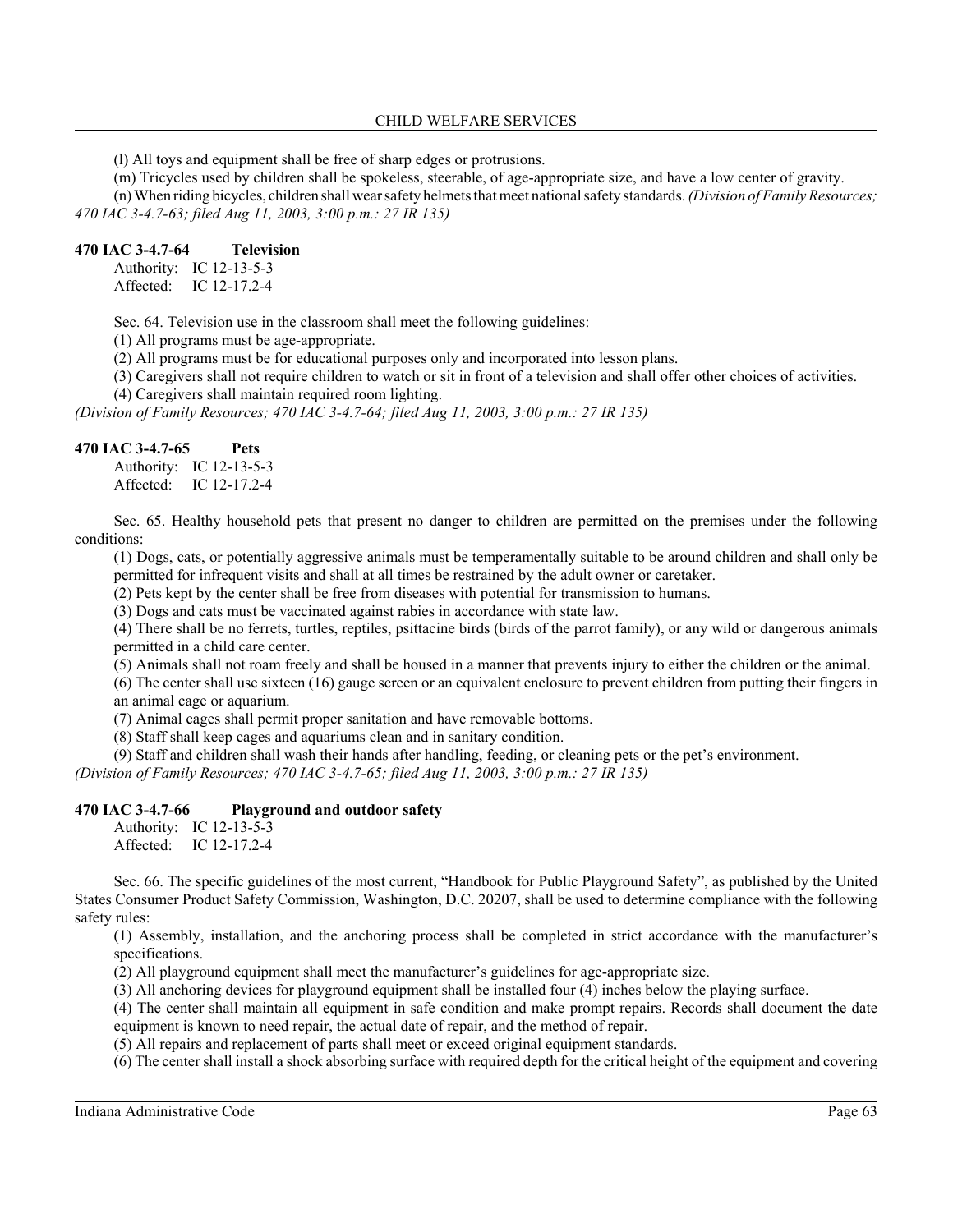(l) All toys and equipment shall be free of sharp edges or protrusions.

(m) Tricycles used by children shall be spokeless, steerable, of age-appropriate size, and have a low center of gravity.

(n) When riding bicycles, children shall wear safety helmets that meet national safety standards. *(Division of Family Resources; 470 IAC 3-4.7-63; filed Aug 11, 2003, 3:00 p.m.: 27 IR 135)*

**470 IAC 3-4.7-64 Television**

Authority: IC 12-13-5-3
Affected: IC 12-17.2-4

Sec. 64. Television use in the classroom shall meet the following guidelines:

(1) All programs must be age-appropriate.

(2) All programs must be for educational purposes only and incorporated into lesson plans.

(3) Caregivers shall not require children to watch or sit in front of a television and shall offer other choices of activities.

(4) Caregivers shall maintain required room lighting.

*(Division of Family Resources; 470 IAC 3-4.7-64; filed Aug 11, 2003, 3:00 p.m.: 27 IR 135)*

**470 IAC 3-4.7-65 Pets**

Authority: IC 12-13-5-3
Affected: IC 12-17.2-4

Sec. 65. Healthy household pets that present no danger to children are permitted on the premises under the following conditions:

(1) Dogs, cats, or potentially aggressive animals must be temperamentally suitable to be around children and shall only be permitted for infrequent visits and shall at all times be restrained by the adult owner or caretaker.

(2) Pets kept by the center shall be free from diseases with potential for transmission to humans.

(3) Dogs and cats must be vaccinated against rabies in accordance with state law.

(4) There shall be no ferrets, turtles, reptiles, psittacine birds (birds of the parrot family), or any wild or dangerous animals permitted in a child care center.

(5) Animals shall not roam freely and shall be housed in a manner that prevents injury to either the children or the animal.

(6) The center shall use sixteen (16) gauge screen or an equivalent enclosure to prevent children from putting their fingers in an animal cage or aquarium.

(7) Animal cages shall permit proper sanitation and have removable bottoms.

(8) Staff shall keep cages and aquariums clean and in sanitary condition.

(9) Staff and children shall wash their hands after handling, feeding, or cleaning pets or the pet's environment.

*(Division of Family Resources; 470 IAC 3-4.7-65; filed Aug 11, 2003, 3:00 p.m.: 27 IR 135)*

**470 IAC 3-4.7-66 Playground and outdoor safety**

Authority: IC 12-13-5-3
Affected: IC 12-17.2-4

Sec. 66. The specific guidelines of the most current, "Handbook for Public Playground Safety", as published by the United States Consumer Product Safety Commission, Washington, D.C. 20207, shall be used to determine compliance with the following safety rules:

(1) Assembly, installation, and the anchoring process shall be completed in strict accordance with the manufacturer's specifications.

(2) All playground equipment shall meet the manufacturer's guidelines for age-appropriate size.

(3) All anchoring devices for playground equipment shall be installed four (4) inches below the playing surface.

(4) The center shall maintain all equipment in safe condition and make prompt repairs. Records shall document the date equipment is known to need repair, the actual date of repair, and the method of repair.

(5) All repairs and replacement of parts shall meet or exceed original equipment standards.

(6) The center shall install a shock absorbing surface with required depth for the critical height of the equipment and covering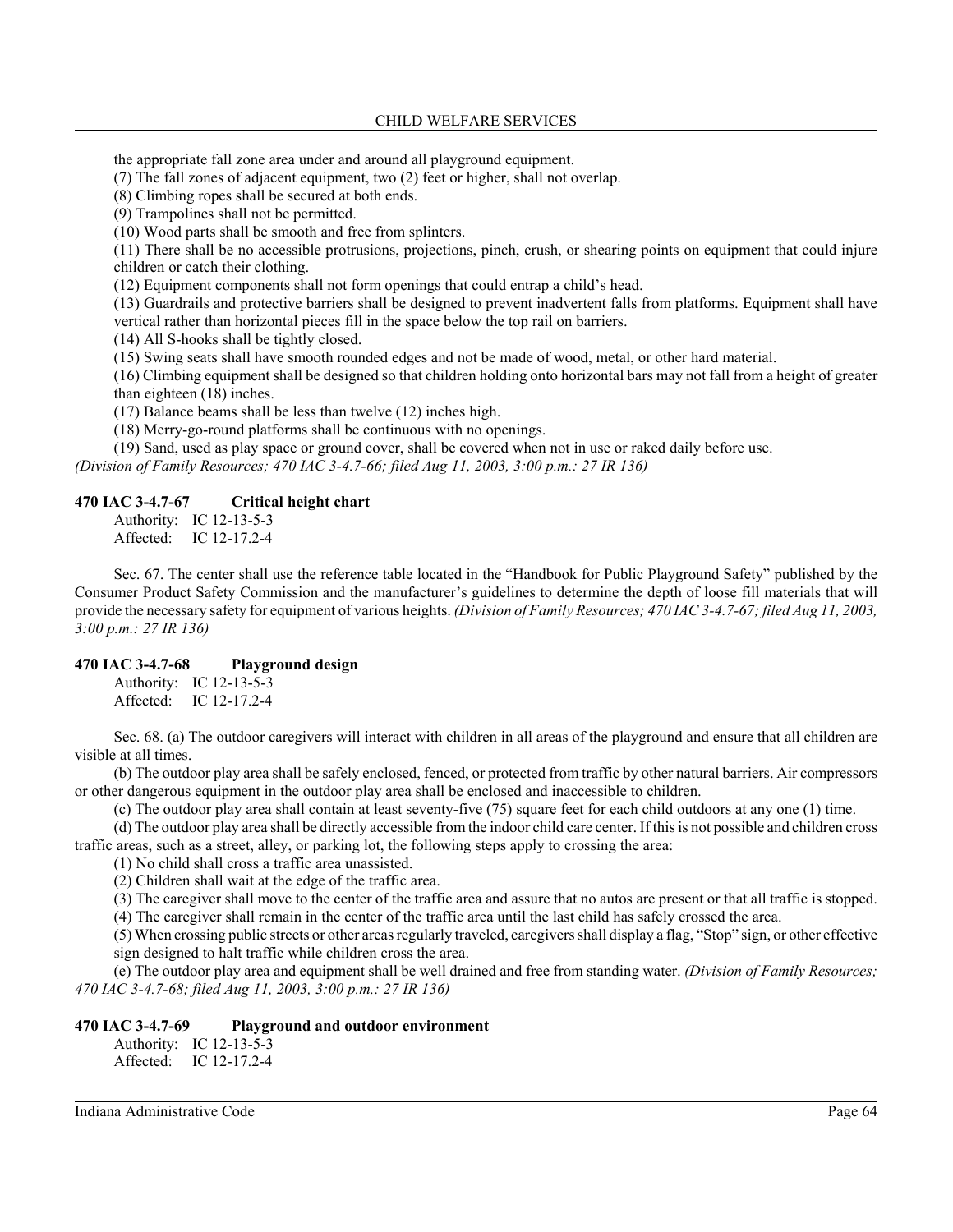the appropriate fall zone area under and around all playground equipment.

(7) The fall zones of adjacent equipment, two (2) feet or higher, shall not overlap.

(8) Climbing ropes shall be secured at both ends.

(9) Trampolines shall not be permitted.

(10) Wood parts shall be smooth and free from splinters.

(11) There shall be no accessible protrusions, projections, pinch, crush, or shearing points on equipment that could injure children or catch their clothing.

(12) Equipment components shall not form openings that could entrap a child's head.

(13) Guardrails and protective barriers shall be designed to prevent inadvertent falls from platforms. Equipment shall have vertical rather than horizontal pieces fill in the space below the top rail on barriers.

(14) All S-hooks shall be tightly closed.

(15) Swing seats shall have smooth rounded edges and not be made of wood, metal, or other hard material.

(16) Climbing equipment shall be designed so that children holding onto horizontal bars may not fall from a height of greater than eighteen (18) inches.

(17) Balance beams shall be less than twelve (12) inches high.

(18) Merry-go-round platforms shall be continuous with no openings.

(19) Sand, used as play space or ground cover, shall be covered when not in use or raked daily before use.

*(Division of Family Resources; 470 IAC 3-4.7-66; filed Aug 11, 2003, 3:00 p.m.: 27 IR 136)*

### 470 IAC 3-4.7-67 Critical height chart

Authority: IC 12-13-5-3
Affected: IC 12-17.2-4

Sec. 67. The center shall use the reference table located in the "Handbook for Public Playground Safety" published by the Consumer Product Safety Commission and the manufacturer's guidelines to determine the depth of loose fill materials that will provide the necessary safety for equipment of various heights. *(Division of Family Resources; 470 IAC 3-4.7-67; filed Aug 11, 2003, 3:00 p.m.: 27 IR 136)*

### 470 IAC 3-4.7-68 Playground design

Authority: IC 12-13-5-3
Affected: IC 12-17.2-4

Sec. 68. (a) The outdoor caregivers will interact with children in all areas of the playground and ensure that all children are visible at all times.

(b) The outdoor play area shall be safely enclosed, fenced, or protected from traffic by other natural barriers. Air compressors or other dangerous equipment in the outdoor play area shall be enclosed and inaccessible to children.

(c) The outdoor play area shall contain at least seventy-five (75) square feet for each child outdoors at any one (1) time.

(d) The outdoor play area shall be directly accessible from the indoor child care center. If this is not possible and children cross traffic areas, such as a street, alley, or parking lot, the following steps apply to crossing the area:

(1) No child shall cross a traffic area unassisted.

(2) Children shall wait at the edge of the traffic area.

(3) The caregiver shall move to the center of the traffic area and assure that no autos are present or that all traffic is stopped.

(4) The caregiver shall remain in the center of the traffic area until the last child has safely crossed the area.

(5) When crossing public streets or other areas regularly traveled, caregivers shall display a flag, "Stop" sign, or other effective sign designed to halt traffic while children cross the area.

(e) The outdoor play area and equipment shall be well drained and free from standing water. *(Division of Family Resources; 470 IAC 3-4.7-68; filed Aug 11, 2003, 3:00 p.m.: 27 IR 136)*

### 470 IAC 3-4.7-69 Playground and outdoor environment

Authority: IC 12-13-5-3
Affected: IC 12-17.2-4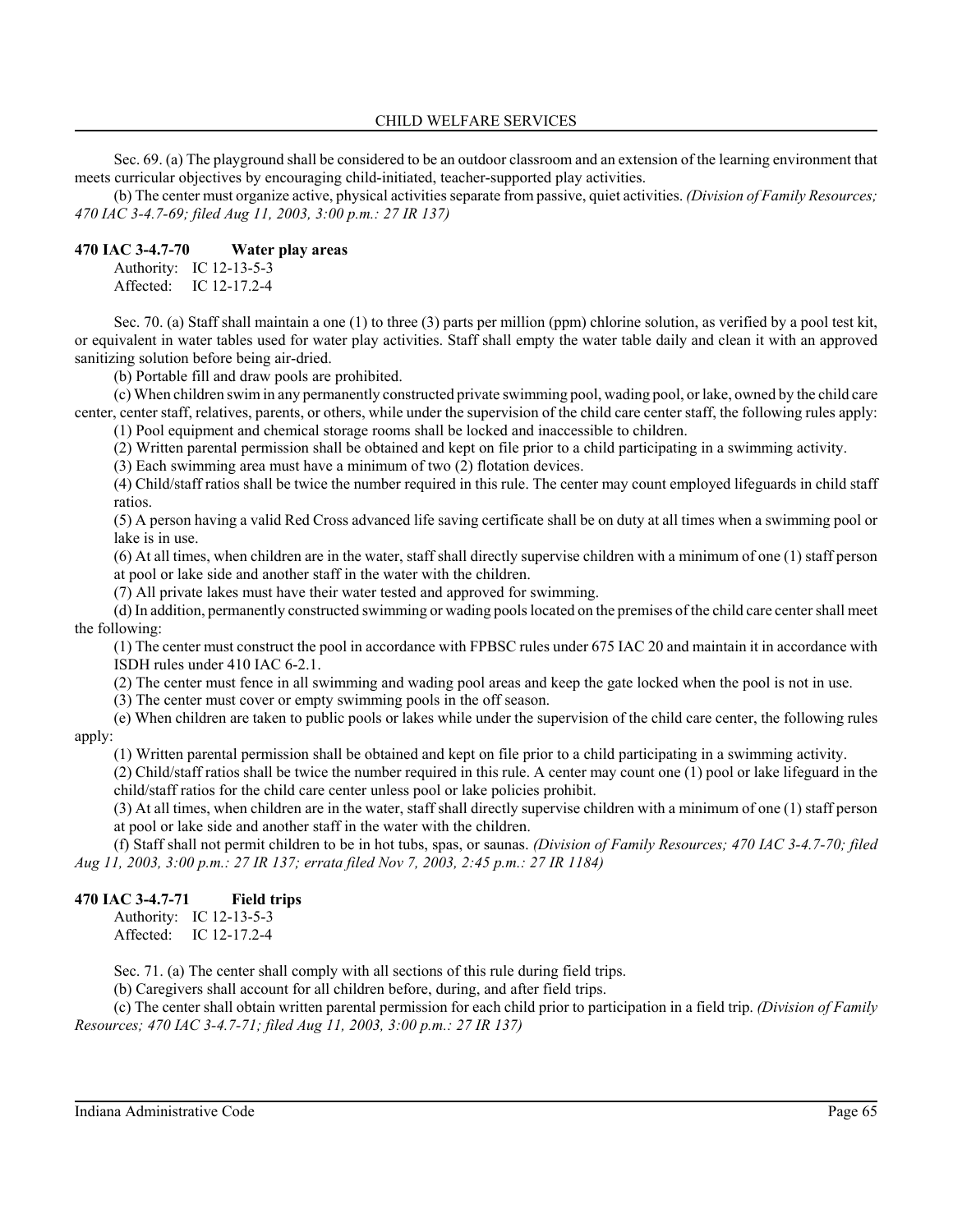Sec. 69. (a) The playground shall be considered to be an outdoor classroom and an extension of the learning environment that meets curricular objectives by encouraging child-initiated, teacher-supported play activities.

(b) The center must organize active, physical activities separate from passive, quiet activities. *(Division of Family Resources; 470 IAC 3-4.7-69; filed Aug 11, 2003, 3:00 p.m.: 27 IR 137)*

### 470 IAC 3-4.7-70 Water play areas

Authority: IC 12-13-5-3
Affected: IC 12-17.2-4

Sec. 70. (a) Staff shall maintain a one (1) to three (3) parts per million (ppm) chlorine solution, as verified by a pool test kit, or equivalent in water tables used for water play activities. Staff shall empty the water table daily and clean it with an approved sanitizing solution before being air-dried.

(b) Portable fill and draw pools are prohibited.

(c) When children swim in any permanently constructed private swimming pool, wading pool, or lake, owned by the child care center, center staff, relatives, parents, or others, while under the supervision of the child care center staff, the following rules apply:

(1) Pool equipment and chemical storage rooms shall be locked and inaccessible to children.

(2) Written parental permission shall be obtained and kept on file prior to a child participating in a swimming activity.

(3) Each swimming area must have a minimum of two (2) flotation devices.

(4) Child/staff ratios shall be twice the number required in this rule. The center may count employed lifeguards in child staff ratios.

(5) A person having a valid Red Cross advanced life saving certificate shall be on duty at all times when a swimming pool or lake is in use.

(6) At all times, when children are in the water, staff shall directly supervise children with a minimum of one (1) staff person at pool or lake side and another staff in the water with the children.

(7) All private lakes must have their water tested and approved for swimming.

(d) In addition, permanently constructed swimming or wading pools located on the premises of the child care center shall meet the following:

(1) The center must construct the pool in accordance with FPBSC rules under 675 IAC 20 and maintain it in accordance with ISDH rules under 410 IAC 6-2.1.

(2) The center must fence in all swimming and wading pool areas and keep the gate locked when the pool is not in use.

(3) The center must cover or empty swimming pools in the off season.

(e) When children are taken to public pools or lakes while under the supervision of the child care center, the following rules apply:

(1) Written parental permission shall be obtained and kept on file prior to a child participating in a swimming activity.

(2) Child/staff ratios shall be twice the number required in this rule. A center may count one (1) pool or lake lifeguard in the child/staff ratios for the child care center unless pool or lake policies prohibit.

(3) At all times, when children are in the water, staff shall directly supervise children with a minimum of one (1) staff person at pool or lake side and another staff in the water with the children.

(f) Staff shall not permit children to be in hot tubs, spas, or saunas. *(Division of Family Resources; 470 IAC 3-4.7-70; filed Aug 11, 2003, 3:00 p.m.: 27 IR 137; errata filed Nov 7, 2003, 2:45 p.m.: 27 IR 1184)*

### 470 IAC 3-4.7-71 Field trips

Authority: IC 12-13-5-3
Affected: IC 12-17.2-4

Sec. 71. (a) The center shall comply with all sections of this rule during field trips.

(b) Caregivers shall account for all children before, during, and after field trips.

(c) The center shall obtain written parental permission for each child prior to participation in a field trip. *(Division of Family Resources; 470 IAC 3-4.7-71; filed Aug 11, 2003, 3:00 p.m.: 27 IR 137)*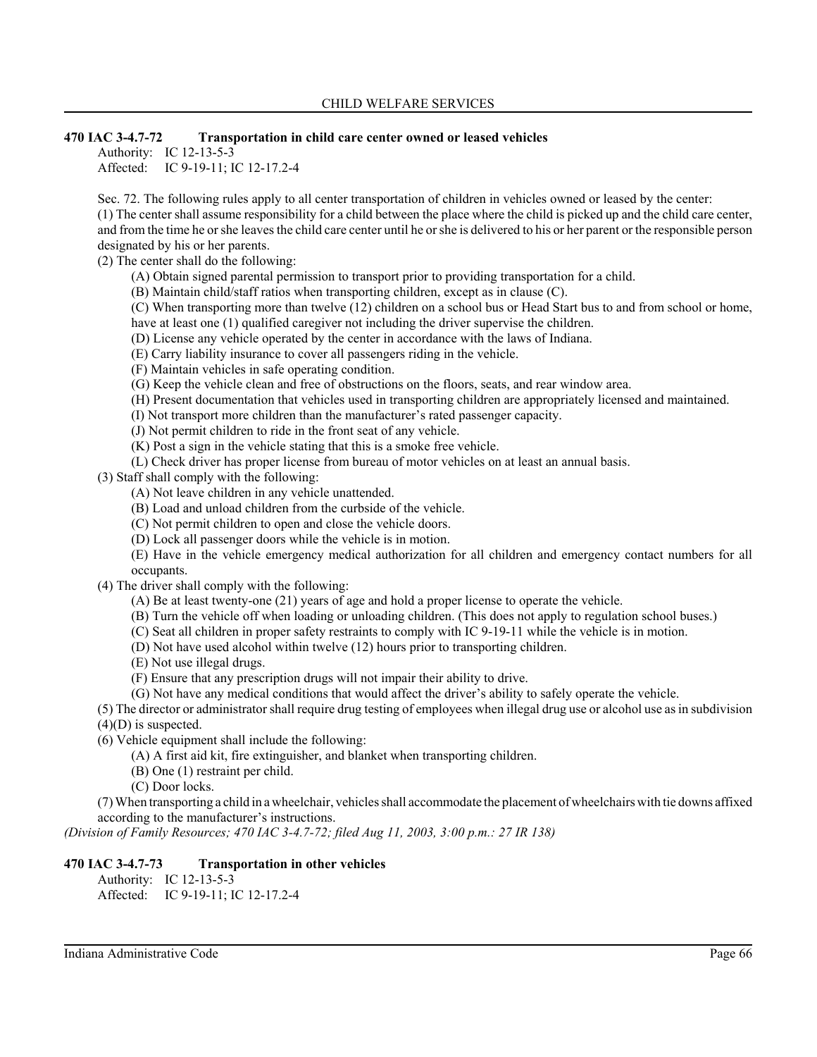**470 IAC 3-4.7-72 Transportation in child care center owned or leased vehicles**

Authority: IC 12-13-5-3
Affected: IC 9-19-11; IC 12-17.2-4

Sec. 72. The following rules apply to all center transportation of children in vehicles owned or leased by the center:

(1) The center shall assume responsibility for a child between the place where the child is picked up and the child care center, and from the time he or she leaves the child care center until he or she is delivered to his or her parent or the responsible person designated by his or her parents.

(2) The center shall do the following:

(A) Obtain signed parental permission to transport prior to providing transportation for a child.

(B) Maintain child/staff ratios when transporting children, except as in clause (C).

(C) When transporting more than twelve (12) children on a school bus or Head Start bus to and from school or home, have at least one (1) qualified caregiver not including the driver supervise the children.

(D) License any vehicle operated by the center in accordance with the laws of Indiana.

(E) Carry liability insurance to cover all passengers riding in the vehicle.

(F) Maintain vehicles in safe operating condition.

(G) Keep the vehicle clean and free of obstructions on the floors, seats, and rear window area.

(H) Present documentation that vehicles used in transporting children are appropriately licensed and maintained.

(I) Not transport more children than the manufacturer's rated passenger capacity.

(J) Not permit children to ride in the front seat of any vehicle.

(K) Post a sign in the vehicle stating that this is a smoke free vehicle.

(L) Check driver has proper license from bureau of motor vehicles on at least an annual basis.

(3) Staff shall comply with the following:

(A) Not leave children in any vehicle unattended.

(B) Load and unload children from the curbside of the vehicle.

(C) Not permit children to open and close the vehicle doors.

(D) Lock all passenger doors while the vehicle is in motion.

(E) Have in the vehicle emergency medical authorization for all children and emergency contact numbers for all occupants.

(4) The driver shall comply with the following:

(A) Be at least twenty-one (21) years of age and hold a proper license to operate the vehicle.

(B) Turn the vehicle off when loading or unloading children. (This does not apply to regulation school buses.)

(C) Seat all children in proper safety restraints to comply with IC 9-19-11 while the vehicle is in motion.

(D) Not have used alcohol within twelve (12) hours prior to transporting children.

(E) Not use illegal drugs.

(F) Ensure that any prescription drugs will not impair their ability to drive.

(G) Not have any medical conditions that would affect the driver's ability to safely operate the vehicle.

(5) The director or administrator shall require drug testing of employees when illegal drug use or alcohol use as in subdivision (4)(D) is suspected.

(6) Vehicle equipment shall include the following:

(A) A first aid kit, fire extinguisher, and blanket when transporting children.

(B) One (1) restraint per child.

(C) Door locks.

(7) When transporting a child in a wheelchair, vehicles shall accommodate the placement of wheelchairs with tie downs affixed according to the manufacturer's instructions.

*(Division of Family Resources; 470 IAC 3-4.7-72; filed Aug 11, 2003, 3:00 p.m.: 27 IR 138)*

**470 IAC 3-4.7-73 Transportation in other vehicles**

Authority: IC 12-13-5-3
Affected: IC 9-19-11; IC 12-17.2-4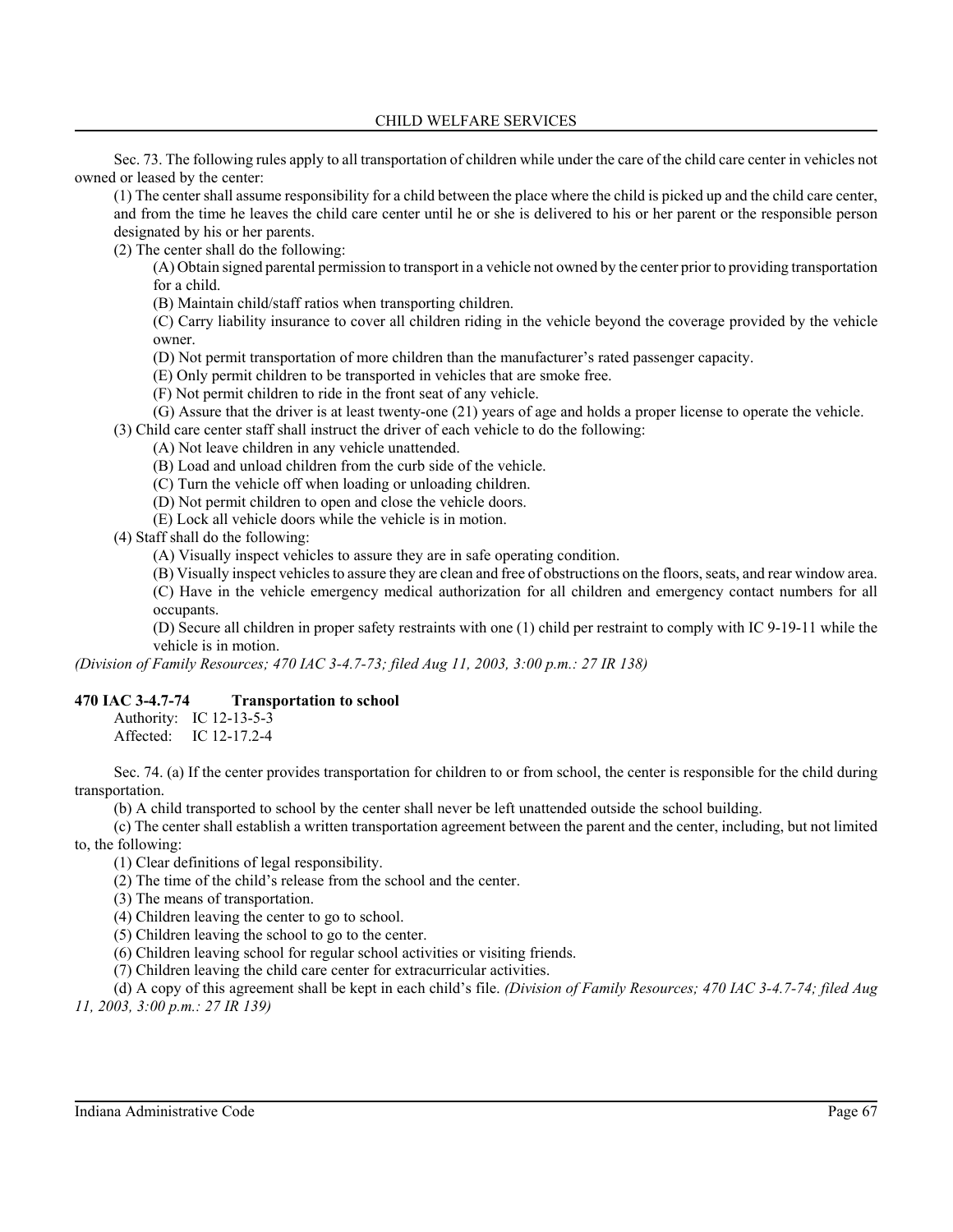Sec. 73. The following rules apply to all transportation of children while under the care of the child care center in vehicles not owned or leased by the center:

(1) The center shall assume responsibility for a child between the place where the child is picked up and the child care center, and from the time he leaves the child care center until he or she is delivered to his or her parent or the responsible person designated by his or her parents.

(2) The center shall do the following:

(A) Obtain signed parental permission to transport in a vehicle not owned by the center prior to providing transportation for a child.

(B) Maintain child/staff ratios when transporting children.

(C) Carry liability insurance to cover all children riding in the vehicle beyond the coverage provided by the vehicle owner.

(D) Not permit transportation of more children than the manufacturer's rated passenger capacity.

(E) Only permit children to be transported in vehicles that are smoke free.

(F) Not permit children to ride in the front seat of any vehicle.

(G) Assure that the driver is at least twenty-one (21) years of age and holds a proper license to operate the vehicle.

(3) Child care center staff shall instruct the driver of each vehicle to do the following:

(A) Not leave children in any vehicle unattended.

(B) Load and unload children from the curb side of the vehicle.

(C) Turn the vehicle off when loading or unloading children.

(D) Not permit children to open and close the vehicle doors.

(E) Lock all vehicle doors while the vehicle is in motion.

(4) Staff shall do the following:

(A) Visually inspect vehicles to assure they are in safe operating condition.

(B) Visually inspect vehicles to assure they are clean and free of obstructions on the floors, seats, and rear window area.

(C) Have in the vehicle emergency medical authorization for all children and emergency contact numbers for all occupants.

(D) Secure all children in proper safety restraints with one (1) child per restraint to comply with IC 9-19-11 while the vehicle is in motion.

*(Division of Family Resources; 470 IAC 3-4.7-73; filed Aug 11, 2003, 3:00 p.m.: 27 IR 138)*

**470 IAC 3-4.7-74 Transportation to school**

Authority: IC 12-13-5-3
Affected: IC 12-17.2-4

Sec. 74. (a) If the center provides transportation for children to or from school, the center is responsible for the child during transportation.

(b) A child transported to school by the center shall never be left unattended outside the school building.

(c) The center shall establish a written transportation agreement between the parent and the center, including, but not limited to, the following:

(1) Clear definitions of legal responsibility.

(2) The time of the child's release from the school and the center.

(3) The means of transportation.

(4) Children leaving the center to go to school.

(5) Children leaving the school to go to the center.

(6) Children leaving school for regular school activities or visiting friends.

(7) Children leaving the child care center for extracurricular activities.

(d) A copy of this agreement shall be kept in each child's file. *(Division of Family Resources; 470 IAC 3-4.7-74; filed Aug 11, 2003, 3:00 p.m.: 27 IR 139)*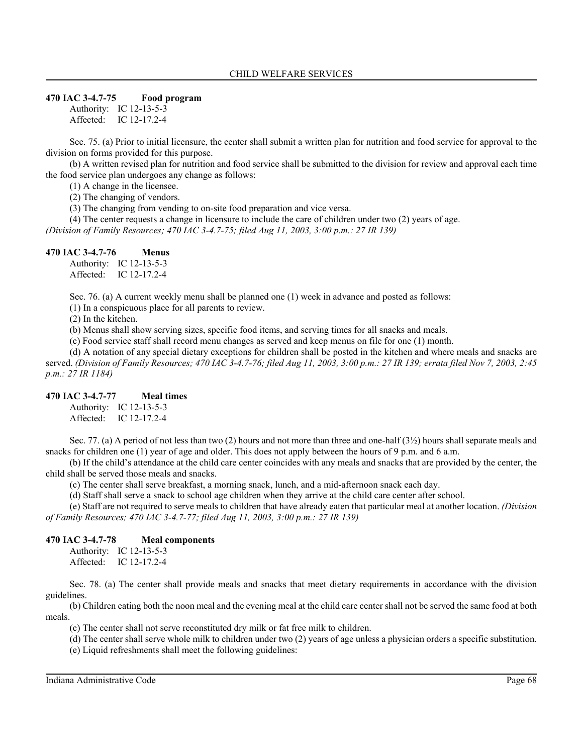### 470 IAC 3-4.7-75 Food program

Authority: IC 12-13-5-3
Affected: IC 12-17.2-4

Sec. 75. (a) Prior to initial licensure, the center shall submit a written plan for nutrition and food service for approval to the division on forms provided for this purpose.

(b) A written revised plan for nutrition and food service shall be submitted to the division for review and approval each time the food service plan undergoes any change as follows:

(1) A change in the licensee.

(2) The changing of vendors.

(3) The changing from vending to on-site food preparation and vice versa.

(4) The center requests a change in licensure to include the care of children under two (2) years of age.

*(Division of Family Resources; 470 IAC 3-4.7-75; filed Aug 11, 2003, 3:00 p.m.: 27 IR 139)*

### 470 IAC 3-4.7-76 Menus

Authority: IC 12-13-5-3
Affected: IC 12-17.2-4

Sec. 76. (a) A current weekly menu shall be planned one (1) week in advance and posted as follows:

(1) In a conspicuous place for all parents to review.

(2) In the kitchen.

(b) Menus shall show serving sizes, specific food items, and serving times for all snacks and meals.

(c) Food service staff shall record menu changes as served and keep menus on file for one (1) month.

(d) A notation of any special dietary exceptions for children shall be posted in the kitchen and where meals and snacks are served. *(Division of Family Resources; 470 IAC 3-4.7-76; filed Aug 11, 2003, 3:00 p.m.: 27 IR 139; errata filed Nov 7, 2003, 2:45 p.m.: 27 IR 1184)*

### 470 IAC 3-4.7-77 Meal times

Authority: IC 12-13-5-3
Affected: IC 12-17.2-4

Sec. 77. (a) A period of not less than two (2) hours and not more than three and one-half (3½) hours shall separate meals and snacks for children one (1) year of age and older. This does not apply between the hours of 9 p.m. and 6 a.m.

(b) If the child's attendance at the child care center coincides with any meals and snacks that are provided by the center, the child shall be served those meals and snacks.

(c) The center shall serve breakfast, a morning snack, lunch, and a mid-afternoon snack each day.

(d) Staff shall serve a snack to school age children when they arrive at the child care center after school.

(e) Staff are not required to serve meals to children that have already eaten that particular meal at another location. *(Division of Family Resources; 470 IAC 3-4.7-77; filed Aug 11, 2003, 3:00 p.m.: 27 IR 139)*

### 470 IAC 3-4.7-78 Meal components

Authority: IC 12-13-5-3
Affected: IC 12-17.2-4

Sec. 78. (a) The center shall provide meals and snacks that meet dietary requirements in accordance with the division guidelines.

(b) Children eating both the noon meal and the evening meal at the child care center shall not be served the same food at both meals.

(c) The center shall not serve reconstituted dry milk or fat free milk to children.

(d) The center shall serve whole milk to children under two (2) years of age unless a physician orders a specific substitution.

(e) Liquid refreshments shall meet the following guidelines: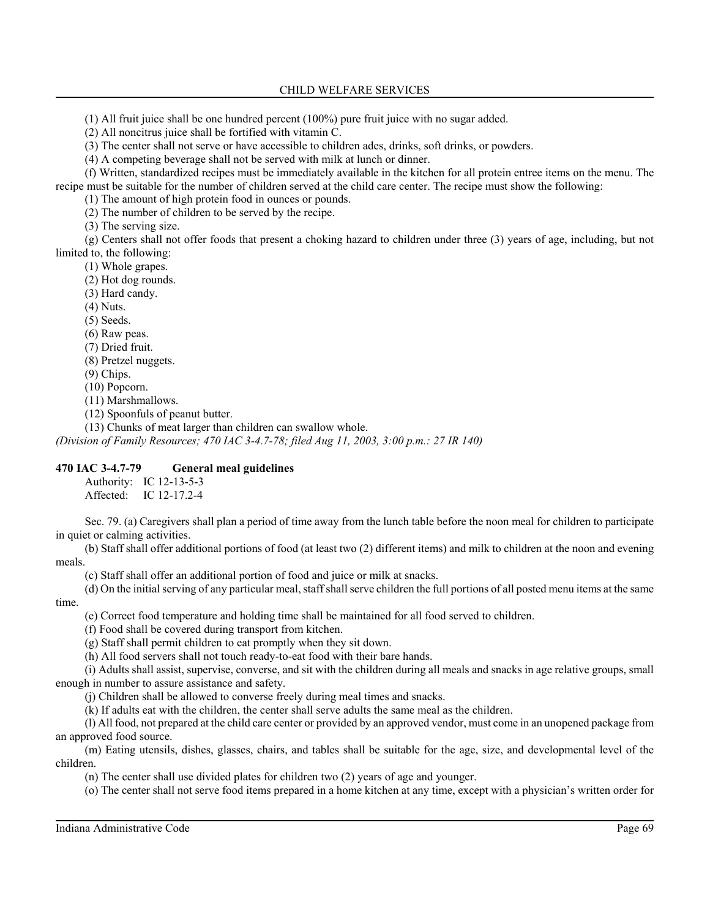(1) All fruit juice shall be one hundred percent (100%) pure fruit juice with no sugar added.

(2) All noncitrus juice shall be fortified with vitamin C.

(3) The center shall not serve or have accessible to children ades, drinks, soft drinks, or powders.

(4) A competing beverage shall not be served with milk at lunch or dinner.

(f) Written, standardized recipes must be immediately available in the kitchen for all protein entree items on the menu. The recipe must be suitable for the number of children served at the child care center. The recipe must show the following:

(1) The amount of high protein food in ounces or pounds.

(2) The number of children to be served by the recipe.

(3) The serving size.

(g) Centers shall not offer foods that present a choking hazard to children under three (3) years of age, including, but not limited to, the following:

(1) Whole grapes.

(2) Hot dog rounds.

(3) Hard candy.

(4) Nuts.

(5) Seeds.

(6) Raw peas.

(7) Dried fruit.

(8) Pretzel nuggets.

(9) Chips.

(10) Popcorn.

(11) Marshmallows.

(12) Spoonfuls of peanut butter.

(13) Chunks of meat larger than children can swallow whole.

*(Division of Family Resources; 470 IAC 3-4.7-78; filed Aug 11, 2003, 3:00 p.m.: 27 IR 140)*

**470 IAC 3-4.7-79 General meal guidelines**

Authority: IC 12-13-5-3
Affected: IC 12-17.2-4

Sec. 79. (a) Caregivers shall plan a period of time away from the lunch table before the noon meal for children to participate in quiet or calming activities.

(b) Staff shall offer additional portions of food (at least two (2) different items) and milk to children at the noon and evening meals.

(c) Staff shall offer an additional portion of food and juice or milk at snacks.

(d) On the initial serving of any particular meal, staff shall serve children the full portions of all posted menu items at the same time.

(e) Correct food temperature and holding time shall be maintained for all food served to children.

(f) Food shall be covered during transport from kitchen.

(g) Staff shall permit children to eat promptly when they sit down.

(h) All food servers shall not touch ready-to-eat food with their bare hands.

(i) Adults shall assist, supervise, converse, and sit with the children during all meals and snacks in age relative groups, small enough in number to assure assistance and safety.

(j) Children shall be allowed to converse freely during meal times and snacks.

(k) If adults eat with the children, the center shall serve adults the same meal as the children.

(l) All food, not prepared at the child care center or provided by an approved vendor, must come in an unopened package from an approved food source.

(m) Eating utensils, dishes, glasses, chairs, and tables shall be suitable for the age, size, and developmental level of the children.

(n) The center shall use divided plates for children two (2) years of age and younger.

(o) The center shall not serve food items prepared in a home kitchen at any time, except with a physician's written order for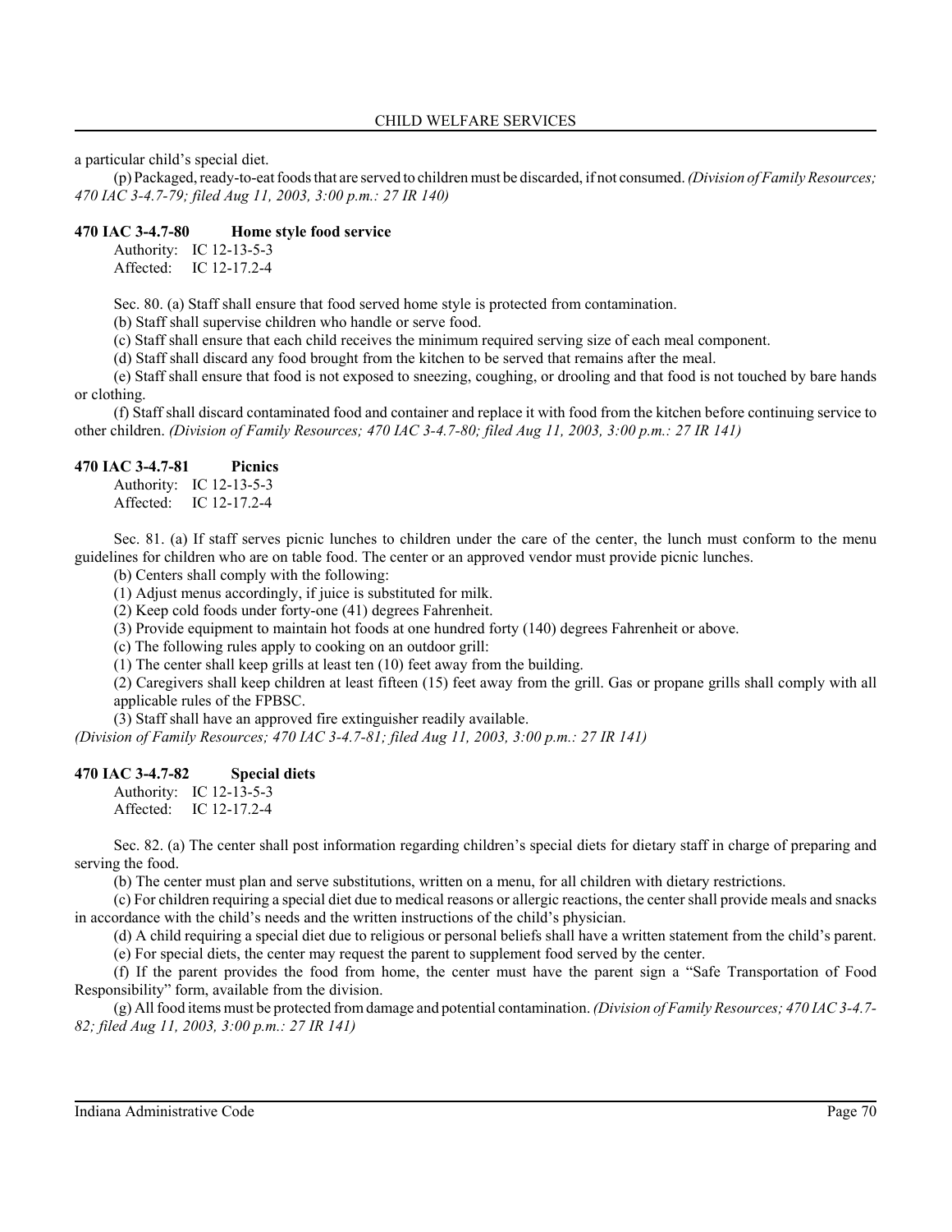a particular child's special diet.

(p) Packaged, ready-to-eat foods that are served to children must be discarded, if not consumed. *(Division of Family Resources; 470 IAC 3-4.7-79; filed Aug 11, 2003, 3:00 p.m.: 27 IR 140)*

### 470 IAC 3-4.7-80 Home style food service

Authority: IC 12-13-5-3
Affected: IC 12-17.2-4

Sec. 80. (a) Staff shall ensure that food served home style is protected from contamination.

(b) Staff shall supervise children who handle or serve food.

(c) Staff shall ensure that each child receives the minimum required serving size of each meal component.

(d) Staff shall discard any food brought from the kitchen to be served that remains after the meal.

(e) Staff shall ensure that food is not exposed to sneezing, coughing, or drooling and that food is not touched by bare hands or clothing.

(f) Staff shall discard contaminated food and container and replace it with food from the kitchen before continuing service to other children. *(Division of Family Resources; 470 IAC 3-4.7-80; filed Aug 11, 2003, 3:00 p.m.: 27 IR 141)*

### 470 IAC 3-4.7-81 Picnics

Authority: IC 12-13-5-3
Affected: IC 12-17.2-4

Sec. 81. (a) If staff serves picnic lunches to children under the care of the center, the lunch must conform to the menu guidelines for children who are on table food. The center or an approved vendor must provide picnic lunches.

(b) Centers shall comply with the following:

(1) Adjust menus accordingly, if juice is substituted for milk.

(2) Keep cold foods under forty-one (41) degrees Fahrenheit.

(3) Provide equipment to maintain hot foods at one hundred forty (140) degrees Fahrenheit or above.

(c) The following rules apply to cooking on an outdoor grill:

(1) The center shall keep grills at least ten (10) feet away from the building.

(2) Caregivers shall keep children at least fifteen (15) feet away from the grill. Gas or propane grills shall comply with all applicable rules of the FPBSC.

(3) Staff shall have an approved fire extinguisher readily available.

*(Division of Family Resources; 470 IAC 3-4.7-81; filed Aug 11, 2003, 3:00 p.m.: 27 IR 141)*

### 470 IAC 3-4.7-82 Special diets

Authority: IC 12-13-5-3
Affected: IC 12-17.2-4

Sec. 82. (a) The center shall post information regarding children's special diets for dietary staff in charge of preparing and serving the food.

(b) The center must plan and serve substitutions, written on a menu, for all children with dietary restrictions.

(c) For children requiring a special diet due to medical reasons or allergic reactions, the center shall provide meals and snacks in accordance with the child's needs and the written instructions of the child's physician.

(d) A child requiring a special diet due to religious or personal beliefs shall have a written statement from the child's parent.

(e) For special diets, the center may request the parent to supplement food served by the center.

(f) If the parent provides the food from home, the center must have the parent sign a "Safe Transportation of Food Responsibility" form, available from the division.

(g) All food items must be protected from damage and potential contamination. *(Division of Family Resources; 470 IAC 3-4.7-82; filed Aug 11, 2003, 3:00 p.m.: 27 IR 141)*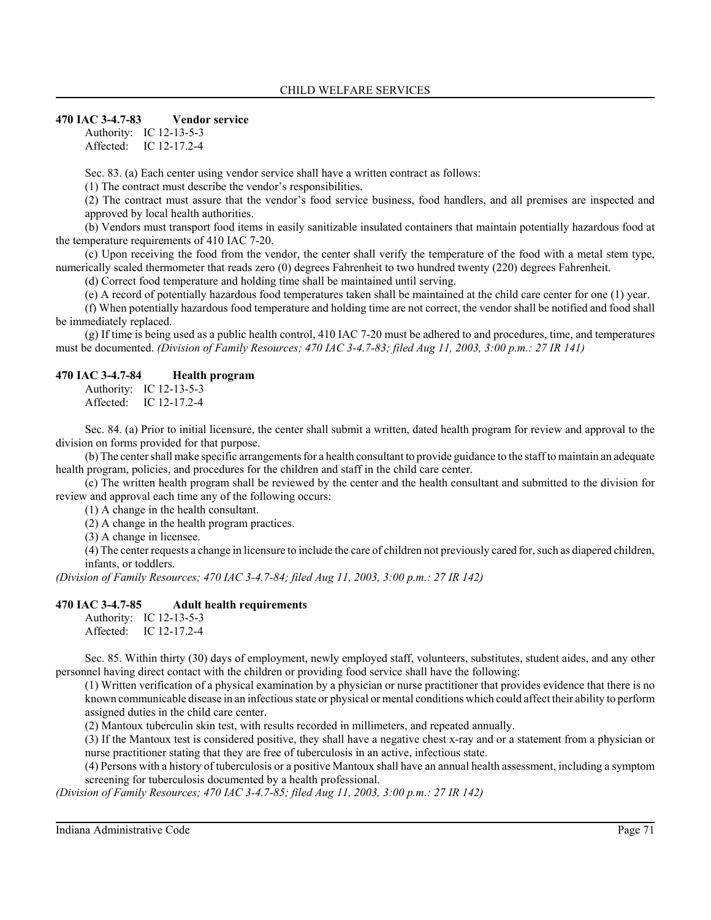### 470 IAC 3-4.7-83 Vendor service

Authority: IC 12-13-5-3
Affected: IC 12-17.2-4

Sec. 83. (a) Each center using vendor service shall have a written contract as follows:

(1) The contract must describe the vendor's responsibilities.

(2) The contract must assure that the vendor's food service business, food handlers, and all premises are inspected and approved by local health authorities.

(b) Vendors must transport food items in easily sanitizable insulated containers that maintain potentially hazardous food at the temperature requirements of 410 IAC 7-20.

(c) Upon receiving the food from the vendor, the center shall verify the temperature of the food with a metal stem type, numerically scaled thermometer that reads zero (0) degrees Fahrenheit to two hundred twenty (220) degrees Fahrenheit.

(d) Correct food temperature and holding time shall be maintained until serving.

(e) A record of potentially hazardous food temperatures taken shall be maintained at the child care center for one (1) year.

(f) When potentially hazardous food temperature and holding time are not correct, the vendor shall be notified and food shall be immediately replaced.

(g) If time is being used as a public health control, 410 IAC 7-20 must be adhered to and procedures, time, and temperatures must be documented. *(Division of Family Resources; 470 IAC 3-4.7-83; filed Aug 11, 2003, 3:00 p.m.: 27 IR 141)*

### 470 IAC 3-4.7-84 Health program

Authority: IC 12-13-5-3
Affected: IC 12-17.2-4

Sec. 84. (a) Prior to initial licensure, the center shall submit a written, dated health program for review and approval to the division on forms provided for that purpose.

(b) The center shall make specific arrangements for a health consultant to provide guidance to the staff to maintain an adequate health program, policies, and procedures for the children and staff in the child care center.

(c) The written health program shall be reviewed by the center and the health consultant and submitted to the division for review and approval each time any of the following occurs:

(1) A change in the health consultant.

(2) A change in the health program practices.

(3) A change in licensee.

(4) The center requests a change in licensure to include the care of children not previously cared for, such as diapered children, infants, or toddlers.

*(Division of Family Resources; 470 IAC 3-4.7-84; filed Aug 11, 2003, 3:00 p.m.: 27 IR 142)*

### 470 IAC 3-4.7-85 Adult health requirements

Authority: IC 12-13-5-3
Affected: IC 12-17.2-4

Sec. 85. Within thirty (30) days of employment, newly employed staff, volunteers, substitutes, student aides, and any other personnel having direct contact with the children or providing food service shall have the following:

(1) Written verification of a physical examination by a physician or nurse practitioner that provides evidence that there is no known communicable disease in an infectious state or physical or mental conditions which could affect their ability to perform assigned duties in the child care center.

(2) Mantoux tuberculin skin test, with results recorded in millimeters, and repeated annually.

(3) If the Mantoux test is considered positive, they shall have a negative chest x-ray and or a statement from a physician or nurse practitioner stating that they are free of tuberculosis in an active, infectious state.

(4) Persons with a history of tuberculosis or a positive Mantoux shall have an annual health assessment, including a symptom screening for tuberculosis documented by a health professional.

*(Division of Family Resources; 470 IAC 3-4.7-85; filed Aug 11, 2003, 3:00 p.m.: 27 IR 142)*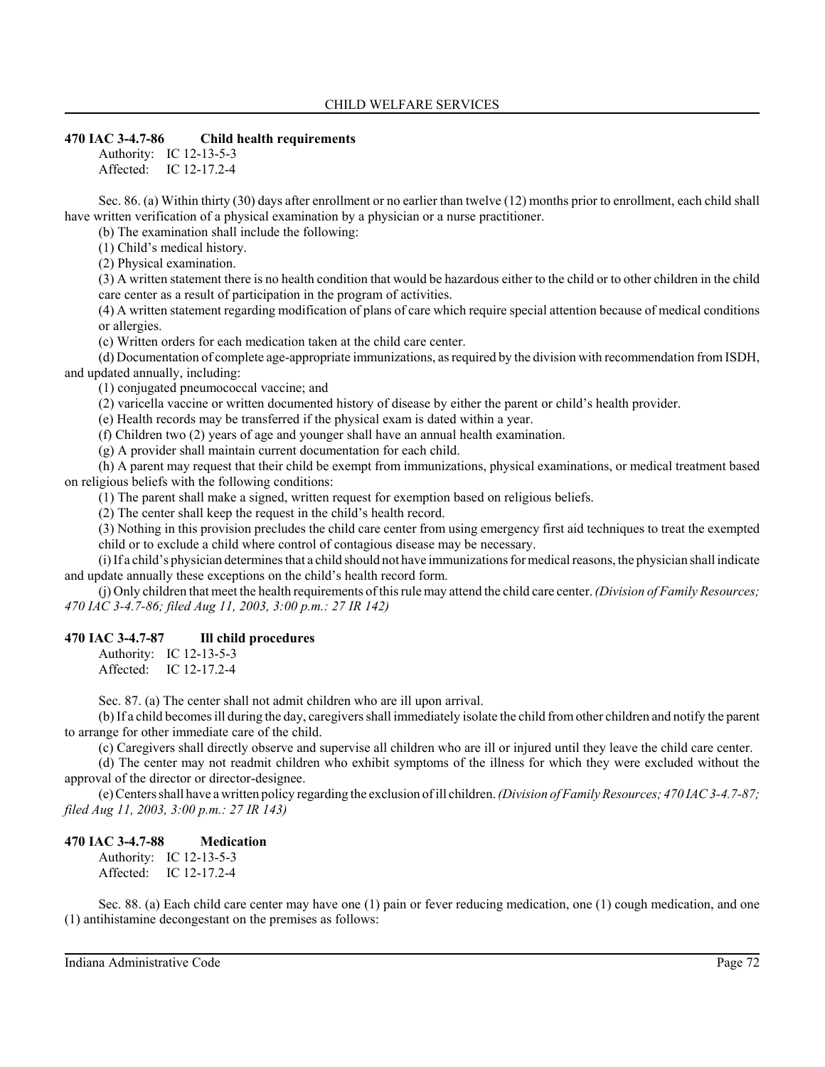### 470 IAC 3-4.7-86 Child health requirements

Authority: IC 12-13-5-3
Affected: IC 12-17.2-4

Sec. 86. (a) Within thirty (30) days after enrollment or no earlier than twelve (12) months prior to enrollment, each child shall have written verification of a physical examination by a physician or a nurse practitioner.

(b) The examination shall include the following:

(1) Child's medical history.

(2) Physical examination.

(3) A written statement there is no health condition that would be hazardous either to the child or to other children in the child care center as a result of participation in the program of activities.

(4) A written statement regarding modification of plans of care which require special attention because of medical conditions or allergies.

(c) Written orders for each medication taken at the child care center.

(d) Documentation of complete age-appropriate immunizations, as required by the division with recommendation from ISDH, and updated annually, including:

(1) conjugated pneumococcal vaccine; and

(2) varicella vaccine or written documented history of disease by either the parent or child's health provider.

(e) Health records may be transferred if the physical exam is dated within a year.

(f) Children two (2) years of age and younger shall have an annual health examination.

(g) A provider shall maintain current documentation for each child.

(h) A parent may request that their child be exempt from immunizations, physical examinations, or medical treatment based on religious beliefs with the following conditions:

(1) The parent shall make a signed, written request for exemption based on religious beliefs.

(2) The center shall keep the request in the child's health record.

(3) Nothing in this provision precludes the child care center from using emergency first aid techniques to treat the exempted child or to exclude a child where control of contagious disease may be necessary.

(i) If a child's physician determines that a child should not have immunizations for medical reasons, the physician shall indicate and update annually these exceptions on the child's health record form.

(j) Only children that meet the health requirements of this rule may attend the child care center. *(Division of Family Resources; 470 IAC 3-4.7-86; filed Aug 11, 2003, 3:00 p.m.: 27 IR 142)*

### 470 IAC 3-4.7-87 Ill child procedures

Authority: IC 12-13-5-3
Affected: IC 12-17.2-4

Sec. 87. (a) The center shall not admit children who are ill upon arrival.

(b) If a child becomes ill during the day, caregivers shall immediately isolate the child from other children and notify the parent to arrange for other immediate care of the child.

(c) Caregivers shall directly observe and supervise all children who are ill or injured until they leave the child care center.

(d) The center may not readmit children who exhibit symptoms of the illness for which they were excluded without the approval of the director or director-designee.

(e) Centers shall have a written policy regarding the exclusion of ill children. *(Division of Family Resources; 470 IAC 3-4.7-87; filed Aug 11, 2003, 3:00 p.m.: 27 IR 143)*

### 470 IAC 3-4.7-88 Medication

Authority: IC 12-13-5-3
Affected: IC 12-17.2-4

Sec. 88. (a) Each child care center may have one (1) pain or fever reducing medication, one (1) cough medication, and one (1) antihistamine decongestant on the premises as follows: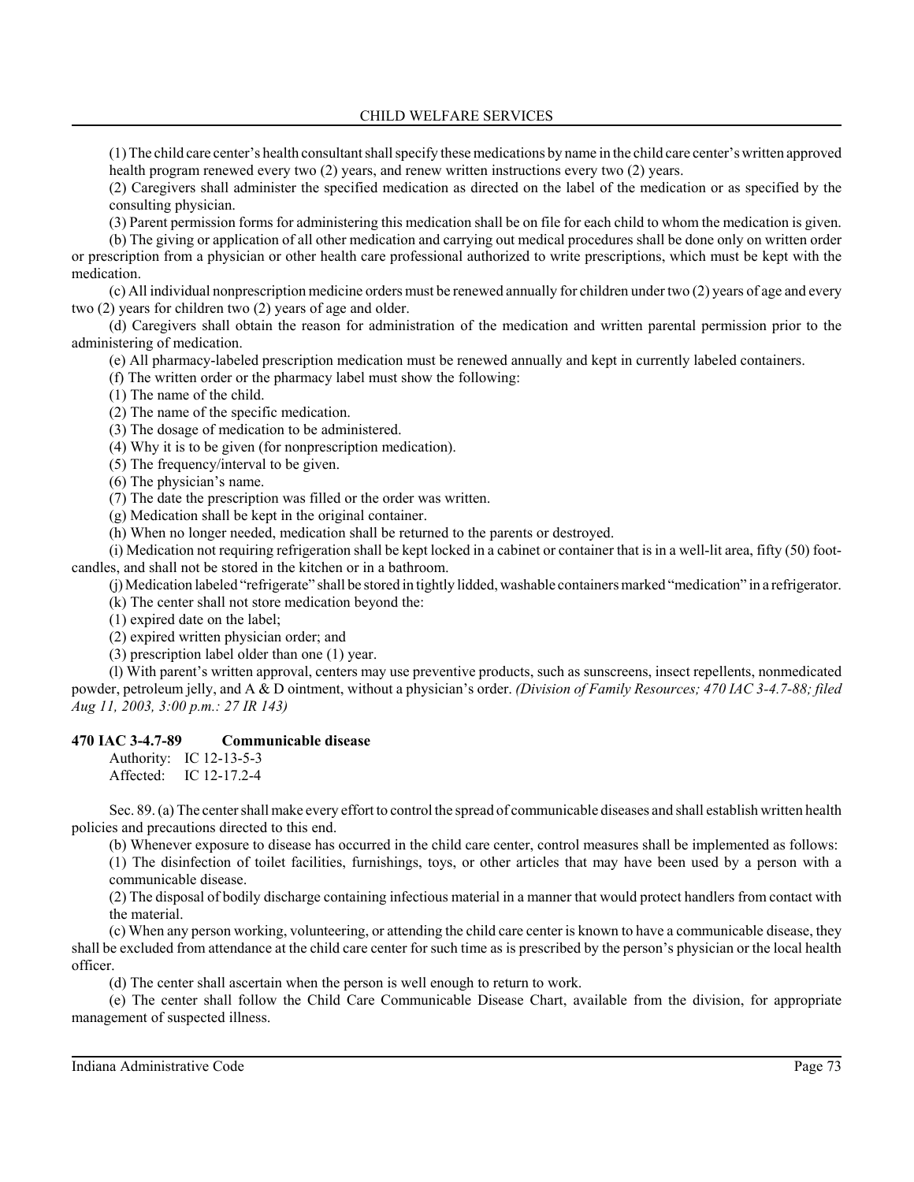(1) The child care center's health consultant shall specify these medications by name in the child care center's written approved health program renewed every two (2) years, and renew written instructions every two (2) years.

(2) Caregivers shall administer the specified medication as directed on the label of the medication or as specified by the consulting physician.

(3) Parent permission forms for administering this medication shall be on file for each child to whom the medication is given.

(b) The giving or application of all other medication and carrying out medical procedures shall be done only on written order or prescription from a physician or other health care professional authorized to write prescriptions, which must be kept with the medication.

(c) All individual nonprescription medicine orders must be renewed annually for children under two (2) years of age and every two (2) years for children two (2) years of age and older.

(d) Caregivers shall obtain the reason for administration of the medication and written parental permission prior to the administering of medication.

(e) All pharmacy-labeled prescription medication must be renewed annually and kept in currently labeled containers.

(f) The written order or the pharmacy label must show the following:

(1) The name of the child.

(2) The name of the specific medication.

(3) The dosage of medication to be administered.

(4) Why it is to be given (for nonprescription medication).

(5) The frequency/interval to be given.

(6) The physician's name.

(7) The date the prescription was filled or the order was written.

(g) Medication shall be kept in the original container.

(h) When no longer needed, medication shall be returned to the parents or destroyed.

(i) Medication not requiring refrigeration shall be kept locked in a cabinet or container that is in a well-lit area, fifty (50) foot-candles, and shall not be stored in the kitchen or in a bathroom.

(j) Medication labeled "refrigerate" shall be stored in tightly lidded, washable containers marked "medication" in a refrigerator.

(k) The center shall not store medication beyond the:

(1) expired date on the label;

(2) expired written physician order; and

(3) prescription label older than one (1) year.

(l) With parent's written approval, centers may use preventive products, such as sunscreens, insect repellents, nonmedicated powder, petroleum jelly, and A & D ointment, without a physician's order. *(Division of Family Resources; 470 IAC 3-4.7-88; filed Aug 11, 2003, 3:00 p.m.: 27 IR 143)*

### 470 IAC 3-4.7-89 Communicable disease

Authority: IC 12-13-5-3
Affected: IC 12-17.2-4

Sec. 89. (a) The center shall make every effort to control the spread of communicable diseases and shall establish written health policies and precautions directed to this end.

(b) Whenever exposure to disease has occurred in the child care center, control measures shall be implemented as follows:

(1) The disinfection of toilet facilities, furnishings, toys, or other articles that may have been used by a person with a communicable disease.

(2) The disposal of bodily discharge containing infectious material in a manner that would protect handlers from contact with the material.

(c) When any person working, volunteering, or attending the child care center is known to have a communicable disease, they shall be excluded from attendance at the child care center for such time as is prescribed by the person's physician or the local health officer.

(d) The center shall ascertain when the person is well enough to return to work.

(e) The center shall follow the Child Care Communicable Disease Chart, available from the division, for appropriate management of suspected illness.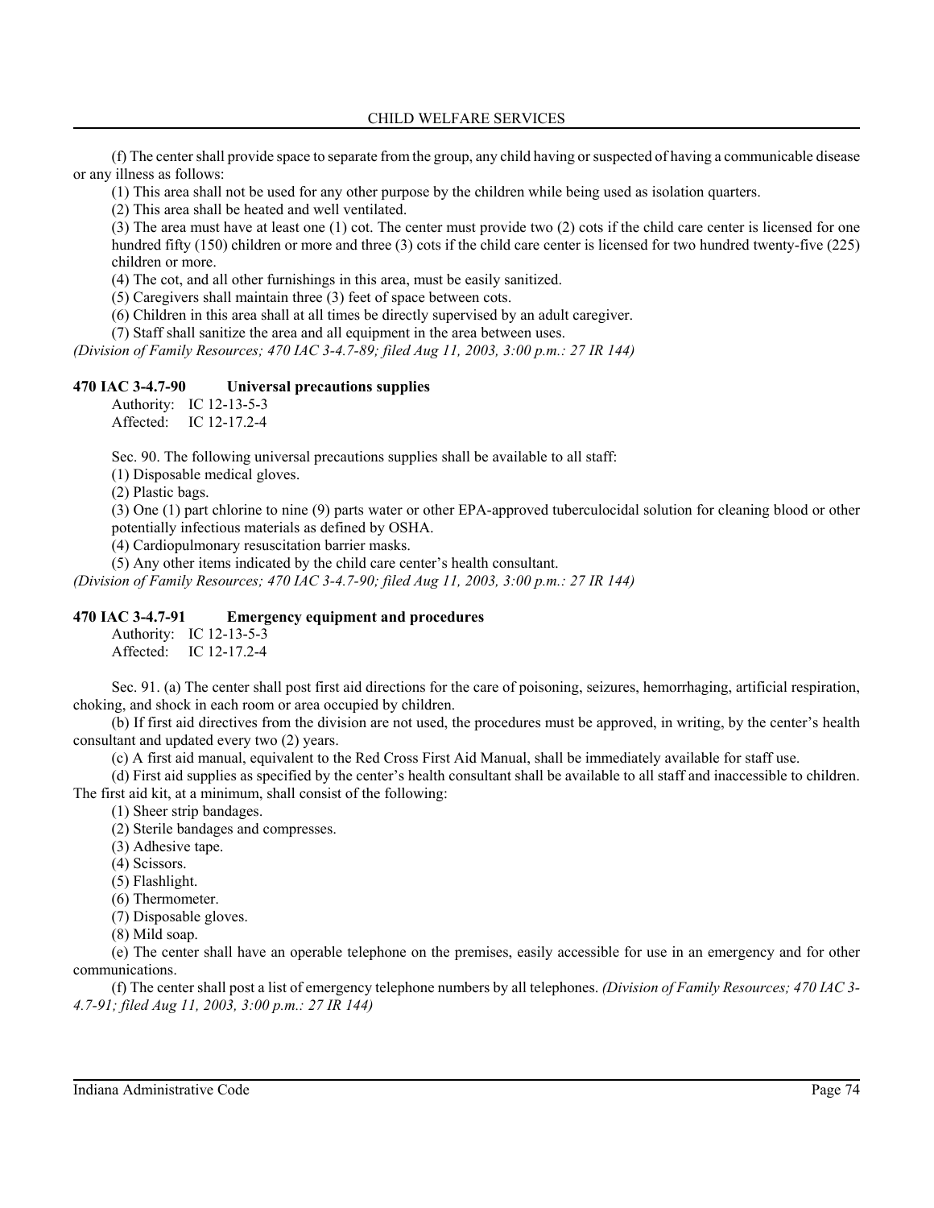(f) The center shall provide space to separate from the group, any child having or suspected of having a communicable disease or any illness as follows:

(1) This area shall not be used for any other purpose by the children while being used as isolation quarters.

(2) This area shall be heated and well ventilated.

(3) The area must have at least one (1) cot. The center must provide two (2) cots if the child care center is licensed for one hundred fifty (150) children or more and three (3) cots if the child care center is licensed for two hundred twenty-five (225) children or more.

(4) The cot, and all other furnishings in this area, must be easily sanitized.

(5) Caregivers shall maintain three (3) feet of space between cots.

(6) Children in this area shall at all times be directly supervised by an adult caregiver.

(7) Staff shall sanitize the area and all equipment in the area between uses.

*(Division of Family Resources; 470 IAC 3-4.7-89; filed Aug 11, 2003, 3:00 p.m.: 27 IR 144)*

### 470 IAC 3-4.7-90 Universal precautions supplies

Authority: IC 12-13-5-3
Affected: IC 12-17.2-4

Sec. 90. The following universal precautions supplies shall be available to all staff:

(1) Disposable medical gloves.

(2) Plastic bags.

(3) One (1) part chlorine to nine (9) parts water or other EPA-approved tuberculocidal solution for cleaning blood or other potentially infectious materials as defined by OSHA.

(4) Cardiopulmonary resuscitation barrier masks.

(5) Any other items indicated by the child care center's health consultant.

*(Division of Family Resources; 470 IAC 3-4.7-90; filed Aug 11, 2003, 3:00 p.m.: 27 IR 144)*

### 470 IAC 3-4.7-91 Emergency equipment and procedures

Authority: IC 12-13-5-3
Affected: IC 12-17.2-4

Sec. 91. (a) The center shall post first aid directions for the care of poisoning, seizures, hemorrhaging, artificial respiration, choking, and shock in each room or area occupied by children.

(b) If first aid directives from the division are not used, the procedures must be approved, in writing, by the center's health consultant and updated every two (2) years.

(c) A first aid manual, equivalent to the Red Cross First Aid Manual, shall be immediately available for staff use.

(d) First aid supplies as specified by the center's health consultant shall be available to all staff and inaccessible to children. The first aid kit, at a minimum, shall consist of the following:

(1) Sheer strip bandages.

(2) Sterile bandages and compresses.

(3) Adhesive tape.

(4) Scissors.

(5) Flashlight.

(6) Thermometer.

(7) Disposable gloves.

(8) Mild soap.

(e) The center shall have an operable telephone on the premises, easily accessible for use in an emergency and for other communications.

(f) The center shall post a list of emergency telephone numbers by all telephones. *(Division of Family Resources; 470 IAC 3-4.7-91; filed Aug 11, 2003, 3:00 p.m.: 27 IR 144)*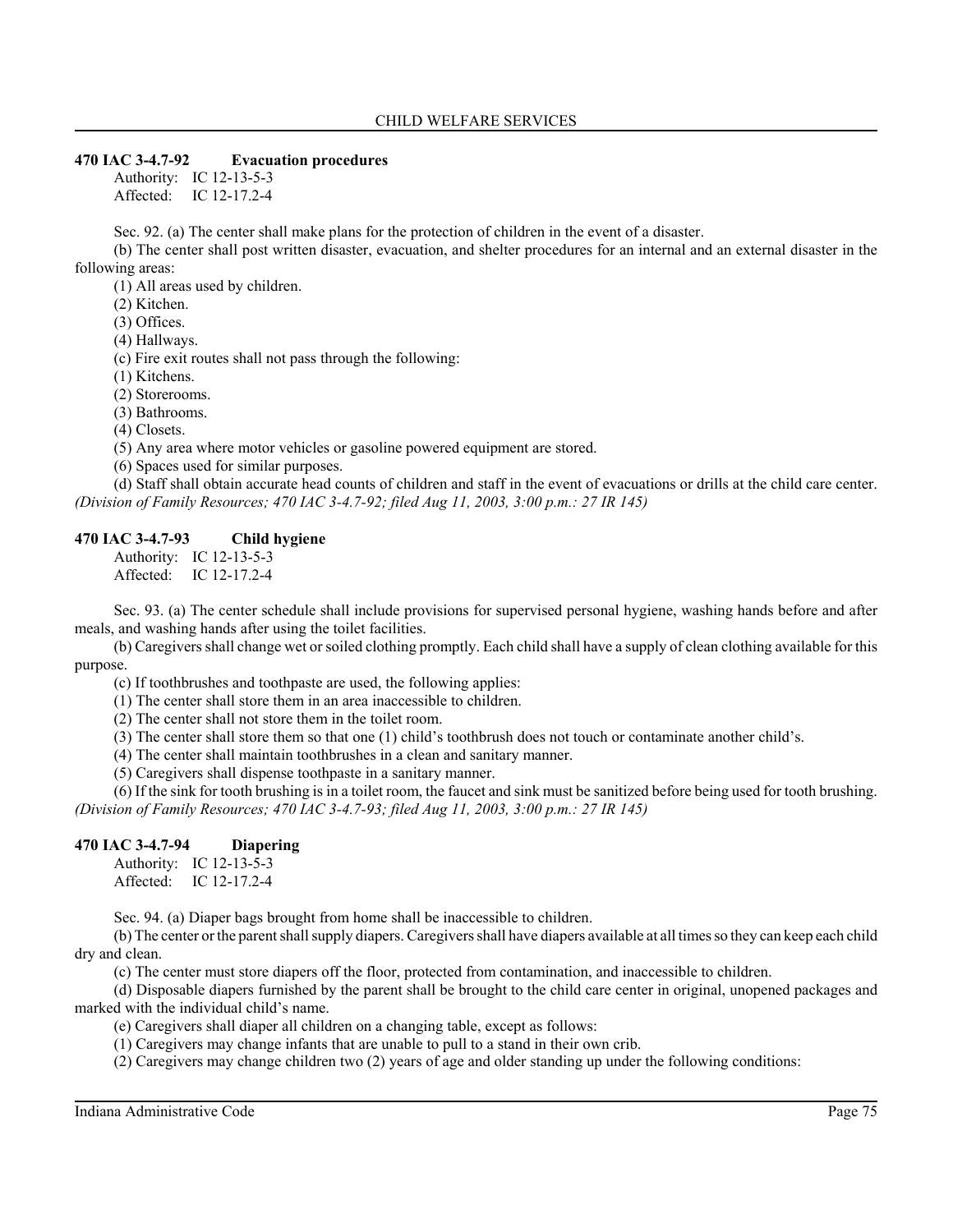### 470 IAC 3-4.7-92 Evacuation procedures

Authority: IC 12-13-5-3
Affected: IC 12-17.2-4

Sec. 92. (a) The center shall make plans for the protection of children in the event of a disaster.

(b) The center shall post written disaster, evacuation, and shelter procedures for an internal and an external disaster in the following areas:

(1) All areas used by children.

(2) Kitchen.

(3) Offices.

(4) Hallways.

(c) Fire exit routes shall not pass through the following:

(1) Kitchens.

(2) Storerooms.

(3) Bathrooms.

(4) Closets.

(5) Any area where motor vehicles or gasoline powered equipment are stored.

(6) Spaces used for similar purposes.

(d) Staff shall obtain accurate head counts of children and staff in the event of evacuations or drills at the child care center. *(Division of Family Resources; 470 IAC 3-4.7-92; filed Aug 11, 2003, 3:00 p.m.: 27 IR 145)*

### 470 IAC 3-4.7-93 Child hygiene

Authority: IC 12-13-5-3
Affected: IC 12-17.2-4

Sec. 93. (a) The center schedule shall include provisions for supervised personal hygiene, washing hands before and after meals, and washing hands after using the toilet facilities.

(b) Caregivers shall change wet or soiled clothing promptly. Each child shall have a supply of clean clothing available for this purpose.

(c) If toothbrushes and toothpaste are used, the following applies:

(1) The center shall store them in an area inaccessible to children.

(2) The center shall not store them in the toilet room.

(3) The center shall store them so that one (1) child's toothbrush does not touch or contaminate another child's.

(4) The center shall maintain toothbrushes in a clean and sanitary manner.

(5) Caregivers shall dispense toothpaste in a sanitary manner.

(6) If the sink for tooth brushing is in a toilet room, the faucet and sink must be sanitized before being used for tooth brushing. *(Division of Family Resources; 470 IAC 3-4.7-93; filed Aug 11, 2003, 3:00 p.m.: 27 IR 145)*

### 470 IAC 3-4.7-94 Diapering

Authority: IC 12-13-5-3
Affected: IC 12-17.2-4

Sec. 94. (a) Diaper bags brought from home shall be inaccessible to children.

(b) The center or the parent shall supply diapers. Caregivers shall have diapers available at all times so they can keep each child dry and clean.

(c) The center must store diapers off the floor, protected from contamination, and inaccessible to children.

(d) Disposable diapers furnished by the parent shall be brought to the child care center in original, unopened packages and marked with the individual child's name.

(e) Caregivers shall diaper all children on a changing table, except as follows:

(1) Caregivers may change infants that are unable to pull to a stand in their own crib.

(2) Caregivers may change children two (2) years of age and older standing up under the following conditions: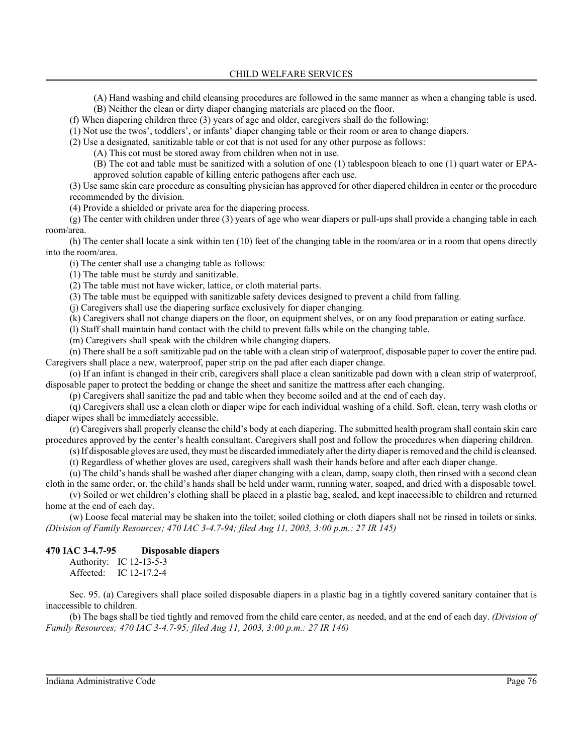(A) Hand washing and child cleansing procedures are followed in the same manner as when a changing table is used.

(B) Neither the clean or dirty diaper changing materials are placed on the floor.

(f) When diapering children three (3) years of age and older, caregivers shall do the following:

(1) Not use the twos', toddlers', or infants' diaper changing table or their room or area to change diapers.

(2) Use a designated, sanitizable table or cot that is not used for any other purpose as follows:

(A) This cot must be stored away from children when not in use.

(B) The cot and table must be sanitized with a solution of one (1) tablespoon bleach to one (1) quart water or EPA-approved solution capable of killing enteric pathogens after each use.

(3) Use same skin care procedure as consulting physician has approved for other diapered children in center or the procedure recommended by the division.

(4) Provide a shielded or private area for the diapering process.

(g) The center with children under three (3) years of age who wear diapers or pull-ups shall provide a changing table in each room/area.

(h) The center shall locate a sink within ten (10) feet of the changing table in the room/area or in a room that opens directly into the room/area.

(i) The center shall use a changing table as follows:

(1) The table must be sturdy and sanitizable.

(2) The table must not have wicker, lattice, or cloth material parts.

(3) The table must be equipped with sanitizable safety devices designed to prevent a child from falling.

(j) Caregivers shall use the diapering surface exclusively for diaper changing.

(k) Caregivers shall not change diapers on the floor, on equipment shelves, or on any food preparation or eating surface.

(l) Staff shall maintain hand contact with the child to prevent falls while on the changing table.

(m) Caregivers shall speak with the children while changing diapers.

(n) There shall be a soft sanitizable pad on the table with a clean strip of waterproof, disposable paper to cover the entire pad. Caregivers shall place a new, waterproof, paper strip on the pad after each diaper change.

(o) If an infant is changed in their crib, caregivers shall place a clean sanitizable pad down with a clean strip of waterproof, disposable paper to protect the bedding or change the sheet and sanitize the mattress after each changing.

(p) Caregivers shall sanitize the pad and table when they become soiled and at the end of each day.

(q) Caregivers shall use a clean cloth or diaper wipe for each individual washing of a child. Soft, clean, terry wash cloths or diaper wipes shall be immediately accessible.

(r) Caregivers shall properly cleanse the child's body at each diapering. The submitted health program shall contain skin care procedures approved by the center's health consultant. Caregivers shall post and follow the procedures when diapering children.

(s) If disposable gloves are used, they must be discarded immediately after the dirty diaper is removed and the child is cleansed.

(t) Regardless of whether gloves are used, caregivers shall wash their hands before and after each diaper change.

(u) The child's hands shall be washed after diaper changing with a clean, damp, soapy cloth, then rinsed with a second clean cloth in the same order, or, the child's hands shall be held under warm, running water, soaped, and dried with a disposable towel.

(v) Soiled or wet children's clothing shall be placed in a plastic bag, sealed, and kept inaccessible to children and returned home at the end of each day.

(w) Loose fecal material may be shaken into the toilet; soiled clothing or cloth diapers shall not be rinsed in toilets or sinks. *(Division of Family Resources; 470 IAC 3-4.7-94; filed Aug 11, 2003, 3:00 p.m.: 27 IR 145)*

**470 IAC 3-4.7-95 Disposable diapers**

Authority: IC 12-13-5-3
Affected: IC 12-17.2-4

Sec. 95. (a) Caregivers shall place soiled disposable diapers in a plastic bag in a tightly covered sanitary container that is inaccessible to children.

(b) The bags shall be tied tightly and removed from the child care center, as needed, and at the end of each day. *(Division of Family Resources; 470 IAC 3-4.7-95; filed Aug 11, 2003, 3:00 p.m.: 27 IR 146)*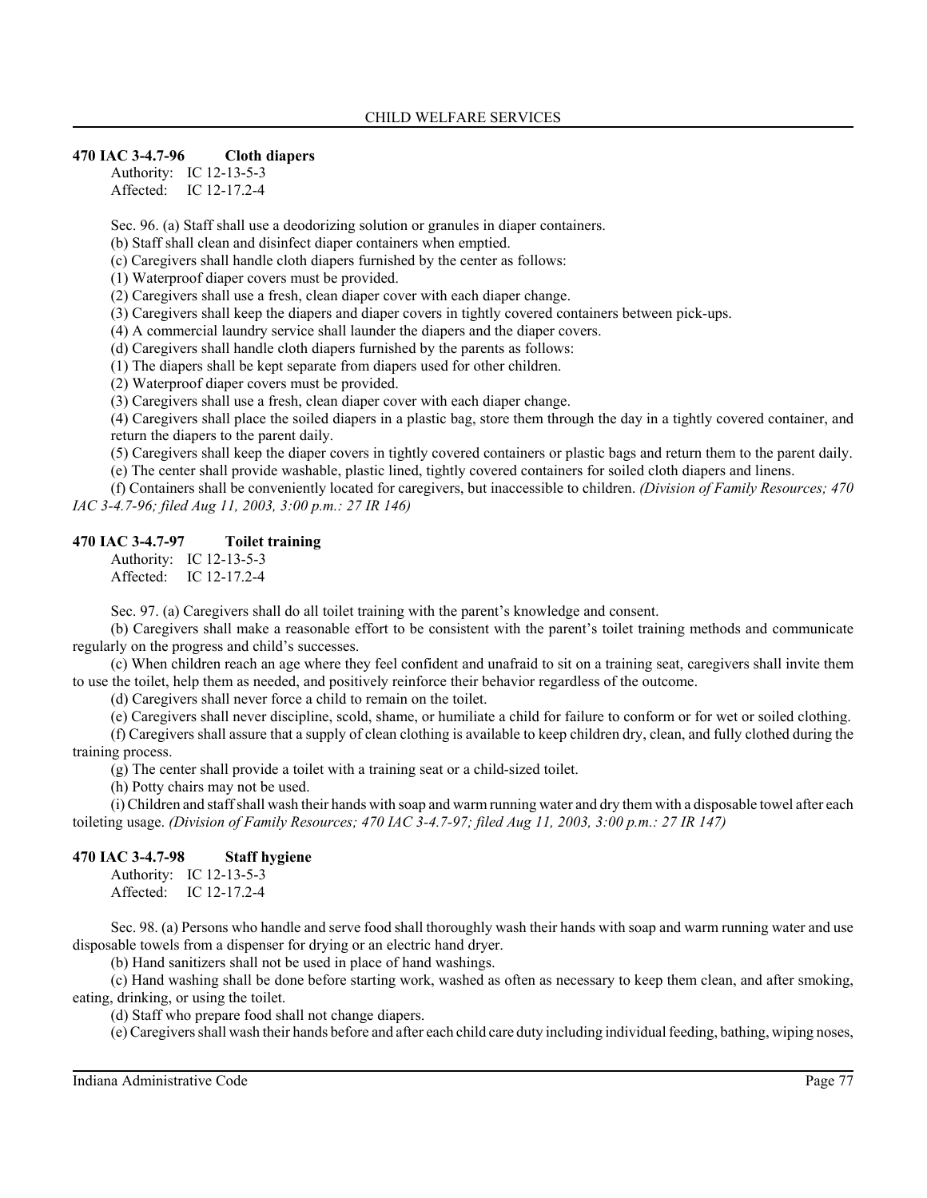### 470 IAC 3-4.7-96 Cloth diapers

Authority: IC 12-13-5-3
Affected: IC 12-17.2-4

Sec. 96. (a) Staff shall use a deodorizing solution or granules in diaper containers.

(b) Staff shall clean and disinfect diaper containers when emptied.

(c) Caregivers shall handle cloth diapers furnished by the center as follows:

(1) Waterproof diaper covers must be provided.

(2) Caregivers shall use a fresh, clean diaper cover with each diaper change.

(3) Caregivers shall keep the diapers and diaper covers in tightly covered containers between pick-ups.

(4) A commercial laundry service shall launder the diapers and the diaper covers.

(d) Caregivers shall handle cloth diapers furnished by the parents as follows:

(1) The diapers shall be kept separate from diapers used for other children.

(2) Waterproof diaper covers must be provided.

(3) Caregivers shall use a fresh, clean diaper cover with each diaper change.

(4) Caregivers shall place the soiled diapers in a plastic bag, store them through the day in a tightly covered container, and return the diapers to the parent daily.

(5) Caregivers shall keep the diaper covers in tightly covered containers or plastic bags and return them to the parent daily.

(e) The center shall provide washable, plastic lined, tightly covered containers for soiled cloth diapers and linens.

(f) Containers shall be conveniently located for caregivers, but inaccessible to children. *(Division of Family Resources; 470 IAC 3-4.7-96; filed Aug 11, 2003, 3:00 p.m.: 27 IR 146)*

### 470 IAC 3-4.7-97 Toilet training

Authority: IC 12-13-5-3
Affected: IC 12-17.2-4

Sec. 97. (a) Caregivers shall do all toilet training with the parent's knowledge and consent.

(b) Caregivers shall make a reasonable effort to be consistent with the parent's toilet training methods and communicate regularly on the progress and child's successes.

(c) When children reach an age where they feel confident and unafraid to sit on a training seat, caregivers shall invite them to use the toilet, help them as needed, and positively reinforce their behavior regardless of the outcome.

(d) Caregivers shall never force a child to remain on the toilet.

(e) Caregivers shall never discipline, scold, shame, or humiliate a child for failure to conform or for wet or soiled clothing.

(f) Caregivers shall assure that a supply of clean clothing is available to keep children dry, clean, and fully clothed during the training process.

(g) The center shall provide a toilet with a training seat or a child-sized toilet.

(h) Potty chairs may not be used.

(i) Children and staff shall wash their hands with soap and warm running water and dry them with a disposable towel after each toileting usage. *(Division of Family Resources; 470 IAC 3-4.7-97; filed Aug 11, 2003, 3:00 p.m.: 27 IR 147)*

### 470 IAC 3-4.7-98 Staff hygiene

Authority: IC 12-13-5-3
Affected: IC 12-17.2-4

Sec. 98. (a) Persons who handle and serve food shall thoroughly wash their hands with soap and warm running water and use disposable towels from a dispenser for drying or an electric hand dryer.

(b) Hand sanitizers shall not be used in place of hand washings.

(c) Hand washing shall be done before starting work, washed as often as necessary to keep them clean, and after smoking, eating, drinking, or using the toilet.

(d) Staff who prepare food shall not change diapers.

(e) Caregivers shall wash their hands before and after each child care duty including individual feeding, bathing, wiping noses,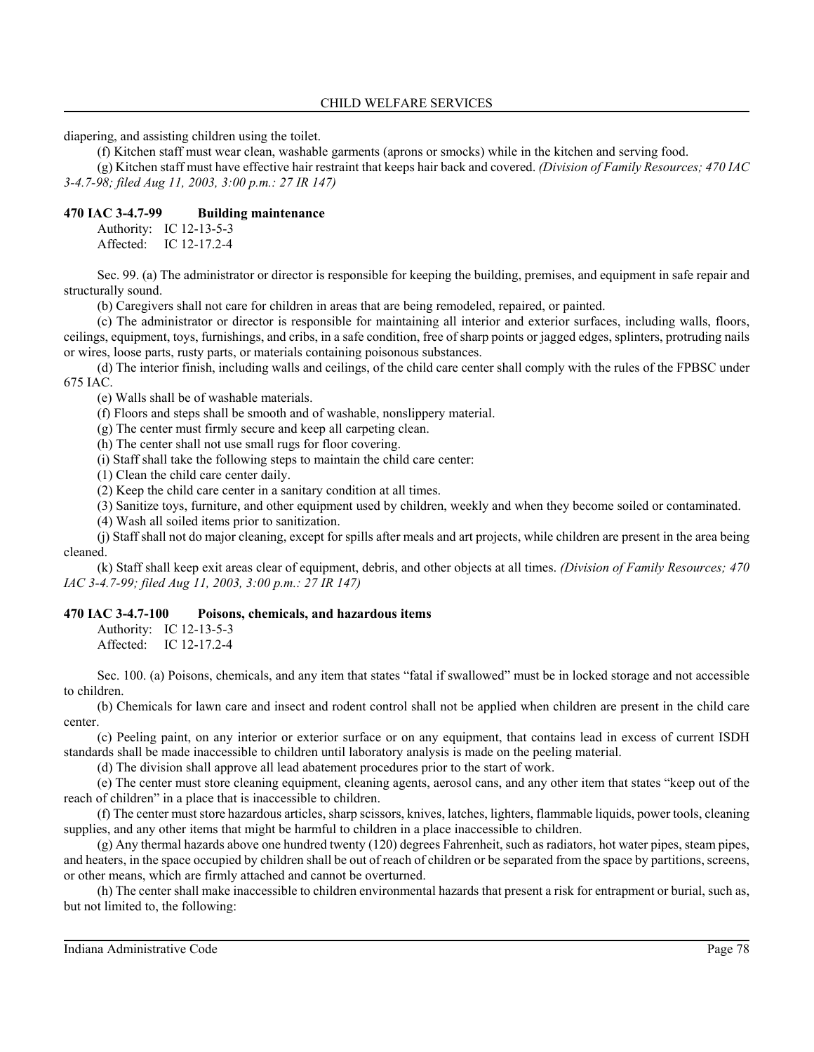diapering, and assisting children using the toilet.

(f) Kitchen staff must wear clean, washable garments (aprons or smocks) while in the kitchen and serving food.

(g) Kitchen staff must have effective hair restraint that keeps hair back and covered. *(Division of Family Resources; 470 IAC 3-4.7-98; filed Aug 11, 2003, 3:00 p.m.: 27 IR 147)*

### 470 IAC 3-4.7-99 Building maintenance

Authority: IC 12-13-5-3
Affected: IC 12-17.2-4

Sec. 99. (a) The administrator or director is responsible for keeping the building, premises, and equipment in safe repair and structurally sound.

(b) Caregivers shall not care for children in areas that are being remodeled, repaired, or painted.

(c) The administrator or director is responsible for maintaining all interior and exterior surfaces, including walls, floors, ceilings, equipment, toys, furnishings, and cribs, in a safe condition, free of sharp points or jagged edges, splinters, protruding nails or wires, loose parts, rusty parts, or materials containing poisonous substances.

(d) The interior finish, including walls and ceilings, of the child care center shall comply with the rules of the FPBSC under 675 IAC.

(e) Walls shall be of washable materials.

(f) Floors and steps shall be smooth and of washable, nonslippery material.

(g) The center must firmly secure and keep all carpeting clean.

(h) The center shall not use small rugs for floor covering.

(i) Staff shall take the following steps to maintain the child care center:

(1) Clean the child care center daily.

(2) Keep the child care center in a sanitary condition at all times.

(3) Sanitize toys, furniture, and other equipment used by children, weekly and when they become soiled or contaminated.

(4) Wash all soiled items prior to sanitization.

(j) Staff shall not do major cleaning, except for spills after meals and art projects, while children are present in the area being cleaned.

(k) Staff shall keep exit areas clear of equipment, debris, and other objects at all times. *(Division of Family Resources; 470 IAC 3-4.7-99; filed Aug 11, 2003, 3:00 p.m.: 27 IR 147)*

### 470 IAC 3-4.7-100 Poisons, chemicals, and hazardous items

Authority: IC 12-13-5-3
Affected: IC 12-17.2-4

Sec. 100. (a) Poisons, chemicals, and any item that states "fatal if swallowed" must be in locked storage and not accessible to children.

(b) Chemicals for lawn care and insect and rodent control shall not be applied when children are present in the child care center.

(c) Peeling paint, on any interior or exterior surface or on any equipment, that contains lead in excess of current ISDH standards shall be made inaccessible to children until laboratory analysis is made on the peeling material.

(d) The division shall approve all lead abatement procedures prior to the start of work.

(e) The center must store cleaning equipment, cleaning agents, aerosol cans, and any other item that states "keep out of the reach of children" in a place that is inaccessible to children.

(f) The center must store hazardous articles, sharp scissors, knives, latches, lighters, flammable liquids, power tools, cleaning supplies, and any other items that might be harmful to children in a place inaccessible to children.

(g) Any thermal hazards above one hundred twenty (120) degrees Fahrenheit, such as radiators, hot water pipes, steam pipes, and heaters, in the space occupied by children shall be out of reach of children or be separated from the space by partitions, screens, or other means, which are firmly attached and cannot be overturned.

(h) The center shall make inaccessible to children environmental hazards that present a risk for entrapment or burial, such as, but not limited to, the following: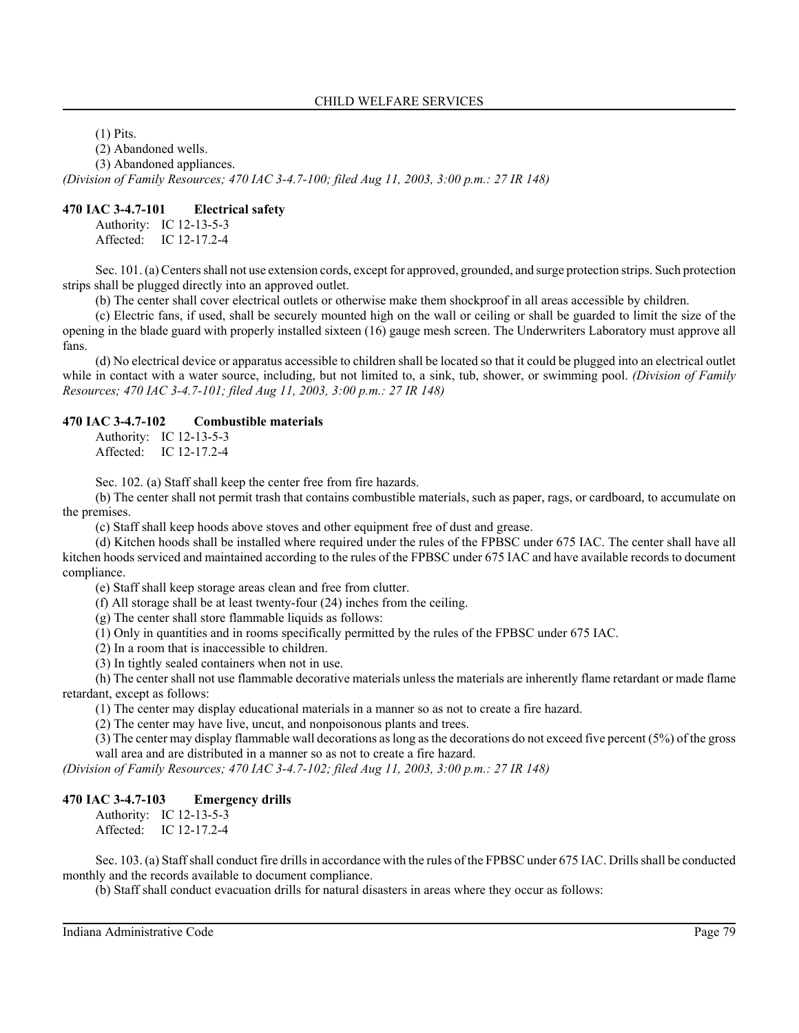(1) Pits.

(2) Abandoned wells.

(3) Abandoned appliances.

*(Division of Family Resources; 470 IAC 3-4.7-100; filed Aug 11, 2003, 3:00 p.m.: 27 IR 148)*

### 470 IAC 3-4.7-101 Electrical safety

Authority: IC 12-13-5-3
Affected: IC 12-17.2-4

Sec. 101. (a) Centers shall not use extension cords, except for approved, grounded, and surge protection strips. Such protection strips shall be plugged directly into an approved outlet.

(b) The center shall cover electrical outlets or otherwise make them shockproof in all areas accessible by children.

(c) Electric fans, if used, shall be securely mounted high on the wall or ceiling or shall be guarded to limit the size of the opening in the blade guard with properly installed sixteen (16) gauge mesh screen. The Underwriters Laboratory must approve all fans.

(d) No electrical device or apparatus accessible to children shall be located so that it could be plugged into an electrical outlet while in contact with a water source, including, but not limited to, a sink, tub, shower, or swimming pool. *(Division of Family Resources; 470 IAC 3-4.7-101; filed Aug 11, 2003, 3:00 p.m.: 27 IR 148)*

### 470 IAC 3-4.7-102 Combustible materials

Authority: IC 12-13-5-3
Affected: IC 12-17.2-4

Sec. 102. (a) Staff shall keep the center free from fire hazards.

(b) The center shall not permit trash that contains combustible materials, such as paper, rags, or cardboard, to accumulate on the premises.

(c) Staff shall keep hoods above stoves and other equipment free of dust and grease.

(d) Kitchen hoods shall be installed where required under the rules of the FPBSC under 675 IAC. The center shall have all kitchen hoods serviced and maintained according to the rules of the FPBSC under 675 IAC and have available records to document compliance.

(e) Staff shall keep storage areas clean and free from clutter.

(f) All storage shall be at least twenty-four (24) inches from the ceiling.

(g) The center shall store flammable liquids as follows:

(1) Only in quantities and in rooms specifically permitted by the rules of the FPBSC under 675 IAC.

(2) In a room that is inaccessible to children.

(3) In tightly sealed containers when not in use.

(h) The center shall not use flammable decorative materials unless the materials are inherently flame retardant or made flame retardant, except as follows:

(1) The center may display educational materials in a manner so as not to create a fire hazard.

(2) The center may have live, uncut, and nonpoisonous plants and trees.

(3) The center may display flammable wall decorations as long as the decorations do not exceed five percent (5%) of the gross wall area and are distributed in a manner so as not to create a fire hazard.

*(Division of Family Resources; 470 IAC 3-4.7-102; filed Aug 11, 2003, 3:00 p.m.: 27 IR 148)*

### 470 IAC 3-4.7-103 Emergency drills

Authority: IC 12-13-5-3
Affected: IC 12-17.2-4

Sec. 103. (a) Staff shall conduct fire drills in accordance with the rules of the FPBSC under 675 IAC. Drills shall be conducted monthly and the records available to document compliance.

(b) Staff shall conduct evacuation drills for natural disasters in areas where they occur as follows: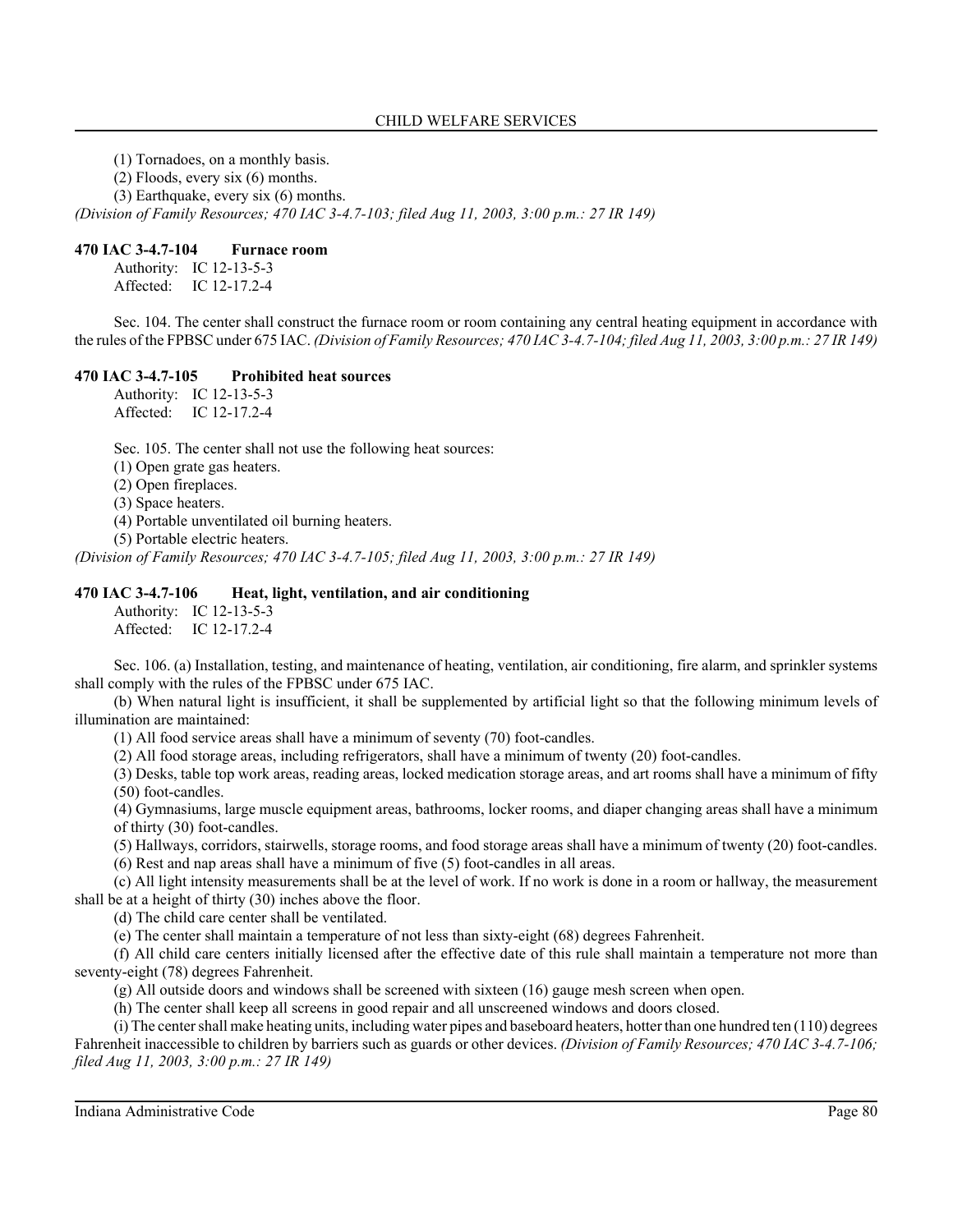(1) Tornadoes, on a monthly basis.

(2) Floods, every six (6) months.

(3) Earthquake, every six (6) months.

*(Division of Family Resources; 470 IAC 3-4.7-103; filed Aug 11, 2003, 3:00 p.m.: 27 IR 149)*

### 470 IAC 3-4.7-104 Furnace room

Authority: IC 12-13-5-3
Affected: IC 12-17.2-4

Sec. 104. The center shall construct the furnace room or room containing any central heating equipment in accordance with the rules of the FPBSC under 675 IAC. *(Division of Family Resources; 470 IAC 3-4.7-104; filed Aug 11, 2003, 3:00 p.m.: 27 IR 149)*

### 470 IAC 3-4.7-105 Prohibited heat sources

Authority: IC 12-13-5-3
Affected: IC 12-17.2-4

Sec. 105. The center shall not use the following heat sources:

(1) Open grate gas heaters.

(2) Open fireplaces.

(3) Space heaters.

(4) Portable unventilated oil burning heaters.

(5) Portable electric heaters.

*(Division of Family Resources; 470 IAC 3-4.7-105; filed Aug 11, 2003, 3:00 p.m.: 27 IR 149)*

### 470 IAC 3-4.7-106 Heat, light, ventilation, and air conditioning

Authority: IC 12-13-5-3
Affected: IC 12-17.2-4

Sec. 106. (a) Installation, testing, and maintenance of heating, ventilation, air conditioning, fire alarm, and sprinkler systems shall comply with the rules of the FPBSC under 675 IAC.

(b) When natural light is insufficient, it shall be supplemented by artificial light so that the following minimum levels of illumination are maintained:

(1) All food service areas shall have a minimum of seventy (70) foot-candles.

(2) All food storage areas, including refrigerators, shall have a minimum of twenty (20) foot-candles.

(3) Desks, table top work areas, reading areas, locked medication storage areas, and art rooms shall have a minimum of fifty (50) foot-candles.

(4) Gymnasiums, large muscle equipment areas, bathrooms, locker rooms, and diaper changing areas shall have a minimum of thirty (30) foot-candles.

(5) Hallways, corridors, stairwells, storage rooms, and food storage areas shall have a minimum of twenty (20) foot-candles.

(6) Rest and nap areas shall have a minimum of five (5) foot-candles in all areas.

(c) All light intensity measurements shall be at the level of work. If no work is done in a room or hallway, the measurement shall be at a height of thirty (30) inches above the floor.

(d) The child care center shall be ventilated.

(e) The center shall maintain a temperature of not less than sixty-eight (68) degrees Fahrenheit.

(f) All child care centers initially licensed after the effective date of this rule shall maintain a temperature not more than seventy-eight (78) degrees Fahrenheit.

(g) All outside doors and windows shall be screened with sixteen (16) gauge mesh screen when open.

(h) The center shall keep all screens in good repair and all unscreened windows and doors closed.

(i) The center shall make heating units, including water pipes and baseboard heaters, hotter than one hundred ten (110) degrees Fahrenheit inaccessible to children by barriers such as guards or other devices. *(Division of Family Resources; 470 IAC 3-4.7-106; filed Aug 11, 2003, 3:00 p.m.: 27 IR 149)*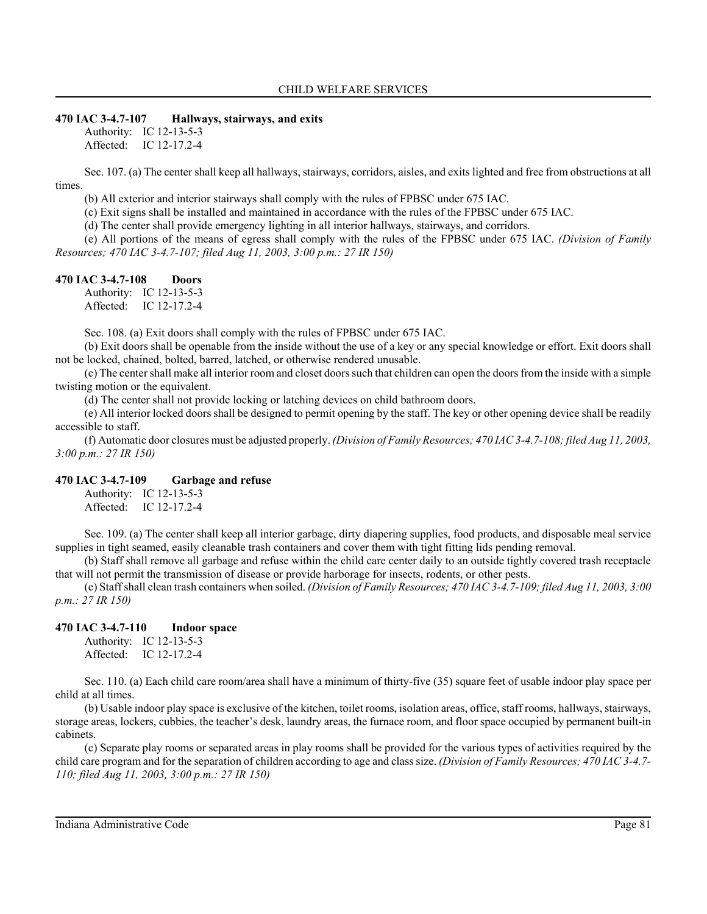### 470 IAC 3-4.7-107 Hallways, stairways, and exits

Authority: IC 12-13-5-3
Affected: IC 12-17.2-4

Sec. 107. (a) The center shall keep all hallways, stairways, corridors, aisles, and exits lighted and free from obstructions at all times.

(b) All exterior and interior stairways shall comply with the rules of FPBSC under 675 IAC.

(c) Exit signs shall be installed and maintained in accordance with the rules of the FPBSC under 675 IAC.

(d) The center shall provide emergency lighting in all interior hallways, stairways, and corridors.

(e) All portions of the means of egress shall comply with the rules of the FPBSC under 675 IAC. *(Division of Family Resources; 470 IAC 3-4.7-107; filed Aug 11, 2003, 3:00 p.m.: 27 IR 150)*

### 470 IAC 3-4.7-108 Doors

Authority: IC 12-13-5-3
Affected: IC 12-17.2-4

Sec. 108. (a) Exit doors shall comply with the rules of FPBSC under 675 IAC.

(b) Exit doors shall be openable from the inside without the use of a key or any special knowledge or effort. Exit doors shall not be locked, chained, bolted, barred, latched, or otherwise rendered unusable.

(c) The center shall make all interior room and closet doors such that children can open the doors from the inside with a simple twisting motion or the equivalent.

(d) The center shall not provide locking or latching devices on child bathroom doors.

(e) All interior locked doors shall be designed to permit opening by the staff. The key or other opening device shall be readily accessible to staff.

(f) Automatic door closures must be adjusted properly. *(Division of Family Resources; 470 IAC 3-4.7-108; filed Aug 11, 2003, 3:00 p.m.: 27 IR 150)*

### 470 IAC 3-4.7-109 Garbage and refuse

Authority: IC 12-13-5-3
Affected: IC 12-17.2-4

Sec. 109. (a) The center shall keep all interior garbage, dirty diapering supplies, food products, and disposable meal service supplies in tight seamed, easily cleanable trash containers and cover them with tight fitting lids pending removal.

(b) Staff shall remove all garbage and refuse within the child care center daily to an outside tightly covered trash receptacle that will not permit the transmission of disease or provide harborage for insects, rodents, or other pests.

(c) Staff shall clean trash containers when soiled. *(Division of Family Resources; 470 IAC 3-4.7-109; filed Aug 11, 2003, 3:00 p.m.: 27 IR 150)*

### 470 IAC 3-4.7-110 Indoor space

Authority: IC 12-13-5-3
Affected: IC 12-17.2-4

Sec. 110. (a) Each child care room/area shall have a minimum of thirty-five (35) square feet of usable indoor play space per child at all times.

(b) Usable indoor play space is exclusive of the kitchen, toilet rooms, isolation areas, office, staff rooms, hallways, stairways, storage areas, lockers, cubbies, the teacher's desk, laundry areas, the furnace room, and floor space occupied by permanent built-in cabinets.

(c) Separate play rooms or separated areas in play rooms shall be provided for the various types of activities required by the child care program and for the separation of children according to age and class size. *(Division of Family Resources; 470 IAC 3-4.7-110; filed Aug 11, 2003, 3:00 p.m.: 27 IR 150)*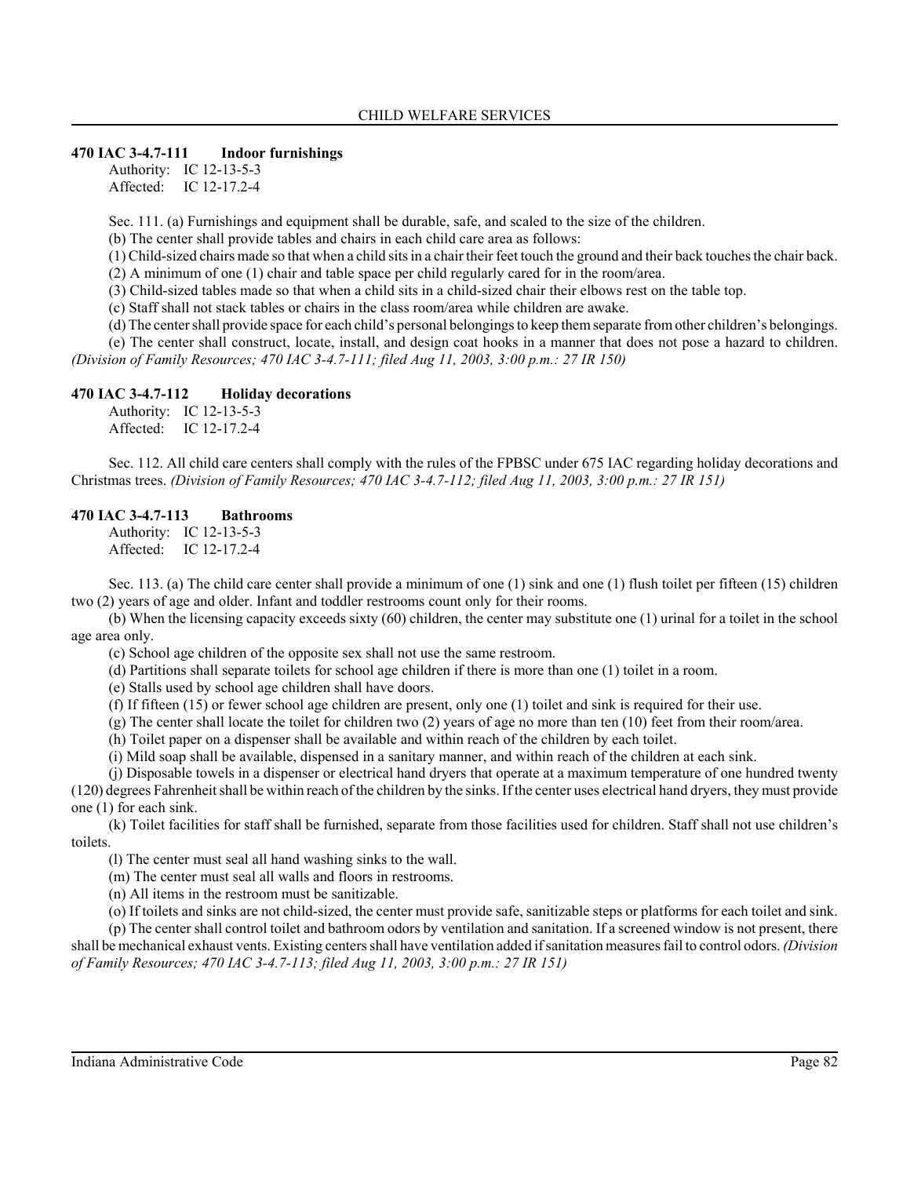## 470 IAC 3-4.7-111 Indoor furnishings

Authority: IC 12-13-5-3
Affected: IC 12-17.2-4

Sec. 111. (a) Furnishings and equipment shall be durable, safe, and scaled to the size of the children.

(b) The center shall provide tables and chairs in each child care area as follows:

(1) Child-sized chairs made so that when a child sits in a chair their feet touch the ground and their back touches the chair back.

(2) A minimum of one (1) chair and table space per child regularly cared for in the room/area.

(3) Child-sized tables made so that when a child sits in a child-sized chair their elbows rest on the table top.

(c) Staff shall not stack tables or chairs in the class room/area while children are awake.

(d) The center shall provide space for each child's personal belongings to keep them separate from other children's belongings.

(e) The center shall construct, locate, install, and design coat hooks in a manner that does not pose a hazard to children. *(Division of Family Resources; 470 IAC 3-4.7-111; filed Aug 11, 2003, 3:00 p.m.: 27 IR 150)*

## 470 IAC 3-4.7-112 Holiday decorations

Authority: IC 12-13-5-3
Affected: IC 12-17.2-4

Sec. 112. All child care centers shall comply with the rules of the FPBSC under 675 IAC regarding holiday decorations and Christmas trees. *(Division of Family Resources; 470 IAC 3-4.7-112; filed Aug 11, 2003, 3:00 p.m.: 27 IR 151)*

## 470 IAC 3-4.7-113 Bathrooms

Authority: IC 12-13-5-3
Affected: IC 12-17.2-4

Sec. 113. (a) The child care center shall provide a minimum of one (1) sink and one (1) flush toilet per fifteen (15) children two (2) years of age and older. Infant and toddler restrooms count only for their rooms.

(b) When the licensing capacity exceeds sixty (60) children, the center may substitute one (1) urinal for a toilet in the school age area only.

(c) School age children of the opposite sex shall not use the same restroom.

(d) Partitions shall separate toilets for school age children if there is more than one (1) toilet in a room.

(e) Stalls used by school age children shall have doors.

(f) If fifteen (15) or fewer school age children are present, only one (1) toilet and sink is required for their use.

(g) The center shall locate the toilet for children two (2) years of age no more than ten (10) feet from their room/area.

(h) Toilet paper on a dispenser shall be available and within reach of the children by each toilet.

(i) Mild soap shall be available, dispensed in a sanitary manner, and within reach of the children at each sink.

(j) Disposable towels in a dispenser or electrical hand dryers that operate at a maximum temperature of one hundred twenty (120) degrees Fahrenheit shall be within reach of the children by the sinks. If the center uses electrical hand dryers, they must provide one (1) for each sink.

(k) Toilet facilities for staff shall be furnished, separate from those facilities used for children. Staff shall not use children's toilets.

(l) The center must seal all hand washing sinks to the wall.

(m) The center must seal all walls and floors in restrooms.

(n) All items in the restroom must be sanitizable.

(o) If toilets and sinks are not child-sized, the center must provide safe, sanitizable steps or platforms for each toilet and sink.

(p) The center shall control toilet and bathroom odors by ventilation and sanitation. If a screened window is not present, there shall be mechanical exhaust vents. Existing centers shall have ventilation added if sanitation measures fail to control odors. *(Division of Family Resources; 470 IAC 3-4.7-113; filed Aug 11, 2003, 3:00 p.m.: 27 IR 151)*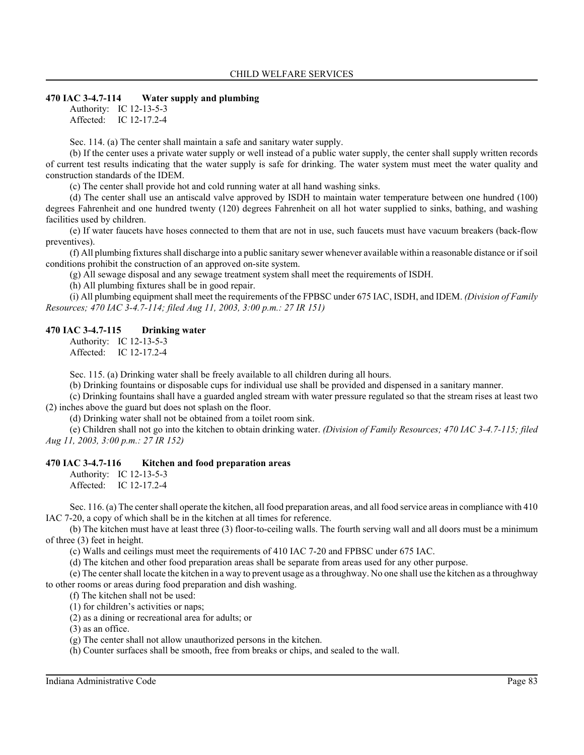### 470 IAC 3-4.7-114 Water supply and plumbing

Authority: IC 12-13-5-3
Affected: IC 12-17.2-4

Sec. 114. (a) The center shall maintain a safe and sanitary water supply.

(b) If the center uses a private water supply or well instead of a public water supply, the center shall supply written records of current test results indicating that the water supply is safe for drinking. The water system must meet the water quality and construction standards of the IDEM.

(c) The center shall provide hot and cold running water at all hand washing sinks.

(d) The center shall use an antiscald valve approved by ISDH to maintain water temperature between one hundred (100) degrees Fahrenheit and one hundred twenty (120) degrees Fahrenheit on all hot water supplied to sinks, bathing, and washing facilities used by children.

(e) If water faucets have hoses connected to them that are not in use, such faucets must have vacuum breakers (back-flow preventives).

(f) All plumbing fixtures shall discharge into a public sanitary sewer whenever available within a reasonable distance or if soil conditions prohibit the construction of an approved on-site system.

(g) All sewage disposal and any sewage treatment system shall meet the requirements of ISDH.

(h) All plumbing fixtures shall be in good repair.

(i) All plumbing equipment shall meet the requirements of the FPBSC under 675 IAC, ISDH, and IDEM. *(Division of Family Resources; 470 IAC 3-4.7-114; filed Aug 11, 2003, 3:00 p.m.: 27 IR 151)*

### 470 IAC 3-4.7-115 Drinking water

Authority: IC 12-13-5-3
Affected: IC 12-17.2-4

Sec. 115. (a) Drinking water shall be freely available to all children during all hours.

(b) Drinking fountains or disposable cups for individual use shall be provided and dispensed in a sanitary manner.

(c) Drinking fountains shall have a guarded angled stream with water pressure regulated so that the stream rises at least two (2) inches above the guard but does not splash on the floor.

(d) Drinking water shall not be obtained from a toilet room sink.

(e) Children shall not go into the kitchen to obtain drinking water. *(Division of Family Resources; 470 IAC 3-4.7-115; filed Aug 11, 2003, 3:00 p.m.: 27 IR 152)*

### 470 IAC 3-4.7-116 Kitchen and food preparation areas

Authority: IC 12-13-5-3
Affected: IC 12-17.2-4

Sec. 116. (a) The center shall operate the kitchen, all food preparation areas, and all food service areas in compliance with 410 IAC 7-20, a copy of which shall be in the kitchen at all times for reference.

(b) The kitchen must have at least three (3) floor-to-ceiling walls. The fourth serving wall and all doors must be a minimum of three (3) feet in height.

(c) Walls and ceilings must meet the requirements of 410 IAC 7-20 and FPBSC under 675 IAC.

(d) The kitchen and other food preparation areas shall be separate from areas used for any other purpose.

(e) The center shall locate the kitchen in a way to prevent usage as a throughway. No one shall use the kitchen as a throughway to other rooms or areas during food preparation and dish washing.

(f) The kitchen shall not be used:

(1) for children's activities or naps;

(2) as a dining or recreational area for adults; or

(3) as an office.

(g) The center shall not allow unauthorized persons in the kitchen.

(h) Counter surfaces shall be smooth, free from breaks or chips, and sealed to the wall.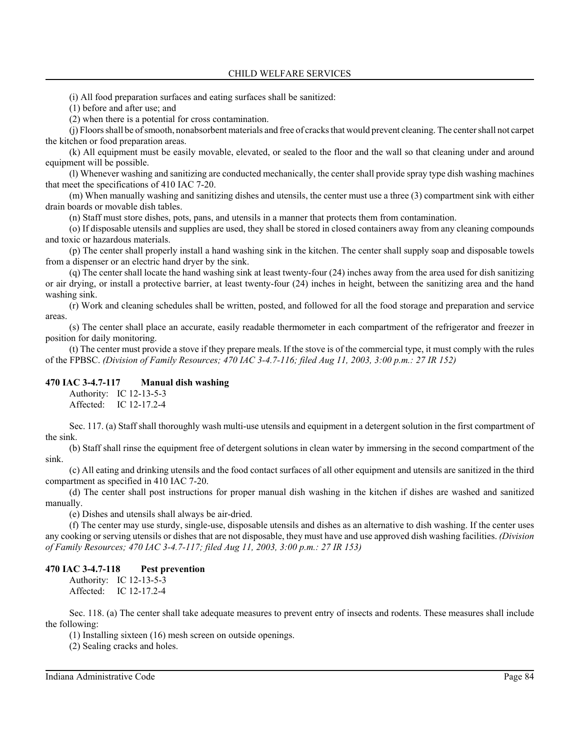(i) All food preparation surfaces and eating surfaces shall be sanitized:

(1) before and after use; and

(2) when there is a potential for cross contamination.

(j) Floors shall be of smooth, nonabsorbent materials and free of cracks that would prevent cleaning. The center shall not carpet the kitchen or food preparation areas.

(k) All equipment must be easily movable, elevated, or sealed to the floor and the wall so that cleaning under and around equipment will be possible.

(l) Whenever washing and sanitizing are conducted mechanically, the center shall provide spray type dish washing machines that meet the specifications of 410 IAC 7-20.

(m) When manually washing and sanitizing dishes and utensils, the center must use a three (3) compartment sink with either drain boards or movable dish tables.

(n) Staff must store dishes, pots, pans, and utensils in a manner that protects them from contamination.

(o) If disposable utensils and supplies are used, they shall be stored in closed containers away from any cleaning compounds and toxic or hazardous materials.

(p) The center shall properly install a hand washing sink in the kitchen. The center shall supply soap and disposable towels from a dispenser or an electric hand dryer by the sink.

(q) The center shall locate the hand washing sink at least twenty-four (24) inches away from the area used for dish sanitizing or air drying, or install a protective barrier, at least twenty-four (24) inches in height, between the sanitizing area and the hand washing sink.

(r) Work and cleaning schedules shall be written, posted, and followed for all the food storage and preparation and service areas.

(s) The center shall place an accurate, easily readable thermometer in each compartment of the refrigerator and freezer in position for daily monitoring.

(t) The center must provide a stove if they prepare meals. If the stove is of the commercial type, it must comply with the rules of the FPBSC. *(Division of Family Resources; 470 IAC 3-4.7-116; filed Aug 11, 2003, 3:00 p.m.: 27 IR 152)*

### 470 IAC 3-4.7-117 Manual dish washing

Authority: IC 12-13-5-3
Affected: IC 12-17.2-4

Sec. 117. (a) Staff shall thoroughly wash multi-use utensils and equipment in a detergent solution in the first compartment of the sink.

(b) Staff shall rinse the equipment free of detergent solutions in clean water by immersing in the second compartment of the sink.

(c) All eating and drinking utensils and the food contact surfaces of all other equipment and utensils are sanitized in the third compartment as specified in 410 IAC 7-20.

(d) The center shall post instructions for proper manual dish washing in the kitchen if dishes are washed and sanitized manually.

(e) Dishes and utensils shall always be air-dried.

(f) The center may use sturdy, single-use, disposable utensils and dishes as an alternative to dish washing. If the center uses any cooking or serving utensils or dishes that are not disposable, they must have and use approved dish washing facilities. *(Division of Family Resources; 470 IAC 3-4.7-117; filed Aug 11, 2003, 3:00 p.m.: 27 IR 153)*

### 470 IAC 3-4.7-118 Pest prevention

Authority: IC 12-13-5-3
Affected: IC 12-17.2-4

Sec. 118. (a) The center shall take adequate measures to prevent entry of insects and rodents. These measures shall include the following:

(1) Installing sixteen (16) mesh screen on outside openings.

(2) Sealing cracks and holes.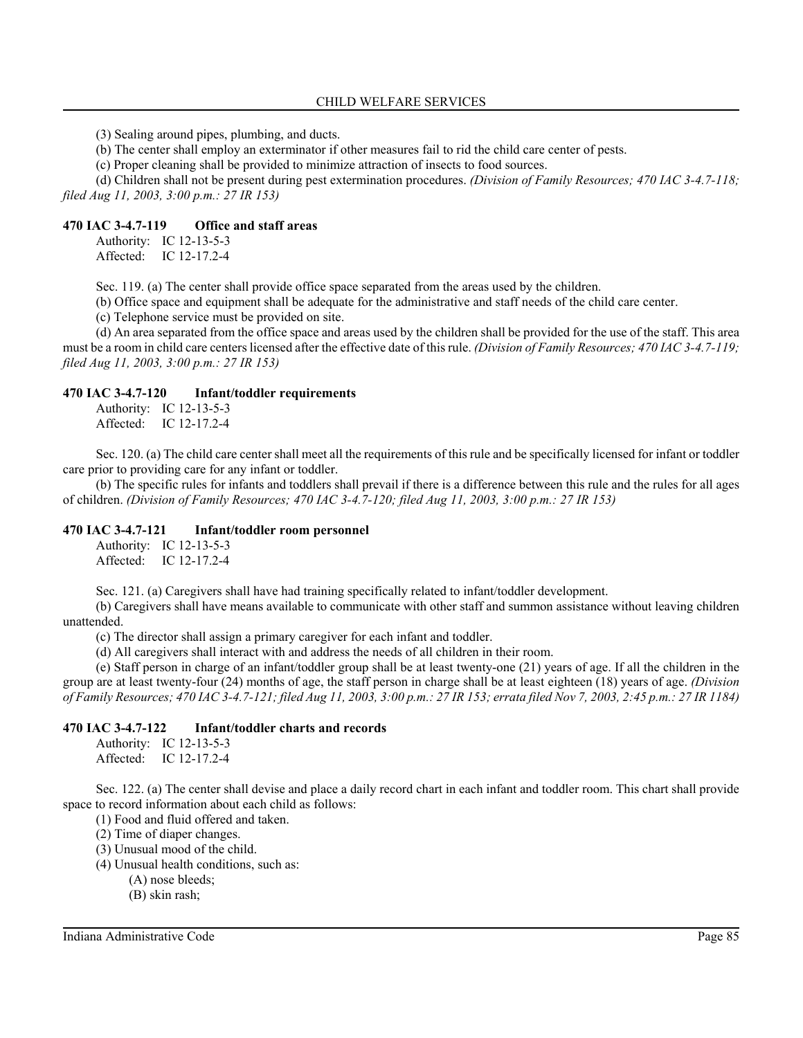(3) Sealing around pipes, plumbing, and ducts.

(b) The center shall employ an exterminator if other measures fail to rid the child care center of pests.

(c) Proper cleaning shall be provided to minimize attraction of insects to food sources.

(d) Children shall not be present during pest extermination procedures. *(Division of Family Resources; 470 IAC 3-4.7-118; filed Aug 11, 2003, 3:00 p.m.: 27 IR 153)*

### 470 IAC 3-4.7-119 Office and staff areas

Authority: IC 12-13-5-3
Affected: IC 12-17.2-4

Sec. 119. (a) The center shall provide office space separated from the areas used by the children.

(b) Office space and equipment shall be adequate for the administrative and staff needs of the child care center.

(c) Telephone service must be provided on site.

(d) An area separated from the office space and areas used by the children shall be provided for the use of the staff. This area must be a room in child care centers licensed after the effective date of this rule. *(Division of Family Resources; 470 IAC 3-4.7-119; filed Aug 11, 2003, 3:00 p.m.: 27 IR 153)*

### 470 IAC 3-4.7-120 Infant/toddler requirements

Authority: IC 12-13-5-3
Affected: IC 12-17.2-4

Sec. 120. (a) The child care center shall meet all the requirements of this rule and be specifically licensed for infant or toddler care prior to providing care for any infant or toddler.

(b) The specific rules for infants and toddlers shall prevail if there is a difference between this rule and the rules for all ages of children. *(Division of Family Resources; 470 IAC 3-4.7-120; filed Aug 11, 2003, 3:00 p.m.: 27 IR 153)*

### 470 IAC 3-4.7-121 Infant/toddler room personnel

Authority: IC 12-13-5-3
Affected: IC 12-17.2-4

Sec. 121. (a) Caregivers shall have had training specifically related to infant/toddler development.

(b) Caregivers shall have means available to communicate with other staff and summon assistance without leaving children unattended.

(c) The director shall assign a primary caregiver for each infant and toddler.

(d) All caregivers shall interact with and address the needs of all children in their room.

(e) Staff person in charge of an infant/toddler group shall be at least twenty-one (21) years of age. If all the children in the group are at least twenty-four (24) months of age, the staff person in charge shall be at least eighteen (18) years of age. *(Division of Family Resources; 470 IAC 3-4.7-121; filed Aug 11, 2003, 3:00 p.m.: 27 IR 153; errata filed Nov 7, 2003, 2:45 p.m.: 27 IR 1184)*

### 470 IAC 3-4.7-122 Infant/toddler charts and records

Authority: IC 12-13-5-3
Affected: IC 12-17.2-4

Sec. 122. (a) The center shall devise and place a daily record chart in each infant and toddler room. This chart shall provide space to record information about each child as follows:

(1) Food and fluid offered and taken.
(2) Time of diaper changes.
(3) Unusual mood of the child.
(4) Unusual health conditions, such as:
    (A) nose bleeds;
    (B) skin rash;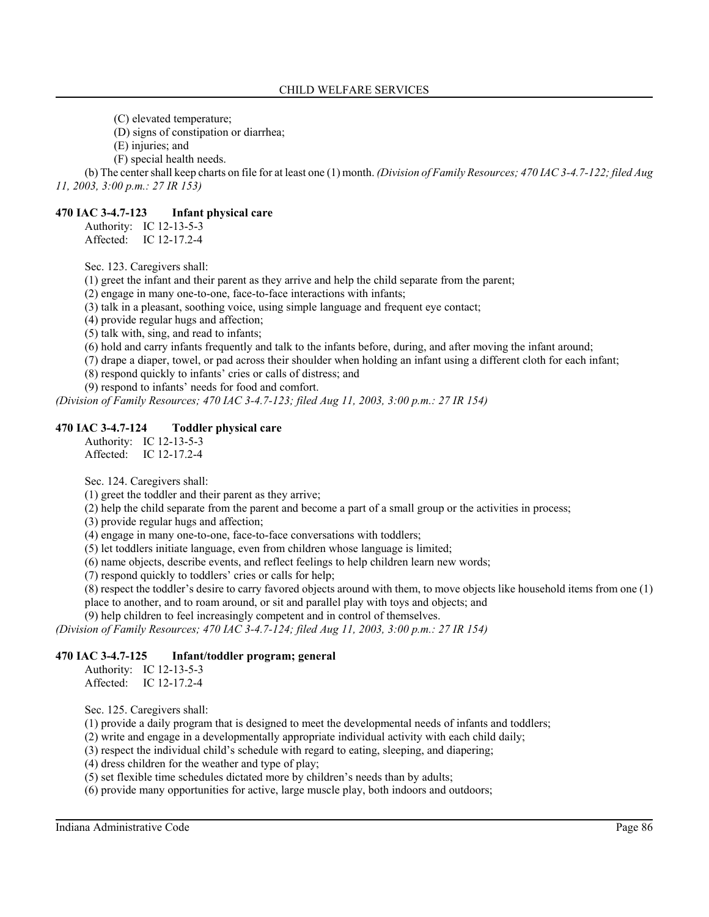(C) elevated temperature;

(D) signs of constipation or diarrhea;

(E) injuries; and

(F) special health needs.

(b) The center shall keep charts on file for at least one (1) month. *(Division of Family Resources; 470 IAC 3-4.7-122; filed Aug 11, 2003, 3:00 p.m.: 27 IR 153)*

### 470 IAC 3-4.7-123 Infant physical care

Authority: IC 12-13-5-3
Affected: IC 12-17.2-4

Sec. 123. Caregivers shall:

(1) greet the infant and their parent as they arrive and help the child separate from the parent;

(2) engage in many one-to-one, face-to-face interactions with infants;

(3) talk in a pleasant, soothing voice, using simple language and frequent eye contact;

(4) provide regular hugs and affection;

(5) talk with, sing, and read to infants;

(6) hold and carry infants frequently and talk to the infants before, during, and after moving the infant around;

(7) drape a diaper, towel, or pad across their shoulder when holding an infant using a different cloth for each infant;

(8) respond quickly to infants' cries or calls of distress; and

(9) respond to infants' needs for food and comfort.

*(Division of Family Resources; 470 IAC 3-4.7-123; filed Aug 11, 2003, 3:00 p.m.: 27 IR 154)*

### 470 IAC 3-4.7-124 Toddler physical care

Authority: IC 12-13-5-3
Affected: IC 12-17.2-4

Sec. 124. Caregivers shall:

(1) greet the toddler and their parent as they arrive;

(2) help the child separate from the parent and become a part of a small group or the activities in process;

(3) provide regular hugs and affection;

(4) engage in many one-to-one, face-to-face conversations with toddlers;

(5) let toddlers initiate language, even from children whose language is limited;

(6) name objects, describe events, and reflect feelings to help children learn new words;

(7) respond quickly to toddlers' cries or calls for help;

(8) respect the toddler's desire to carry favored objects around with them, to move objects like household items from one (1) place to another, and to roam around, or sit and parallel play with toys and objects; and

(9) help children to feel increasingly competent and in control of themselves.

*(Division of Family Resources; 470 IAC 3-4.7-124; filed Aug 11, 2003, 3:00 p.m.: 27 IR 154)*

### 470 IAC 3-4.7-125 Infant/toddler program; general

Authority: IC 12-13-5-3
Affected: IC 12-17.2-4

Sec. 125. Caregivers shall:

(1) provide a daily program that is designed to meet the developmental needs of infants and toddlers;

(2) write and engage in a developmentally appropriate individual activity with each child daily;

(3) respect the individual child's schedule with regard to eating, sleeping, and diapering;

(4) dress children for the weather and type of play;

(5) set flexible time schedules dictated more by children's needs than by adults;

(6) provide many opportunities for active, large muscle play, both indoors and outdoors;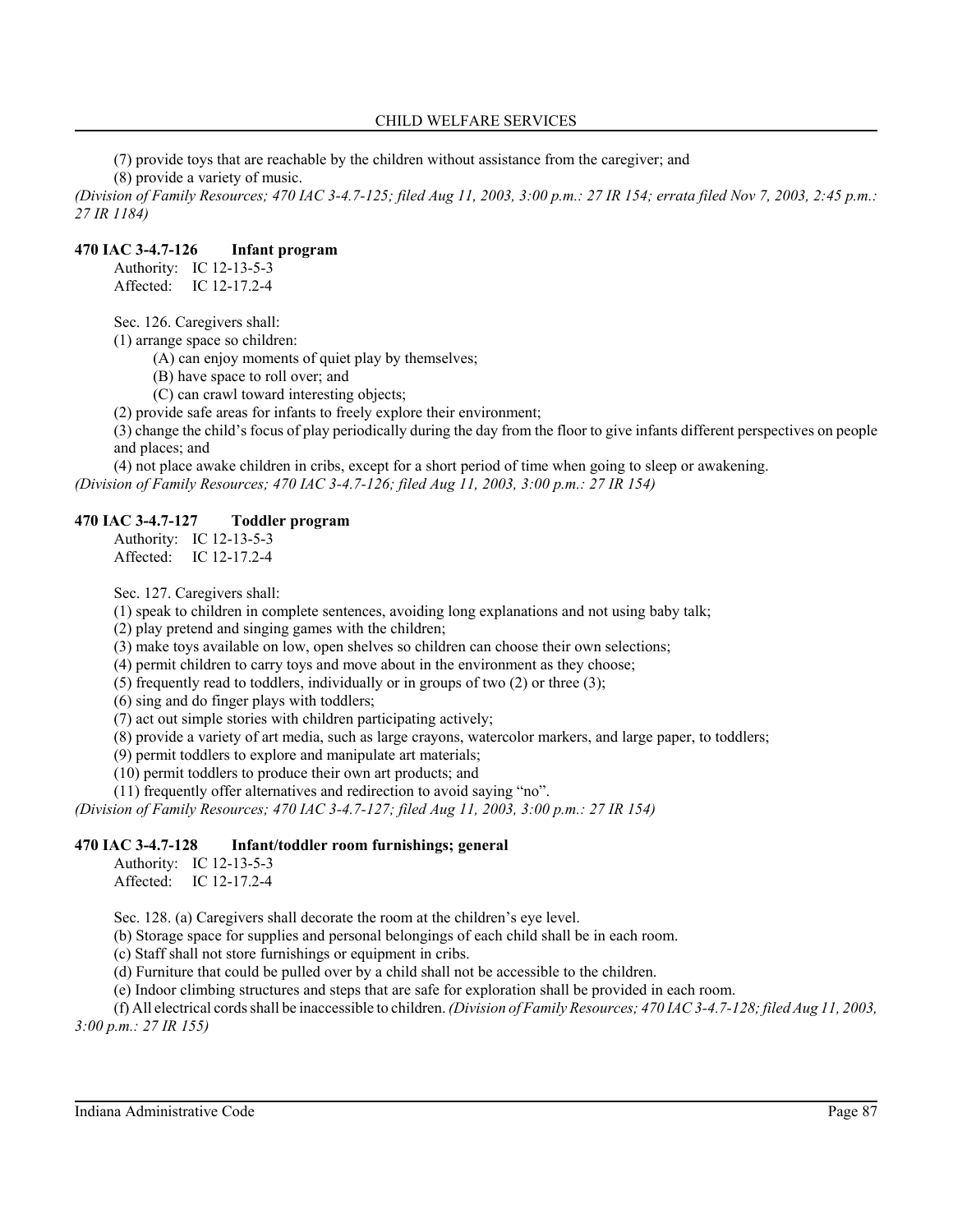(7) provide toys that are reachable by the children without assistance from the caregiver; and

(8) provide a variety of music.

*(Division of Family Resources; 470 IAC 3-4.7-125; filed Aug 11, 2003, 3:00 p.m.: 27 IR 154; errata filed Nov 7, 2003, 2:45 p.m.: 27 IR 1184)*

### 470 IAC 3-4.7-126 Infant program

Authority: IC 12-13-5-3
Affected: IC 12-17.2-4

Sec. 126. Caregivers shall:

(1) arrange space so children:

(A) can enjoy moments of quiet play by themselves;

(B) have space to roll over; and

(C) can crawl toward interesting objects;

(2) provide safe areas for infants to freely explore their environment;

(3) change the child's focus of play periodically during the day from the floor to give infants different perspectives on people and places; and

(4) not place awake children in cribs, except for a short period of time when going to sleep or awakening.

*(Division of Family Resources; 470 IAC 3-4.7-126; filed Aug 11, 2003, 3:00 p.m.: 27 IR 154)*

### 470 IAC 3-4.7-127 Toddler program

Authority: IC 12-13-5-3
Affected: IC 12-17.2-4

Sec. 127. Caregivers shall:

(1) speak to children in complete sentences, avoiding long explanations and not using baby talk;

(2) play pretend and singing games with the children;

(3) make toys available on low, open shelves so children can choose their own selections;

(4) permit children to carry toys and move about in the environment as they choose;

(5) frequently read to toddlers, individually or in groups of two (2) or three (3);

(6) sing and do finger plays with toddlers;

(7) act out simple stories with children participating actively;

(8) provide a variety of art media, such as large crayons, watercolor markers, and large paper, to toddlers;

(9) permit toddlers to explore and manipulate art materials;

(10) permit toddlers to produce their own art products; and

(11) frequently offer alternatives and redirection to avoid saying "no".

*(Division of Family Resources; 470 IAC 3-4.7-127; filed Aug 11, 2003, 3:00 p.m.: 27 IR 154)*

### 470 IAC 3-4.7-128 Infant/toddler room furnishings; general

Authority: IC 12-13-5-3
Affected: IC 12-17.2-4

Sec. 128. (a) Caregivers shall decorate the room at the children's eye level.

(b) Storage space for supplies and personal belongings of each child shall be in each room.

(c) Staff shall not store furnishings or equipment in cribs.

(d) Furniture that could be pulled over by a child shall not be accessible to the children.

(e) Indoor climbing structures and steps that are safe for exploration shall be provided in each room.

(f) All electrical cords shall be inaccessible to children. *(Division of Family Resources; 470 IAC 3-4.7-128; filed Aug 11, 2003, 3:00 p.m.: 27 IR 155)*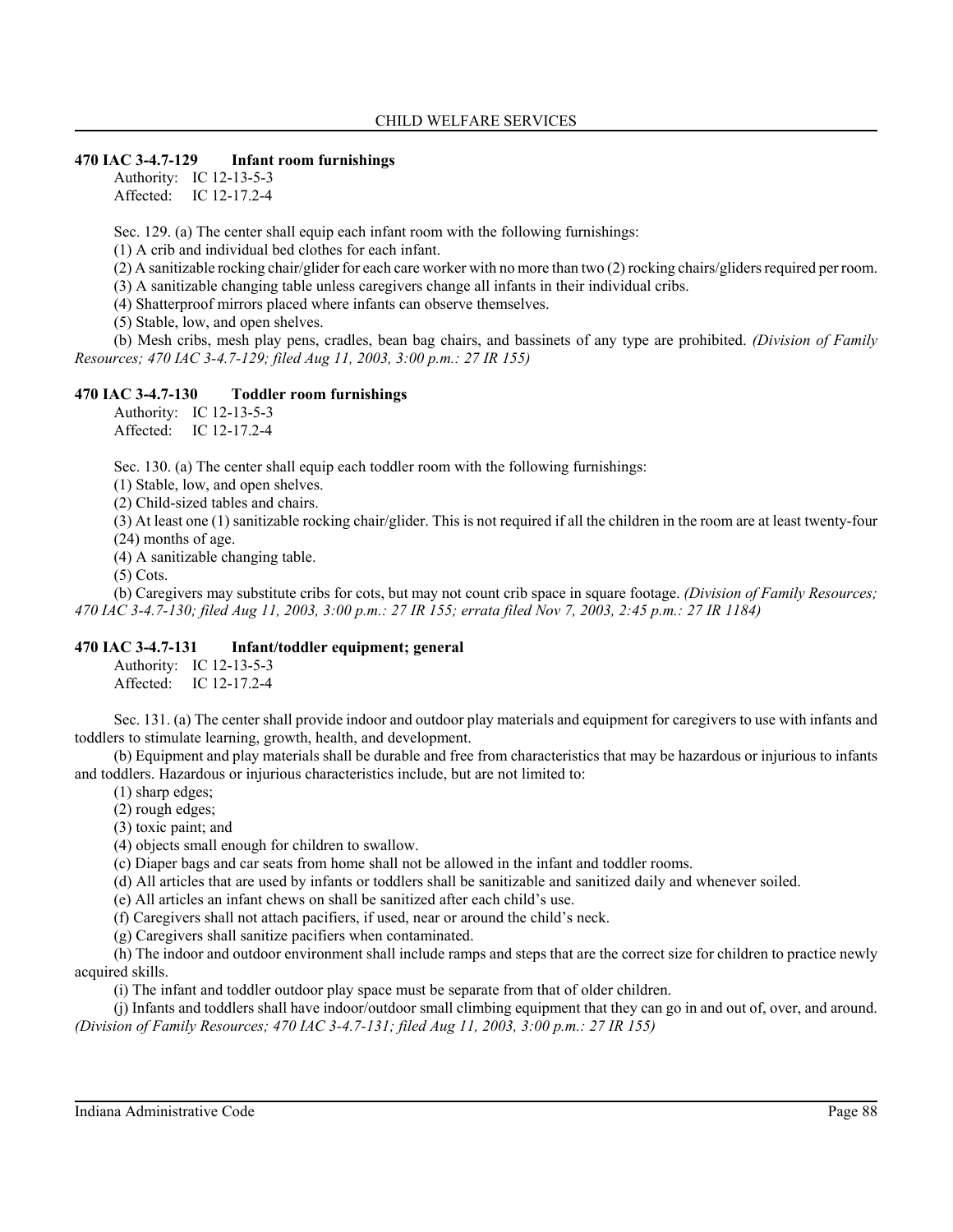### 470 IAC 3-4.7-129 Infant room furnishings

Authority: IC 12-13-5-3
Affected: IC 12-17.2-4

Sec. 129. (a) The center shall equip each infant room with the following furnishings:

(1) A crib and individual bed clothes for each infant.

(2) A sanitizable rocking chair/glider for each care worker with no more than two (2) rocking chairs/gliders required per room.

(3) A sanitizable changing table unless caregivers change all infants in their individual cribs.

(4) Shatterproof mirrors placed where infants can observe themselves.

(5) Stable, low, and open shelves.

(b) Mesh cribs, mesh play pens, cradles, bean bag chairs, and bassinets of any type are prohibited. *(Division of Family Resources; 470 IAC 3-4.7-129; filed Aug 11, 2003, 3:00 p.m.: 27 IR 155)*

### 470 IAC 3-4.7-130 Toddler room furnishings

Authority: IC 12-13-5-3
Affected: IC 12-17.2-4

Sec. 130. (a) The center shall equip each toddler room with the following furnishings:

(1) Stable, low, and open shelves.

(2) Child-sized tables and chairs.

(3) At least one (1) sanitizable rocking chair/glider. This is not required if all the children in the room are at least twenty-four (24) months of age.

(4) A sanitizable changing table.

(5) Cots.

(b) Caregivers may substitute cribs for cots, but may not count crib space in square footage. *(Division of Family Resources; 470 IAC 3-4.7-130; filed Aug 11, 2003, 3:00 p.m.: 27 IR 155; errata filed Nov 7, 2003, 2:45 p.m.: 27 IR 1184)*

### 470 IAC 3-4.7-131 Infant/toddler equipment; general

Authority: IC 12-13-5-3
Affected: IC 12-17.2-4

Sec. 131. (a) The center shall provide indoor and outdoor play materials and equipment for caregivers to use with infants and toddlers to stimulate learning, growth, health, and development.

(b) Equipment and play materials shall be durable and free from characteristics that may be hazardous or injurious to infants and toddlers. Hazardous or injurious characteristics include, but are not limited to:

(1) sharp edges;

(2) rough edges;

(3) toxic paint; and

(4) objects small enough for children to swallow.

(c) Diaper bags and car seats from home shall not be allowed in the infant and toddler rooms.

(d) All articles that are used by infants or toddlers shall be sanitizable and sanitized daily and whenever soiled.

(e) All articles an infant chews on shall be sanitized after each child's use.

(f) Caregivers shall not attach pacifiers, if used, near or around the child's neck.

(g) Caregivers shall sanitize pacifiers when contaminated.

(h) The indoor and outdoor environment shall include ramps and steps that are the correct size for children to practice newly acquired skills.

(i) The infant and toddler outdoor play space must be separate from that of older children.

(j) Infants and toddlers shall have indoor/outdoor small climbing equipment that they can go in and out of, over, and around. *(Division of Family Resources; 470 IAC 3-4.7-131; filed Aug 11, 2003, 3:00 p.m.: 27 IR 155)*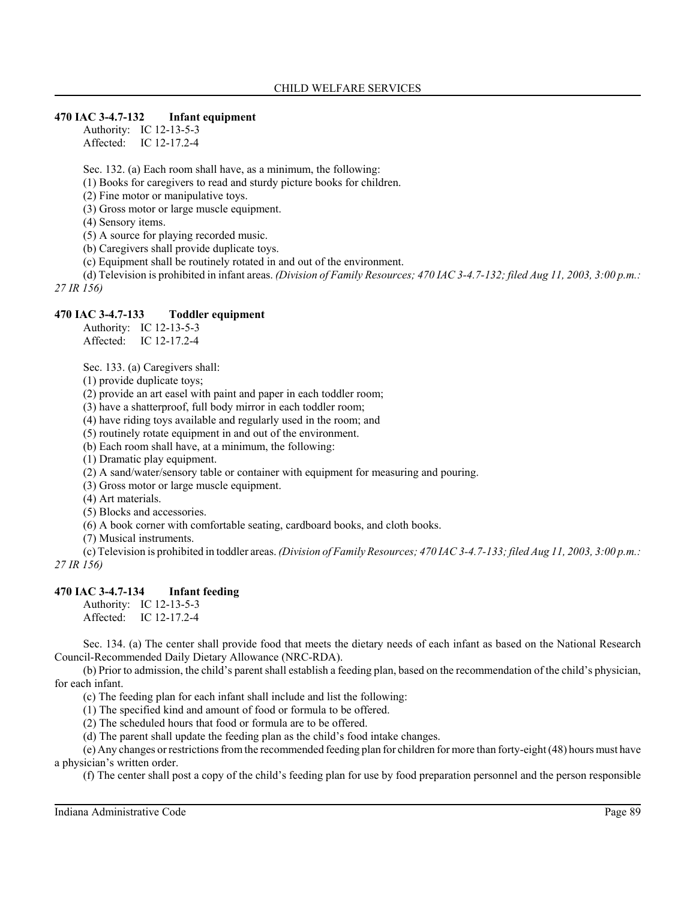## 470 IAC 3-4.7-132 Infant equipment

Authority: IC 12-13-5-3
Affected: IC 12-17.2-4

Sec. 132. (a) Each room shall have, as a minimum, the following:

(1) Books for caregivers to read and sturdy picture books for children.
(2) Fine motor or manipulative toys.
(3) Gross motor or large muscle equipment.
(4) Sensory items.
(5) A source for playing recorded music.

(b) Caregivers shall provide duplicate toys.

(c) Equipment shall be routinely rotated in and out of the environment.

(d) Television is prohibited in infant areas. *(Division of Family Resources; 470 IAC 3-4.7-132; filed Aug 11, 2003, 3:00 p.m.: 27 IR 156)*

## 470 IAC 3-4.7-133 Toddler equipment

Authority: IC 12-13-5-3
Affected: IC 12-17.2-4

Sec. 133. (a) Caregivers shall:

(1) provide duplicate toys;
(2) provide an art easel with paint and paper in each toddler room;
(3) have a shatterproof, full body mirror in each toddler room;
(4) have riding toys available and regularly used in the room; and
(5) routinely rotate equipment in and out of the environment.

(b) Each room shall have, at a minimum, the following:

(1) Dramatic play equipment.
(2) A sand/water/sensory table or container with equipment for measuring and pouring.
(3) Gross motor or large muscle equipment.
(4) Art materials.
(5) Blocks and accessories.
(6) A book corner with comfortable seating, cardboard books, and cloth books.
(7) Musical instruments.

(c) Television is prohibited in toddler areas. *(Division of Family Resources; 470 IAC 3-4.7-133; filed Aug 11, 2003, 3:00 p.m.: 27 IR 156)*

## 470 IAC 3-4.7-134 Infant feeding

Authority: IC 12-13-5-3
Affected: IC 12-17.2-4

Sec. 134. (a) The center shall provide food that meets the dietary needs of each infant as based on the National Research Council-Recommended Daily Dietary Allowance (NRC-RDA).

(b) Prior to admission, the child's parent shall establish a feeding plan, based on the recommendation of the child's physician, for each infant.

(c) The feeding plan for each infant shall include and list the following:

(1) The specified kind and amount of food or formula to be offered.
(2) The scheduled hours that food or formula are to be offered.

(d) The parent shall update the feeding plan as the child's food intake changes.

(e) Any changes or restrictions from the recommended feeding plan for children for more than forty-eight (48) hours must have a physician's written order.

(f) The center shall post a copy of the child's feeding plan for use by food preparation personnel and the person responsible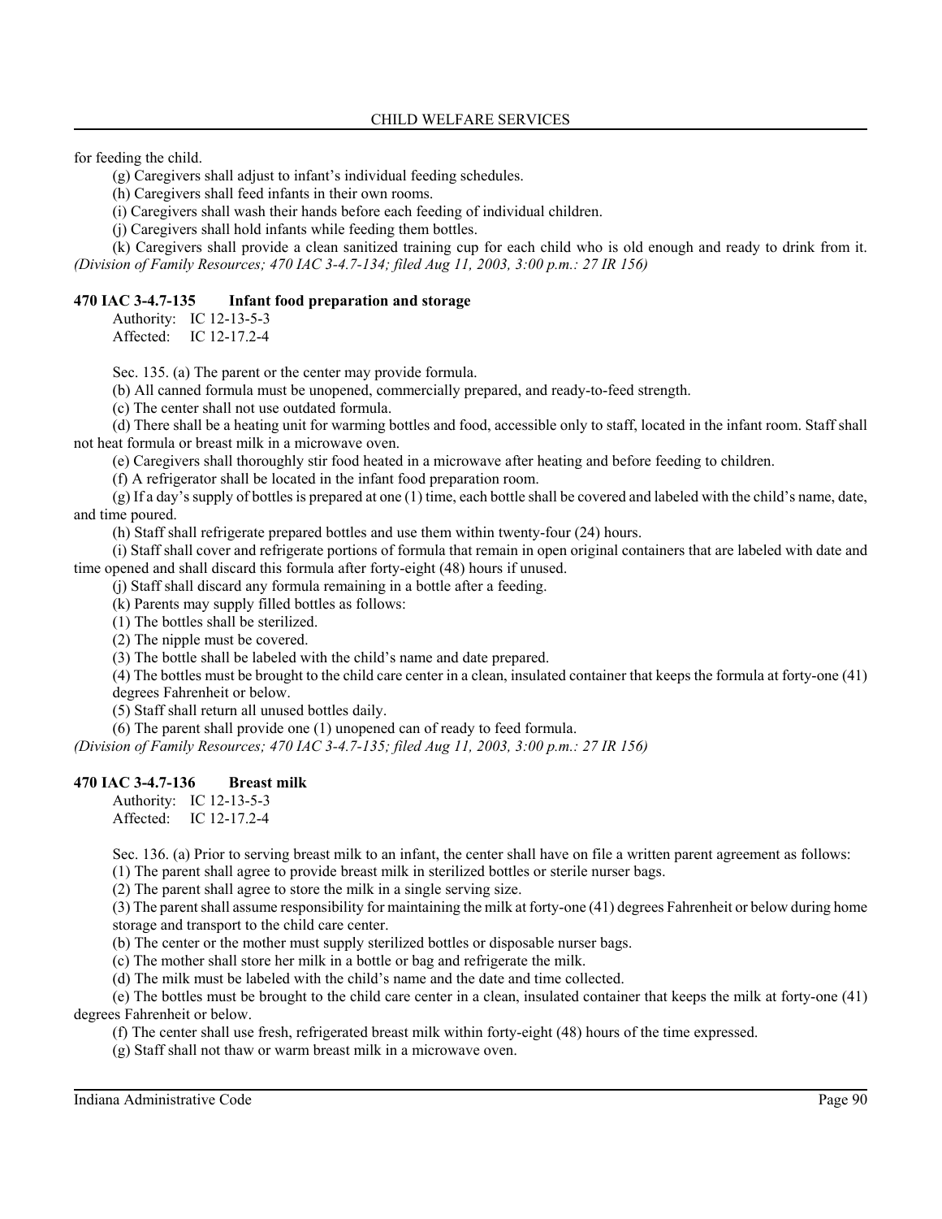for feeding the child.

(g) Caregivers shall adjust to infant's individual feeding schedules.

(h) Caregivers shall feed infants in their own rooms.

(i) Caregivers shall wash their hands before each feeding of individual children.

(j) Caregivers shall hold infants while feeding them bottles.

(k) Caregivers shall provide a clean sanitized training cup for each child who is old enough and ready to drink from it. *(Division of Family Resources; 470 IAC 3-4.7-134; filed Aug 11, 2003, 3:00 p.m.: 27 IR 156)*

### 470 IAC 3-4.7-135 Infant food preparation and storage

Authority: IC 12-13-5-3
Affected: IC 12-17.2-4

Sec. 135. (a) The parent or the center may provide formula.

(b) All canned formula must be unopened, commercially prepared, and ready-to-feed strength.

(c) The center shall not use outdated formula.

(d) There shall be a heating unit for warming bottles and food, accessible only to staff, located in the infant room. Staff shall not heat formula or breast milk in a microwave oven.

(e) Caregivers shall thoroughly stir food heated in a microwave after heating and before feeding to children.

(f) A refrigerator shall be located in the infant food preparation room.

(g) If a day's supply of bottles is prepared at one (1) time, each bottle shall be covered and labeled with the child's name, date, and time poured.

(h) Staff shall refrigerate prepared bottles and use them within twenty-four (24) hours.

(i) Staff shall cover and refrigerate portions of formula that remain in open original containers that are labeled with date and time opened and shall discard this formula after forty-eight (48) hours if unused.

(j) Staff shall discard any formula remaining in a bottle after a feeding.

(k) Parents may supply filled bottles as follows:

(1) The bottles shall be sterilized.

(2) The nipple must be covered.

(3) The bottle shall be labeled with the child's name and date prepared.

(4) The bottles must be brought to the child care center in a clean, insulated container that keeps the formula at forty-one (41) degrees Fahrenheit or below.

(5) Staff shall return all unused bottles daily.

(6) The parent shall provide one (1) unopened can of ready to feed formula.

*(Division of Family Resources; 470 IAC 3-4.7-135; filed Aug 11, 2003, 3:00 p.m.: 27 IR 156)*

### 470 IAC 3-4.7-136 Breast milk

Authority: IC 12-13-5-3
Affected: IC 12-17.2-4

Sec. 136. (a) Prior to serving breast milk to an infant, the center shall have on file a written parent agreement as follows:

(1) The parent shall agree to provide breast milk in sterilized bottles or sterile nurser bags.

(2) The parent shall agree to store the milk in a single serving size.

(3) The parent shall assume responsibility for maintaining the milk at forty-one (41) degrees Fahrenheit or below during home storage and transport to the child care center.

(b) The center or the mother must supply sterilized bottles or disposable nurser bags.

(c) The mother shall store her milk in a bottle or bag and refrigerate the milk.

(d) The milk must be labeled with the child's name and the date and time collected.

(e) The bottles must be brought to the child care center in a clean, insulated container that keeps the milk at forty-one (41) degrees Fahrenheit or below.

(f) The center shall use fresh, refrigerated breast milk within forty-eight (48) hours of the time expressed.

(g) Staff shall not thaw or warm breast milk in a microwave oven.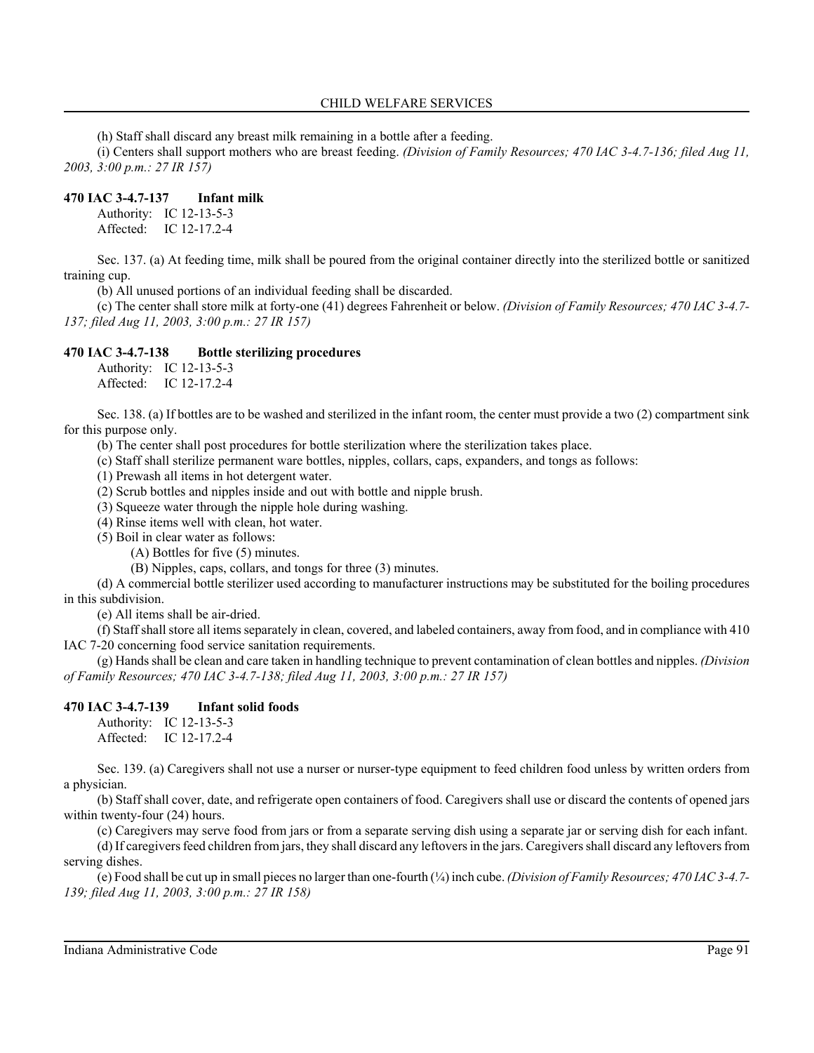(h) Staff shall discard any breast milk remaining in a bottle after a feeding.

(i) Centers shall support mothers who are breast feeding. *(Division of Family Resources; 470 IAC 3-4.7-136; filed Aug 11, 2003, 3:00 p.m.: 27 IR 157)*

### 470 IAC 3-4.7-137 Infant milk

Authority: IC 12-13-5-3
Affected: IC 12-17.2-4

Sec. 137. (a) At feeding time, milk shall be poured from the original container directly into the sterilized bottle or sanitized training cup.

(b) All unused portions of an individual feeding shall be discarded.

(c) The center shall store milk at forty-one (41) degrees Fahrenheit or below. *(Division of Family Resources; 470 IAC 3-4.7-137; filed Aug 11, 2003, 3:00 p.m.: 27 IR 157)*

### 470 IAC 3-4.7-138 Bottle sterilizing procedures

Authority: IC 12-13-5-3
Affected: IC 12-17.2-4

Sec. 138. (a) If bottles are to be washed and sterilized in the infant room, the center must provide a two (2) compartment sink for this purpose only.

(b) The center shall post procedures for bottle sterilization where the sterilization takes place.

(c) Staff shall sterilize permanent ware bottles, nipples, collars, caps, expanders, and tongs as follows:

(1) Prewash all items in hot detergent water.

(2) Scrub bottles and nipples inside and out with bottle and nipple brush.

(3) Squeeze water through the nipple hole during washing.

(4) Rinse items well with clean, hot water.

(5) Boil in clear water as follows:

(A) Bottles for five (5) minutes.

(B) Nipples, caps, collars, and tongs for three (3) minutes.

(d) A commercial bottle sterilizer used according to manufacturer instructions may be substituted for the boiling procedures in this subdivision.

(e) All items shall be air-dried.

(f) Staff shall store all items separately in clean, covered, and labeled containers, away from food, and in compliance with 410 IAC 7-20 concerning food service sanitation requirements.

(g) Hands shall be clean and care taken in handling technique to prevent contamination of clean bottles and nipples. *(Division of Family Resources; 470 IAC 3-4.7-138; filed Aug 11, 2003, 3:00 p.m.: 27 IR 157)*

### 470 IAC 3-4.7-139 Infant solid foods

Authority: IC 12-13-5-3
Affected: IC 12-17.2-4

Sec. 139. (a) Caregivers shall not use a nurser or nurser-type equipment to feed children food unless by written orders from a physician.

(b) Staff shall cover, date, and refrigerate open containers of food. Caregivers shall use or discard the contents of opened jars within twenty-four (24) hours.

(c) Caregivers may serve food from jars or from a separate serving dish using a separate jar or serving dish for each infant.

(d) If caregivers feed children from jars, they shall discard any leftovers in the jars. Caregivers shall discard any leftovers from serving dishes.

(e) Food shall be cut up in small pieces no larger than one-fourth (¼) inch cube. *(Division of Family Resources; 470 IAC 3-4.7-139; filed Aug 11, 2003, 3:00 p.m.: 27 IR 158)*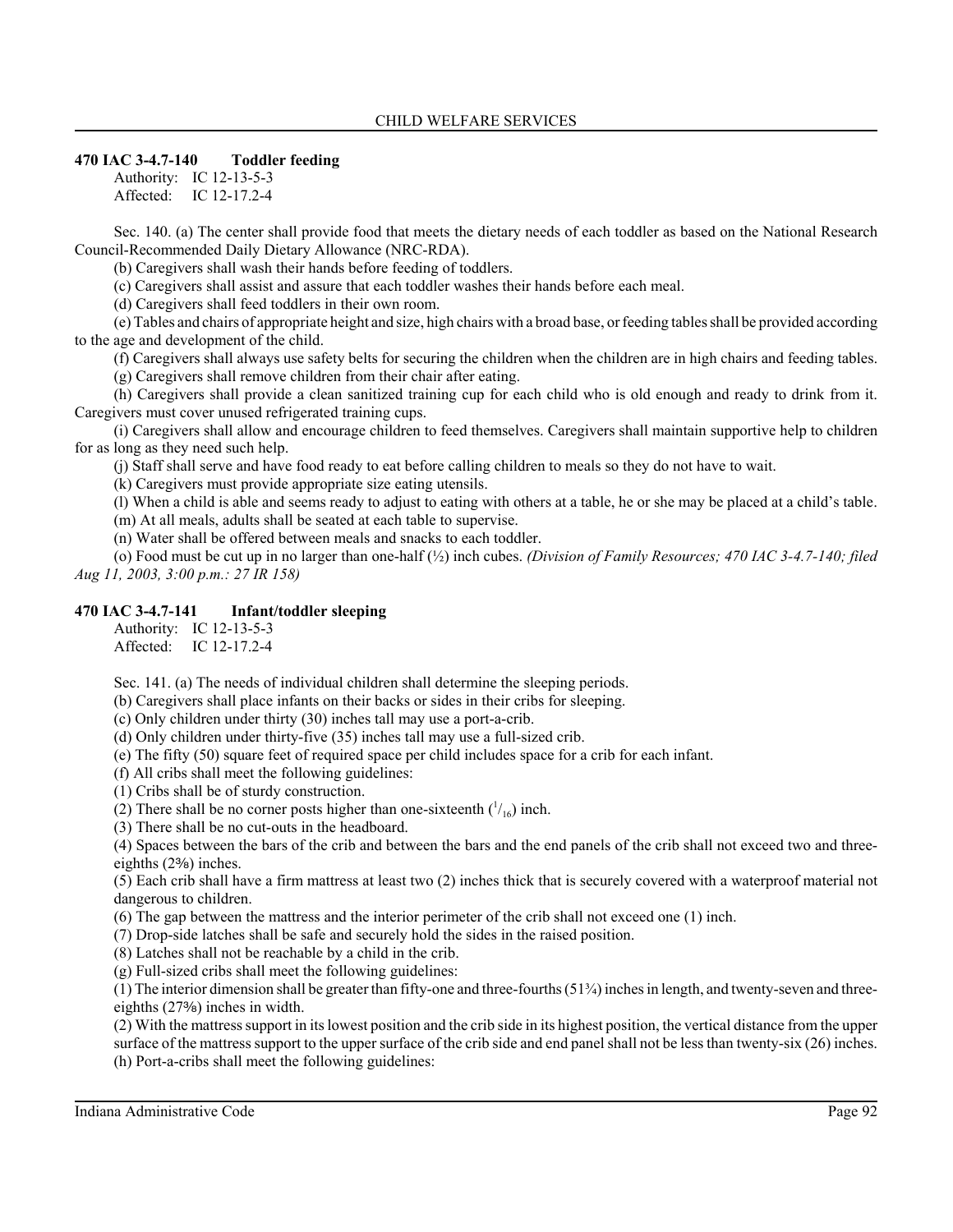### 470 IAC 3-4.7-140 Toddler feeding

Authority: IC 12-13-5-3
Affected: IC 12-17.2-4

Sec. 140. (a) The center shall provide food that meets the dietary needs of each toddler as based on the National Research Council-Recommended Daily Dietary Allowance (NRC-RDA).

(b) Caregivers shall wash their hands before feeding of toddlers.

(c) Caregivers shall assist and assure that each toddler washes their hands before each meal.

(d) Caregivers shall feed toddlers in their own room.

(e) Tables and chairs of appropriate height and size, high chairs with a broad base, or feeding tables shall be provided according to the age and development of the child.

(f) Caregivers shall always use safety belts for securing the children when the children are in high chairs and feeding tables.

(g) Caregivers shall remove children from their chair after eating.

(h) Caregivers shall provide a clean sanitized training cup for each child who is old enough and ready to drink from it. Caregivers must cover unused refrigerated training cups.

(i) Caregivers shall allow and encourage children to feed themselves. Caregivers shall maintain supportive help to children for as long as they need such help.

(j) Staff shall serve and have food ready to eat before calling children to meals so they do not have to wait.

(k) Caregivers must provide appropriate size eating utensils.

(l) When a child is able and seems ready to adjust to eating with others at a table, he or she may be placed at a child's table.

(m) At all meals, adults shall be seated at each table to supervise.

(n) Water shall be offered between meals and snacks to each toddler.

(o) Food must be cut up in no larger than one-half (½) inch cubes. *(Division of Family Resources; 470 IAC 3-4.7-140; filed Aug 11, 2003, 3:00 p.m.: 27 IR 158)*

### 470 IAC 3-4.7-141 Infant/toddler sleeping

Authority: IC 12-13-5-3
Affected: IC 12-17.2-4

Sec. 141. (a) The needs of individual children shall determine the sleeping periods.

(b) Caregivers shall place infants on their backs or sides in their cribs for sleeping.

(c) Only children under thirty (30) inches tall may use a port-a-crib.

(d) Only children under thirty-five (35) inches tall may use a full-sized crib.

(e) The fifty (50) square feet of required space per child includes space for a crib for each infant.

(f) All cribs shall meet the following guidelines:

(1) Cribs shall be of sturdy construction.

(2) There shall be no corner posts higher than one-sixteenth ($^{1}/_{16}$) inch.

(3) There shall be no cut-outs in the headboard.

(4) Spaces between the bars of the crib and between the bars and the end panels of the crib shall not exceed two and three-eighths (2⅜) inches.

(5) Each crib shall have a firm mattress at least two (2) inches thick that is securely covered with a waterproof material not dangerous to children.

(6) The gap between the mattress and the interior perimeter of the crib shall not exceed one (1) inch.

(7) Drop-side latches shall be safe and securely hold the sides in the raised position.

(8) Latches shall not be reachable by a child in the crib.

(g) Full-sized cribs shall meet the following guidelines:

(1) The interior dimension shall be greater than fifty-one and three-fourths (51¾) inches in length, and twenty-seven and three-eighths (27⅜) inches in width.

(2) With the mattress support in its lowest position and the crib side in its highest position, the vertical distance from the upper surface of the mattress support to the upper surface of the crib side and end panel shall not be less than twenty-six (26) inches.

(h) Port-a-cribs shall meet the following guidelines: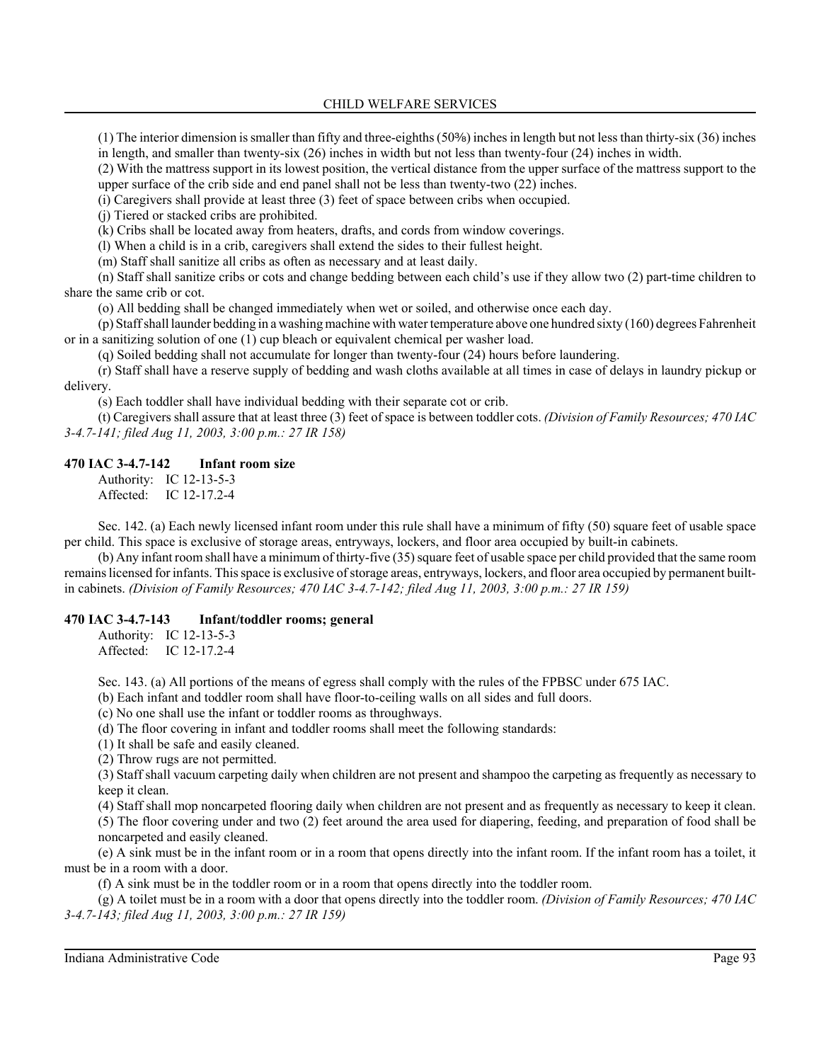(1) The interior dimension is smaller than fifty and three-eighths (50⅜) inches in length but not less than thirty-six (36) inches in length, and smaller than twenty-six (26) inches in width but not less than twenty-four (24) inches in width.

(2) With the mattress support in its lowest position, the vertical distance from the upper surface of the mattress support to the upper surface of the crib side and end panel shall not be less than twenty-two (22) inches.

(i) Caregivers shall provide at least three (3) feet of space between cribs when occupied.

(j) Tiered or stacked cribs are prohibited.

(k) Cribs shall be located away from heaters, drafts, and cords from window coverings.

(l) When a child is in a crib, caregivers shall extend the sides to their fullest height.

(m) Staff shall sanitize all cribs as often as necessary and at least daily.

(n) Staff shall sanitize cribs or cots and change bedding between each child's use if they allow two (2) part-time children to share the same crib or cot.

(o) All bedding shall be changed immediately when wet or soiled, and otherwise once each day.

(p) Staff shall launder bedding in a washing machine with water temperature above one hundred sixty (160) degrees Fahrenheit or in a sanitizing solution of one (1) cup bleach or equivalent chemical per washer load.

(q) Soiled bedding shall not accumulate for longer than twenty-four (24) hours before laundering.

(r) Staff shall have a reserve supply of bedding and wash cloths available at all times in case of delays in laundry pickup or delivery.

(s) Each toddler shall have individual bedding with their separate cot or crib.

(t) Caregivers shall assure that at least three (3) feet of space is between toddler cots. *(Division of Family Resources; 470 IAC 3-4.7-141; filed Aug 11, 2003, 3:00 p.m.: 27 IR 158)*

### 470 IAC 3-4.7-142 Infant room size

Authority: IC 12-13-5-3
Affected: IC 12-17.2-4

Sec. 142. (a) Each newly licensed infant room under this rule shall have a minimum of fifty (50) square feet of usable space per child. This space is exclusive of storage areas, entryways, lockers, and floor area occupied by built-in cabinets.

(b) Any infant room shall have a minimum of thirty-five (35) square feet of usable space per child provided that the same room remains licensed for infants. This space is exclusive of storage areas, entryways, lockers, and floor area occupied by permanent built-in cabinets. *(Division of Family Resources; 470 IAC 3-4.7-142; filed Aug 11, 2003, 3:00 p.m.: 27 IR 159)*

### 470 IAC 3-4.7-143 Infant/toddler rooms; general

Authority: IC 12-13-5-3
Affected: IC 12-17.2-4

Sec. 143. (a) All portions of the means of egress shall comply with the rules of the FPBSC under 675 IAC.

(b) Each infant and toddler room shall have floor-to-ceiling walls on all sides and full doors.

(c) No one shall use the infant or toddler rooms as throughways.

(d) The floor covering in infant and toddler rooms shall meet the following standards:

(1) It shall be safe and easily cleaned.

(2) Throw rugs are not permitted.

(3) Staff shall vacuum carpeting daily when children are not present and shampoo the carpeting as frequently as necessary to keep it clean.

(4) Staff shall mop noncarpeted flooring daily when children are not present and as frequently as necessary to keep it clean.

(5) The floor covering under and two (2) feet around the area used for diapering, feeding, and preparation of food shall be noncarpeted and easily cleaned.

(e) A sink must be in the infant room or in a room that opens directly into the infant room. If the infant room has a toilet, it must be in a room with a door.

(f) A sink must be in the toddler room or in a room that opens directly into the toddler room.

(g) A toilet must be in a room with a door that opens directly into the toddler room. *(Division of Family Resources; 470 IAC 3-4.7-143; filed Aug 11, 2003, 3:00 p.m.: 27 IR 159)*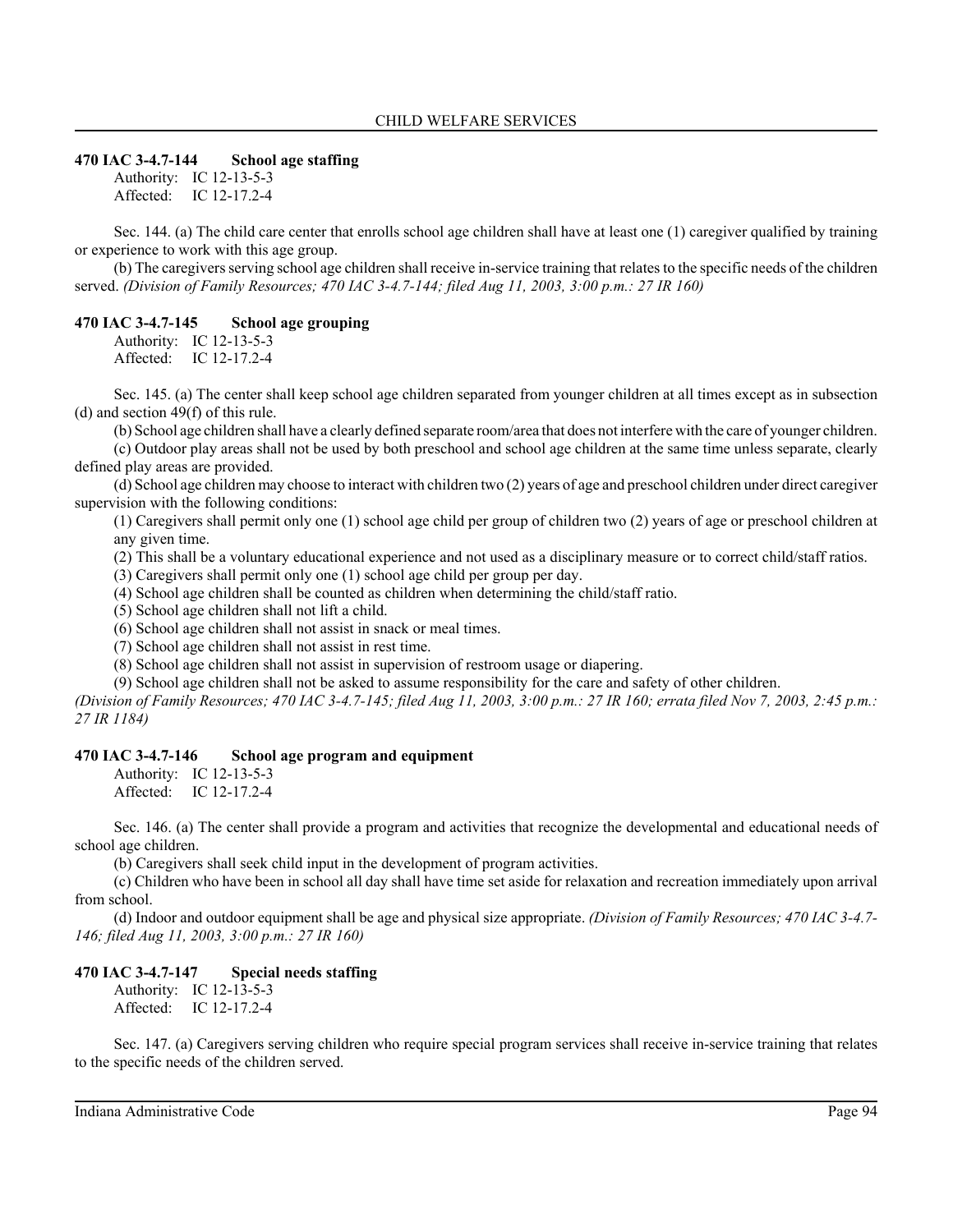### 470 IAC 3-4.7-144 School age staffing

Authority: IC 12-13-5-3
Affected: IC 12-17.2-4

Sec. 144. (a) The child care center that enrolls school age children shall have at least one (1) caregiver qualified by training or experience to work with this age group.

(b) The caregivers serving school age children shall receive in-service training that relates to the specific needs of the children served. *(Division of Family Resources; 470 IAC 3-4.7-144; filed Aug 11, 2003, 3:00 p.m.: 27 IR 160)*

### 470 IAC 3-4.7-145 School age grouping

Authority: IC 12-13-5-3
Affected: IC 12-17.2-4

Sec. 145. (a) The center shall keep school age children separated from younger children at all times except as in subsection (d) and section 49(f) of this rule.

(b) School age children shall have a clearly defined separate room/area that does not interfere with the care of younger children.

(c) Outdoor play areas shall not be used by both preschool and school age children at the same time unless separate, clearly defined play areas are provided.

(d) School age children may choose to interact with children two (2) years of age and preschool children under direct caregiver supervision with the following conditions:

(1) Caregivers shall permit only one (1) school age child per group of children two (2) years of age or preschool children at any given time.
(2) This shall be a voluntary educational experience and not used as a disciplinary measure or to correct child/staff ratios.
(3) Caregivers shall permit only one (1) school age child per group per day.
(4) School age children shall be counted as children when determining the child/staff ratio.
(5) School age children shall not lift a child.
(6) School age children shall not assist in snack or meal times.
(7) School age children shall not assist in rest time.
(8) School age children shall not assist in supervision of restroom usage or diapering.
(9) School age children shall not be asked to assume responsibility for the care and safety of other children.

*(Division of Family Resources; 470 IAC 3-4.7-145; filed Aug 11, 2003, 3:00 p.m.: 27 IR 160; errata filed Nov 7, 2003, 2:45 p.m.: 27 IR 1184)*

### 470 IAC 3-4.7-146 School age program and equipment

Authority: IC 12-13-5-3
Affected: IC 12-17.2-4

Sec. 146. (a) The center shall provide a program and activities that recognize the developmental and educational needs of school age children.

(b) Caregivers shall seek child input in the development of program activities.

(c) Children who have been in school all day shall have time set aside for relaxation and recreation immediately upon arrival from school.

(d) Indoor and outdoor equipment shall be age and physical size appropriate. *(Division of Family Resources; 470 IAC 3-4.7-146; filed Aug 11, 2003, 3:00 p.m.: 27 IR 160)*

### 470 IAC 3-4.7-147 Special needs staffing

Authority: IC 12-13-5-3
Affected: IC 12-17.2-4

Sec. 147. (a) Caregivers serving children who require special program services shall receive in-service training that relates to the specific needs of the children served.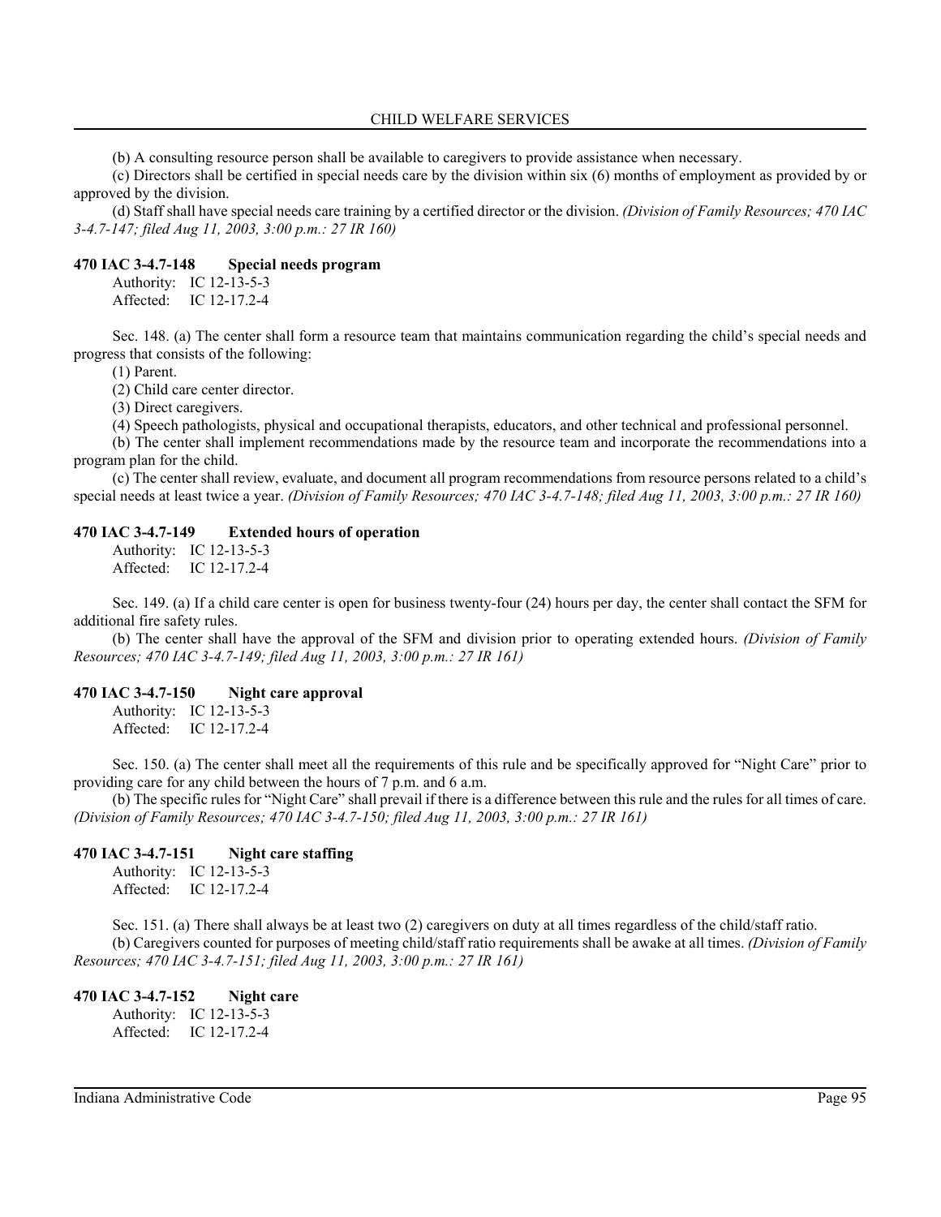(b) A consulting resource person shall be available to caregivers to provide assistance when necessary.

(c) Directors shall be certified in special needs care by the division within six (6) months of employment as provided by or approved by the division.

(d) Staff shall have special needs care training by a certified director or the division. *(Division of Family Resources; 470 IAC 3-4.7-147; filed Aug 11, 2003, 3:00 p.m.: 27 IR 160)*

**470 IAC 3-4.7-148 Special needs program**

Authority: IC 12-13-5-3
Affected: IC 12-17.2-4

Sec. 148. (a) The center shall form a resource team that maintains communication regarding the child's special needs and progress that consists of the following:

(1) Parent.

(2) Child care center director.

(3) Direct caregivers.

(4) Speech pathologists, physical and occupational therapists, educators, and other technical and professional personnel.

(b) The center shall implement recommendations made by the resource team and incorporate the recommendations into a program plan for the child.

(c) The center shall review, evaluate, and document all program recommendations from resource persons related to a child's special needs at least twice a year. *(Division of Family Resources; 470 IAC 3-4.7-148; filed Aug 11, 2003, 3:00 p.m.: 27 IR 160)*

**470 IAC 3-4.7-149 Extended hours of operation**

Authority: IC 12-13-5-3
Affected: IC 12-17.2-4

Sec. 149. (a) If a child care center is open for business twenty-four (24) hours per day, the center shall contact the SFM for additional fire safety rules.

(b) The center shall have the approval of the SFM and division prior to operating extended hours. *(Division of Family Resources; 470 IAC 3-4.7-149; filed Aug 11, 2003, 3:00 p.m.: 27 IR 161)*

**470 IAC 3-4.7-150 Night care approval**

Authority: IC 12-13-5-3
Affected: IC 12-17.2-4

Sec. 150. (a) The center shall meet all the requirements of this rule and be specifically approved for "Night Care" prior to providing care for any child between the hours of 7 p.m. and 6 a.m.

(b) The specific rules for "Night Care" shall prevail if there is a difference between this rule and the rules for all times of care. *(Division of Family Resources; 470 IAC 3-4.7-150; filed Aug 11, 2003, 3:00 p.m.: 27 IR 161)*

**470 IAC 3-4.7-151 Night care staffing**

Authority: IC 12-13-5-3
Affected: IC 12-17.2-4

Sec. 151. (a) There shall always be at least two (2) caregivers on duty at all times regardless of the child/staff ratio.

(b) Caregivers counted for purposes of meeting child/staff ratio requirements shall be awake at all times. *(Division of Family Resources; 470 IAC 3-4.7-151; filed Aug 11, 2003, 3:00 p.m.: 27 IR 161)*

**470 IAC 3-4.7-152 Night care**

Authority: IC 12-13-5-3
Affected: IC 12-17.2-4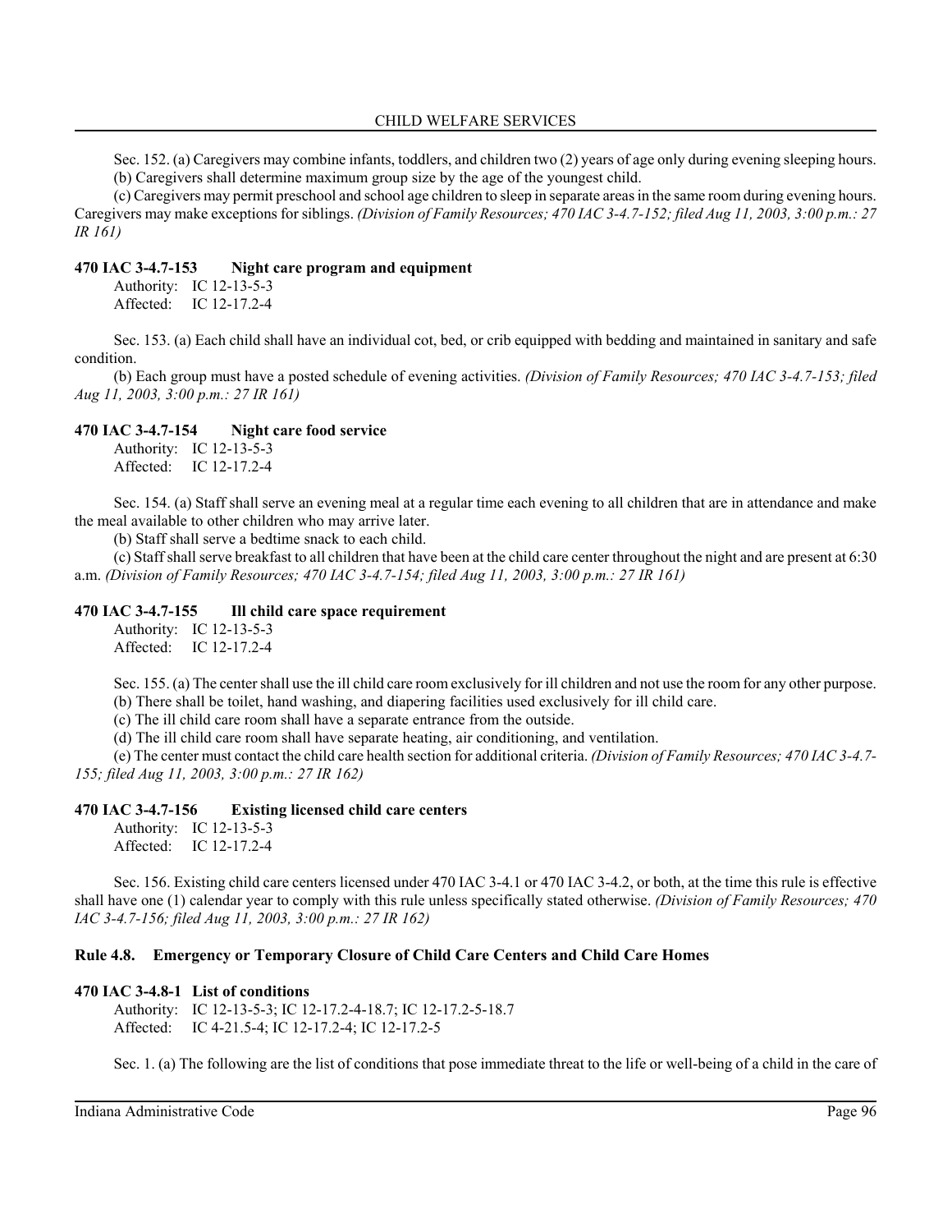Sec. 152. (a) Caregivers may combine infants, toddlers, and children two (2) years of age only during evening sleeping hours.

(b) Caregivers shall determine maximum group size by the age of the youngest child.

(c) Caregivers may permit preschool and school age children to sleep in separate areas in the same room during evening hours. Caregivers may make exceptions for siblings. *(Division of Family Resources; 470 IAC 3-4.7-152; filed Aug 11, 2003, 3:00 p.m.: 27 IR 161)*

### 470 IAC 3-4.7-153 Night care program and equipment

Authority: IC 12-13-5-3
Affected: IC 12-17.2-4

Sec. 153. (a) Each child shall have an individual cot, bed, or crib equipped with bedding and maintained in sanitary and safe condition.

(b) Each group must have a posted schedule of evening activities. *(Division of Family Resources; 470 IAC 3-4.7-153; filed Aug 11, 2003, 3:00 p.m.: 27 IR 161)*

### 470 IAC 3-4.7-154 Night care food service

Authority: IC 12-13-5-3
Affected: IC 12-17.2-4

Sec. 154. (a) Staff shall serve an evening meal at a regular time each evening to all children that are in attendance and make the meal available to other children who may arrive later.

(b) Staff shall serve a bedtime snack to each child.

(c) Staff shall serve breakfast to all children that have been at the child care center throughout the night and are present at 6:30 a.m. *(Division of Family Resources; 470 IAC 3-4.7-154; filed Aug 11, 2003, 3:00 p.m.: 27 IR 161)*

### 470 IAC 3-4.7-155 Ill child care space requirement

Authority: IC 12-13-5-3
Affected: IC 12-17.2-4

Sec. 155. (a) The center shall use the ill child care room exclusively for ill children and not use the room for any other purpose.

(b) There shall be toilet, hand washing, and diapering facilities used exclusively for ill child care.

(c) The ill child care room shall have a separate entrance from the outside.

(d) The ill child care room shall have separate heating, air conditioning, and ventilation.

(e) The center must contact the child care health section for additional criteria. *(Division of Family Resources; 470 IAC 3-4.7-155; filed Aug 11, 2003, 3:00 p.m.: 27 IR 162)*

### 470 IAC 3-4.7-156 Existing licensed child care centers

Authority: IC 12-13-5-3
Affected: IC 12-17.2-4

Sec. 156. Existing child care centers licensed under 470 IAC 3-4.1 or 470 IAC 3-4.2, or both, at the time this rule is effective shall have one (1) calendar year to comply with this rule unless specifically stated otherwise. *(Division of Family Resources; 470 IAC 3-4.7-156; filed Aug 11, 2003, 3:00 p.m.: 27 IR 162)*

## Rule 4.8. Emergency or Temporary Closure of Child Care Centers and Child Care Homes

### 470 IAC 3-4.8-1 List of conditions

Authority: IC 12-13-5-3; IC 12-17.2-4-18.7; IC 12-17.2-5-18.7
Affected: IC 4-21.5-4; IC 12-17.2-4; IC 12-17.2-5

Sec. 1. (a) The following are the list of conditions that pose immediate threat to the life or well-being of a child in the care of